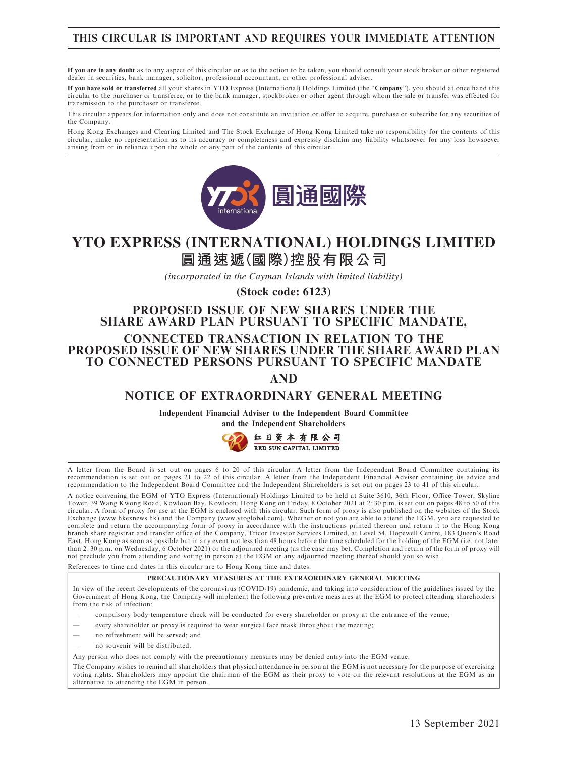# THIS CIRCULAR IS IMPORTANT AND REQUIRES YOUR IMMEDIATE ATTENTION

**If you are in any doubt** as to any aspect of this circular or as to the action to be taken, you should consult your stock broker or other registered dealer in securities, bank manager, solicitor, professional accountant, or other professional adviser.

**If you have sold or transferred** all your shares in YTO Express (International) Holdings Limited (the "**Company**"), you should at once hand this circular to the purchaser or transferee, or to the bank manager, stockbroker or other agent through whom the sale or transfer was effected for transmission to the purchaser or transferee.

This circular appears for information only and does not constitute an invitation or offer to acquire, purchase or subscribe for any securities of the Company.

Hong Kong Exchanges and Clearing Limited and The Stock Exchange of Hong Kong Limited take no responsibility for the contents of this circular, make no representation as to its accuracy or completeness and expressly disclaim any liability whatsoever for any loss howsoever arising from or in reliance upon the whole or any part of the contents of this circular.

圓通國際

# YTO EXPRESS (INTERNATIONAL) HOLDINGS LIMITED
# 圓通速遞(國際)控股有限公司

*(incorporated in the Cayman Islands with limited liability)*

**(Stock code: 6123)**

## PROPOSED ISSUE OF NEW SHARES UNDER THE SHARE AWARD PLAN PURSUANT TO SPECIFIC MANDATE,

## CONNECTED TRANSACTION IN RELATION TO THE PROPOSED ISSUE OF NEW SHARES UNDER THE SHARE AWARD PLAN TO CONNECTED PERSONS PURSUANT TO SPECIFIC MANDATE

## AND

## NOTICE OF EXTRAORDINARY GENERAL MEETING

**Independent Financial Adviser to the Independent Board Committee and the Independent Shareholders**

紅日資本有限公司
RED SUN CAPITAL LIMITED

A letter from the Board is set out on pages 6 to 20 of this circular. A letter from the Independent Board Committee containing its recommendation is set out on pages 21 to 22 of this circular. A letter from the Independent Financial Adviser containing its advice and recommendation to the Independent Board Committee and the Independent Shareholders is set out on pages 23 to 41 of this circular.

A notice convening the EGM of YTO Express (International) Holdings Limited to be held at Suite 3610, 36th Floor, Office Tower, Skyline Tower, 39 Wang Kwong Road, Kowloon Bay, Kowloon, Hong Kong on Friday, 8 October 2021 at 2:30 p.m. is set out on pages 48 to 50 of this circular. A form of proxy for use at the EGM is enclosed with this circular. Such form of proxy is also published on the websites of the Stock Exchange (www.hkexnews.hk) and the Company (www.ytoglobal.com). Whether or not you are able to attend the EGM, you are requested to complete and return the accompanying form of proxy in accordance with the instructions printed thereon and return it to the Hong Kong branch share registrar and transfer office of the Company, Tricor Investor Services Limited, at Level 54, Hopewell Centre, 183 Queen's Road East, Hong Kong as soon as possible but in any event not less than 48 hours before the time scheduled for the holding of the EGM (i.e. not later than 2:30 p.m. on Wednesday, 6 October 2021) or the adjourned meeting (as the case may be). Completion and return of the form of proxy will not preclude you from attending and voting in person at the EGM or any adjourned meeting thereof should you so wish.

References to time and dates in this circular are to Hong Kong time and dates.

**PRECAUTIONARY MEASURES AT THE EXTRAORDINARY GENERAL MEETING**

In view of the recent developments of the coronavirus (COVID-19) pandemic, and taking into consideration of the guidelines issued by the Government of Hong Kong, the Company will implement the following preventive measures at the EGM to protect attending shareholders from the risk of infection:

- compulsory body temperature check will be conducted for every shareholder or proxy at the entrance of the venue;
- every shareholder or proxy is required to wear surgical face mask throughout the meeting;
- no refreshment will be served; and
- no souvenir will be distributed.

Any person who does not comply with the precautionary measures may be denied entry into the EGM venue.

The Company wishes to remind all shareholders that physical attendance in person at the EGM is not necessary for the purpose of exercising voting rights. Shareholders may appoint the chairman of the EGM as their proxy to vote on the relevant resolutions at the EGM as an alternative to attending the EGM in person.

13 September 2021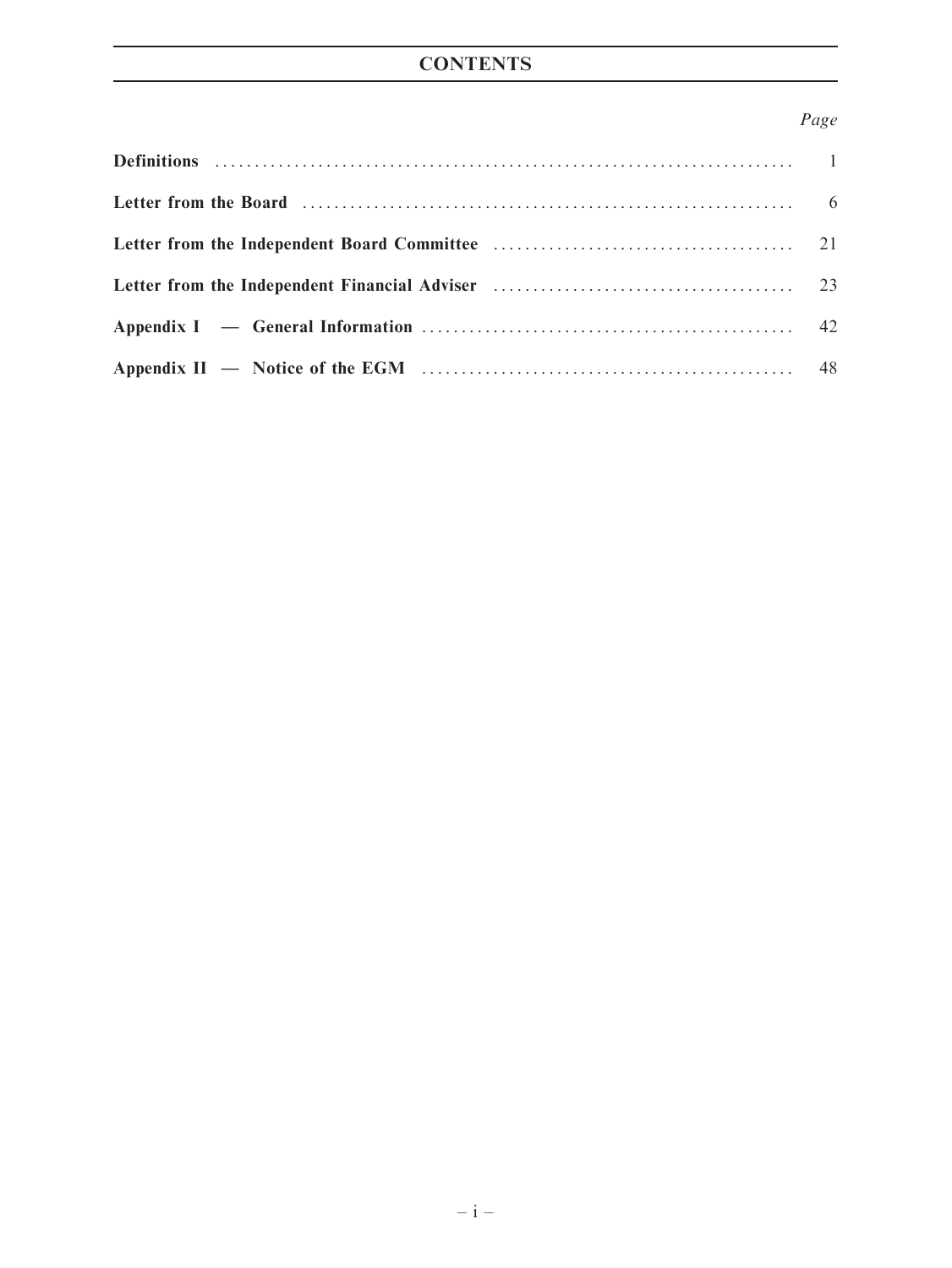# CONTENTS

| | Page |
|---|---|
| **Definitions** | 1 |
| **Letter from the Board** | 6 |
| **Letter from the Independent Board Committee** | 21 |
| **Letter from the Independent Financial Adviser** | 23 |
| **Appendix I — General Information** | 42 |
| **Appendix II — Notice of the EGM** | 48 |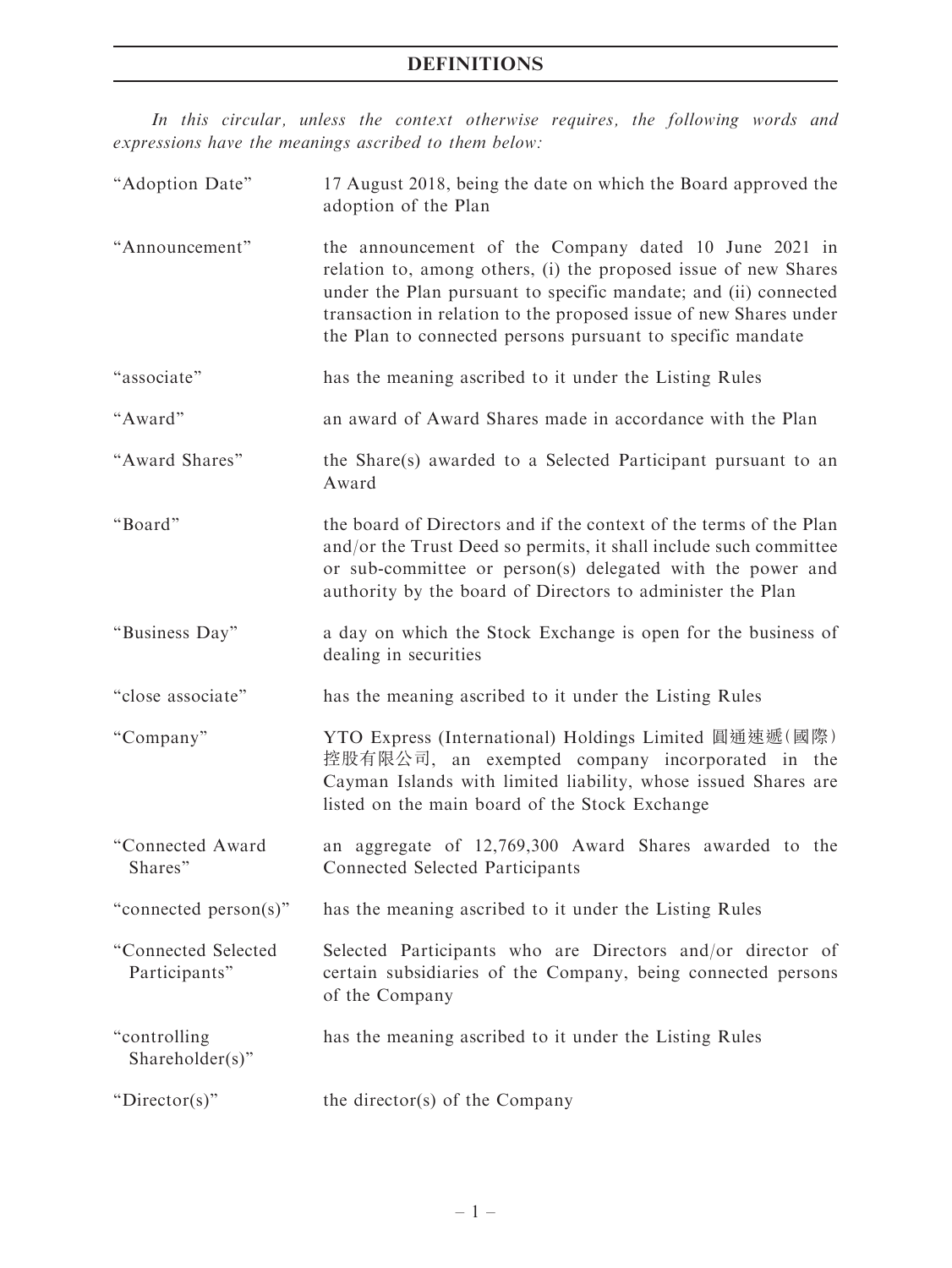# DEFINITIONS

*In this circular, unless the context otherwise requires, the following words and expressions have the meanings ascribed to them below:*

| | |
|---|---|
| "Adoption Date" | 17 August 2018, being the date on which the Board approved the adoption of the Plan |
| "Announcement" | the announcement of the Company dated 10 June 2021 in relation to, among others, (i) the proposed issue of new Shares under the Plan pursuant to specific mandate; and (ii) connected transaction in relation to the proposed issue of new Shares under the Plan to connected persons pursuant to specific mandate |
| "associate" | has the meaning ascribed to it under the Listing Rules |
| "Award" | an award of Award Shares made in accordance with the Plan |
| "Award Shares" | the Share(s) awarded to a Selected Participant pursuant to an Award |
| "Board" | the board of Directors and if the context of the terms of the Plan and/or the Trust Deed so permits, it shall include such committee or sub-committee or person(s) delegated with the power and authority by the board of Directors to administer the Plan |
| "Business Day" | a day on which the Stock Exchange is open for the business of dealing in securities |
| "close associate" | has the meaning ascribed to it under the Listing Rules |
| "Company" | YTO Express (International) Holdings Limited 圓通速遞(國際)控股有限公司, an exempted company incorporated in the Cayman Islands with limited liability, whose issued Shares are listed on the main board of the Stock Exchange |
| "Connected Award Shares" | an aggregate of 12,769,300 Award Shares awarded to the Connected Selected Participants |
| "connected person(s)" | has the meaning ascribed to it under the Listing Rules |
| "Connected Selected Participants" | Selected Participants who are Directors and/or director of certain subsidiaries of the Company, being connected persons of the Company |
| "controlling Shareholder(s)" | has the meaning ascribed to it under the Listing Rules |
| "Director(s)" | the director(s) of the Company |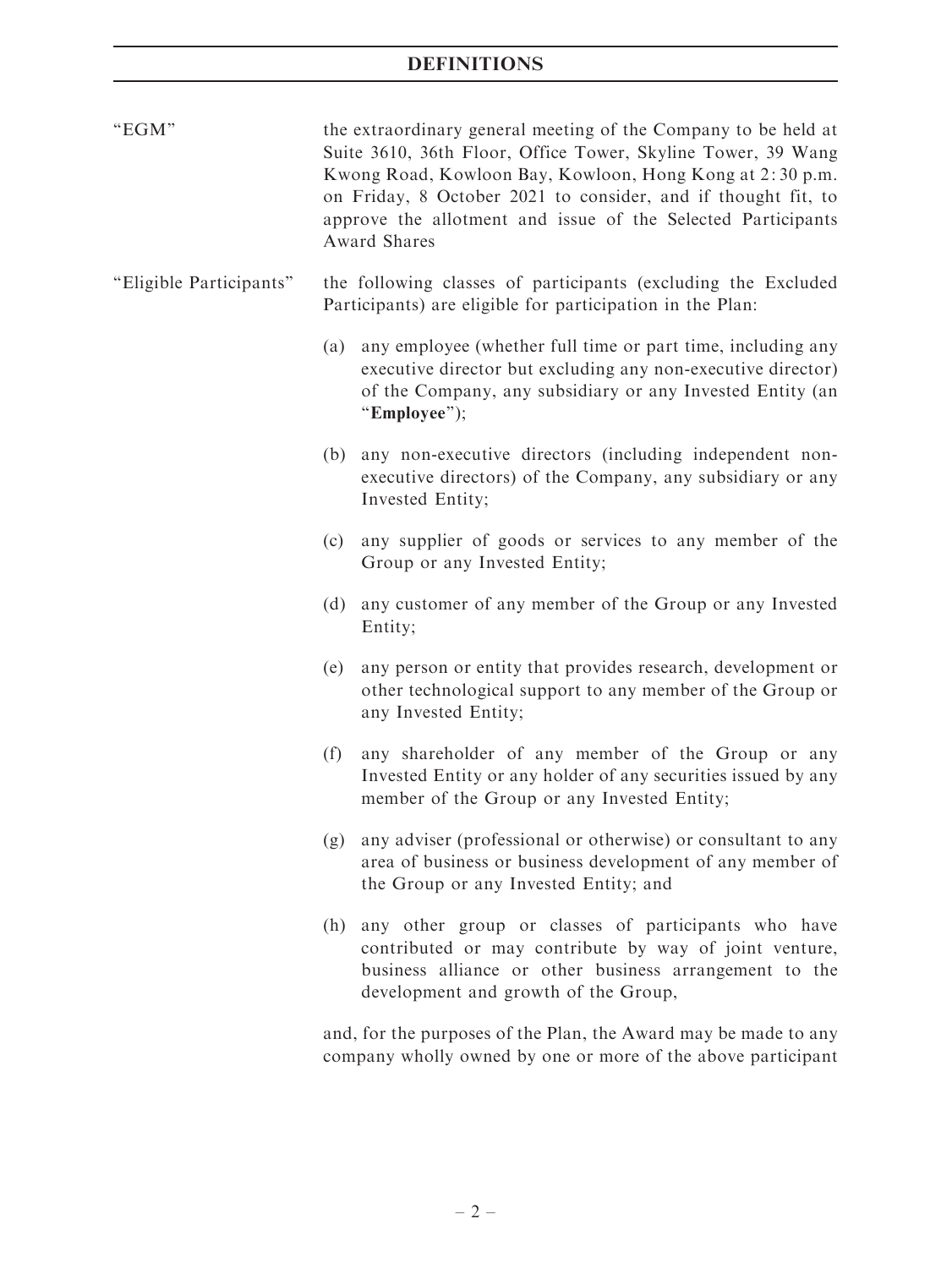# DEFINITIONS

"EGM" the extraordinary general meeting of the Company to be held at Suite 3610, 36th Floor, Office Tower, Skyline Tower, 39 Wang Kwong Road, Kowloon Bay, Kowloon, Hong Kong at 2:30 p.m. on Friday, 8 October 2021 to consider, and if thought fit, to approve the allotment and issue of the Selected Participants Award Shares

"Eligible Participants" the following classes of participants (excluding the Excluded Participants) are eligible for participation in the Plan:

(a) any employee (whether full time or part time, including any executive director but excluding any non-executive director) of the Company, any subsidiary or any Invested Entity (an "**Employee**");

(b) any non-executive directors (including independent non-executive directors) of the Company, any subsidiary or any Invested Entity;

(c) any supplier of goods or services to any member of the Group or any Invested Entity;

(d) any customer of any member of the Group or any Invested Entity;

(e) any person or entity that provides research, development or other technological support to any member of the Group or any Invested Entity;

(f) any shareholder of any member of the Group or any Invested Entity or any holder of any securities issued by any member of the Group or any Invested Entity;

(g) any adviser (professional or otherwise) or consultant to any area of business or business development of any member of the Group or any Invested Entity; and

(h) any other group or classes of participants who have contributed or may contribute by way of joint venture, business alliance or other business arrangement to the development and growth of the Group,

and, for the purposes of the Plan, the Award may be made to any company wholly owned by one or more of the above participant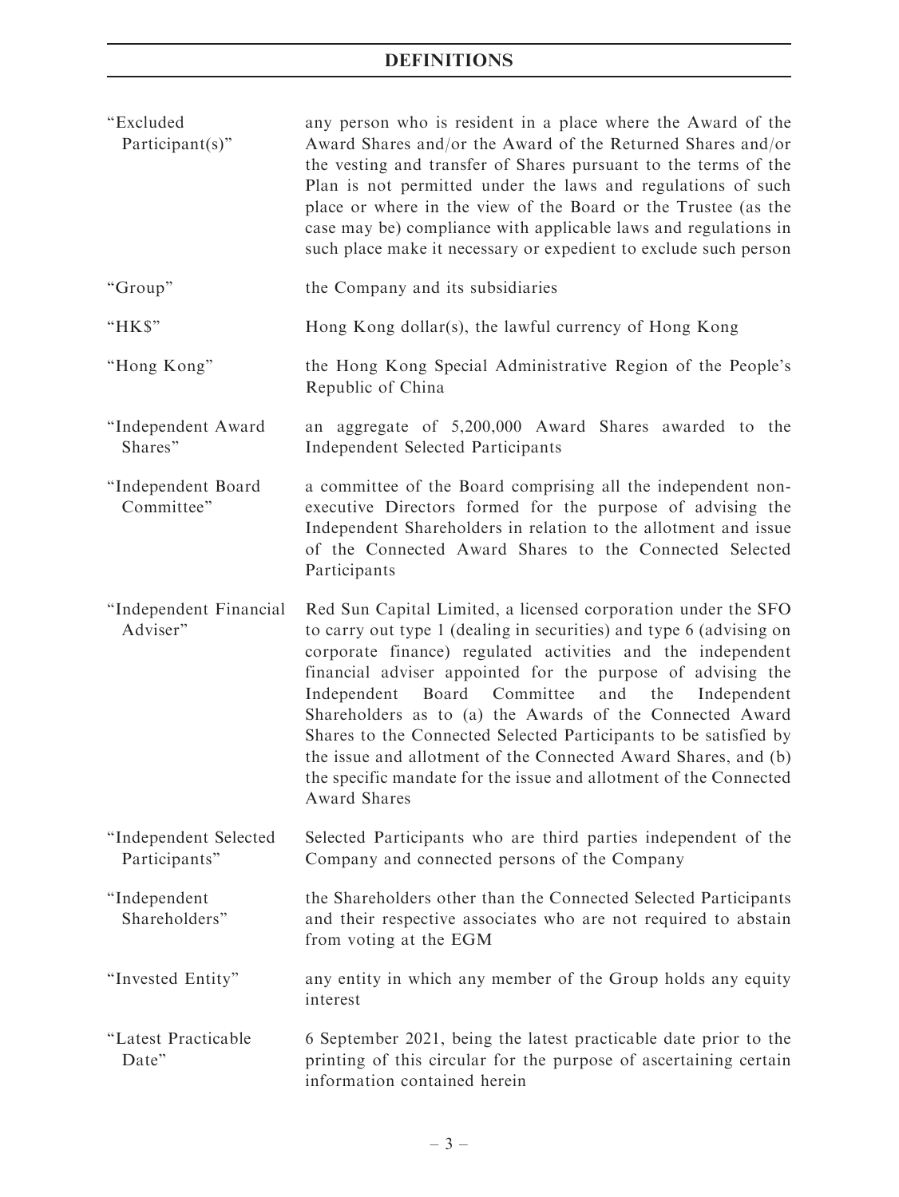# DEFINITIONS

| | |
|---|---|
| "Excluded Participant(s)" | any person who is resident in a place where the Award of the Award Shares and/or the Award of the Returned Shares and/or the vesting and transfer of Shares pursuant to the terms of the Plan is not permitted under the laws and regulations of such place or where in the view of the Board or the Trustee (as the case may be) compliance with applicable laws and regulations in such place make it necessary or expedient to exclude such person |
| "Group" | the Company and its subsidiaries |
| "HK$" | Hong Kong dollar(s), the lawful currency of Hong Kong |
| "Hong Kong" | the Hong Kong Special Administrative Region of the People's Republic of China |
| "Independent Award Shares" | an aggregate of 5,200,000 Award Shares awarded to the Independent Selected Participants |
| "Independent Board Committee" | a committee of the Board comprising all the independent non-executive Directors formed for the purpose of advising the Independent Shareholders in relation to the allotment and issue of the Connected Award Shares to the Connected Selected Participants |
| "Independent Financial Adviser" | Red Sun Capital Limited, a licensed corporation under the SFO to carry out type 1 (dealing in securities) and type 6 (advising on corporate finance) regulated activities and the independent financial adviser appointed for the purpose of advising the Independent Board Committee and the Independent Shareholders as to (a) the Awards of the Connected Award Shares to the Connected Selected Participants to be satisfied by the issue and allotment of the Connected Award Shares, and (b) the specific mandate for the issue and allotment of the Connected Award Shares |
| "Independent Selected Participants" | Selected Participants who are third parties independent of the Company and connected persons of the Company |
| "Independent Shareholders" | the Shareholders other than the Connected Selected Participants and their respective associates who are not required to abstain from voting at the EGM |
| "Invested Entity" | any entity in which any member of the Group holds any equity interest |
| "Latest Practicable Date" | 6 September 2021, being the latest practicable date prior to the printing of this circular for the purpose of ascertaining certain information contained herein |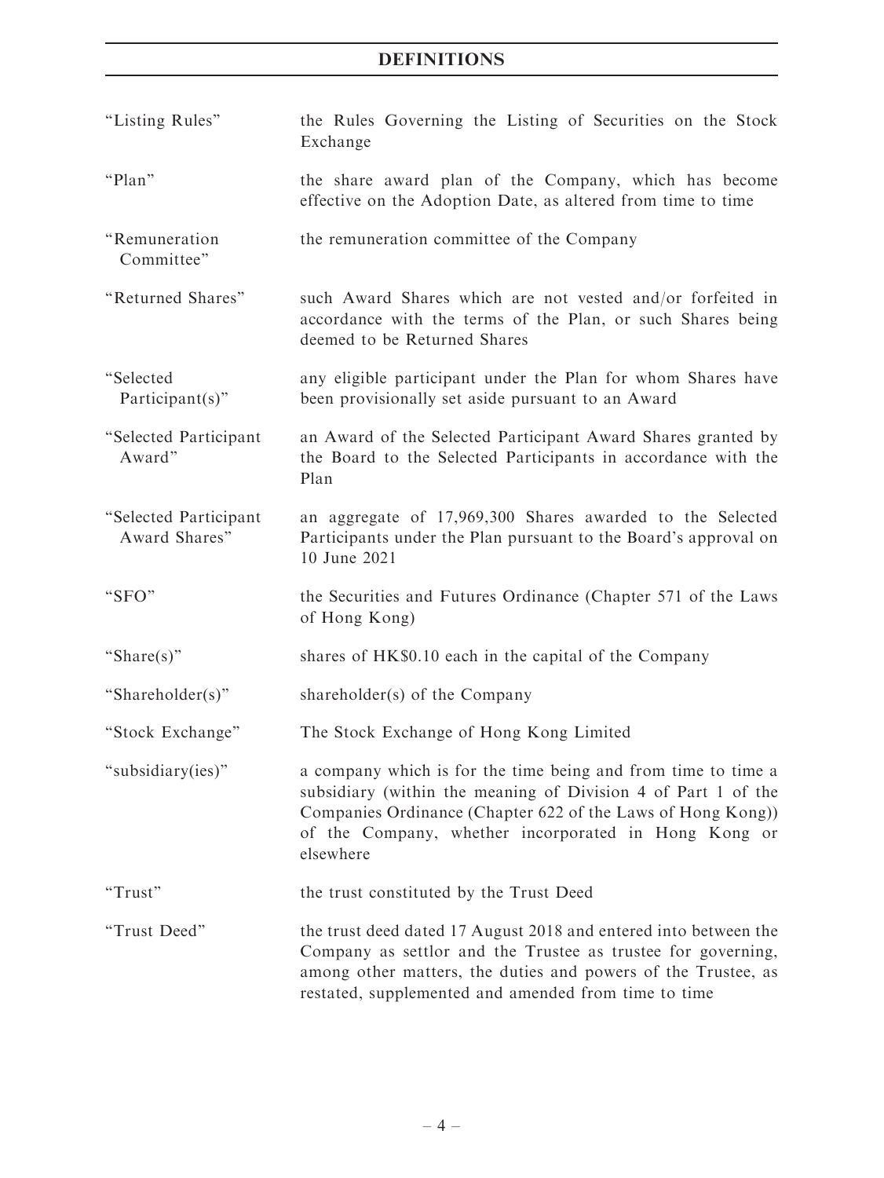# DEFINITIONS

| | |
|---|---|
| "Listing Rules" | the Rules Governing the Listing of Securities on the Stock Exchange |
| "Plan" | the share award plan of the Company, which has become effective on the Adoption Date, as altered from time to time |
| "Remuneration Committee" | the remuneration committee of the Company |
| "Returned Shares" | such Award Shares which are not vested and/or forfeited in accordance with the terms of the Plan, or such Shares being deemed to be Returned Shares |
| "Selected Participant(s)" | any eligible participant under the Plan for whom Shares have been provisionally set aside pursuant to an Award |
| "Selected Participant Award" | an Award of the Selected Participant Award Shares granted by the Board to the Selected Participants in accordance with the Plan |
| "Selected Participant Award Shares" | an aggregate of 17,969,300 Shares awarded to the Selected Participants under the Plan pursuant to the Board's approval on 10 June 2021 |
| "SFO" | the Securities and Futures Ordinance (Chapter 571 of the Laws of Hong Kong) |
| "Share(s)" | shares of HK$0.10 each in the capital of the Company |
| "Shareholder(s)" | shareholder(s) of the Company |
| "Stock Exchange" | The Stock Exchange of Hong Kong Limited |
| "subsidiary(ies)" | a company which is for the time being and from time to time a subsidiary (within the meaning of Division 4 of Part 1 of the Companies Ordinance (Chapter 622 of the Laws of Hong Kong)) of the Company, whether incorporated in Hong Kong or elsewhere |
| "Trust" | the trust constituted by the Trust Deed |
| "Trust Deed" | the trust deed dated 17 August 2018 and entered into between the Company as settlor and the Trustee as trustee for governing, among other matters, the duties and powers of the Trustee, as restated, supplemented and amended from time to time |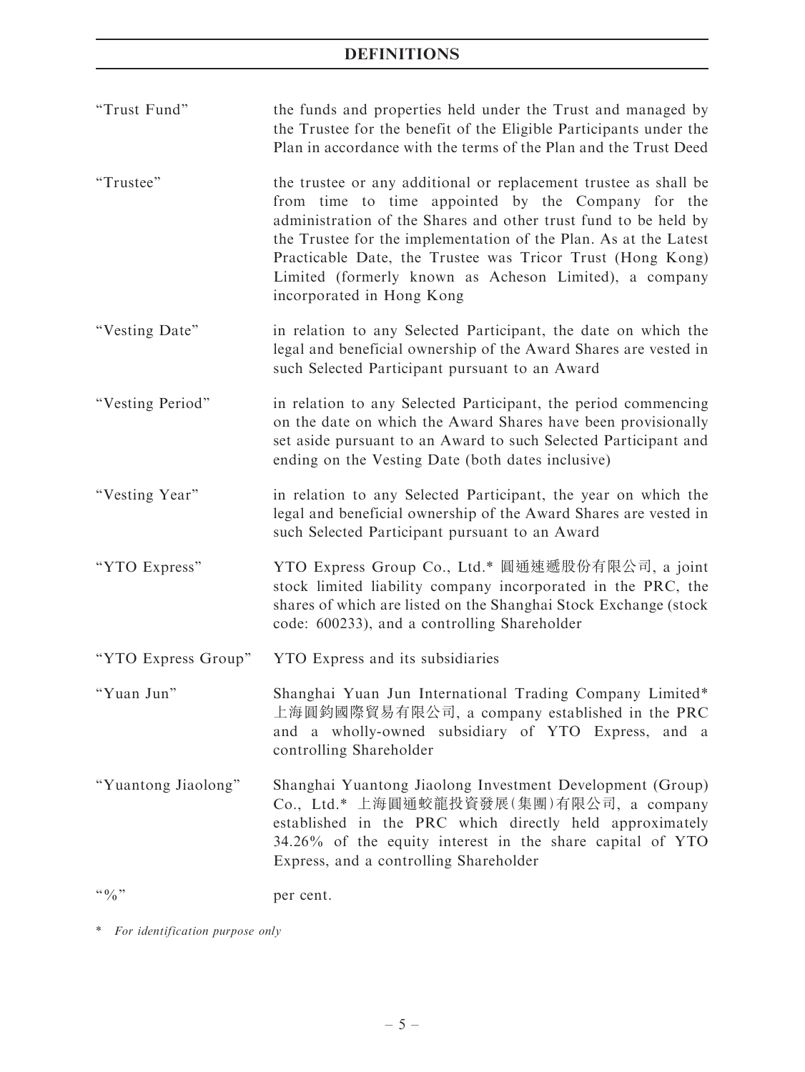| | |
|---|---|
| "Trust Fund" | the funds and properties held under the Trust and managed by the Trustee for the benefit of the Eligible Participants under the Plan in accordance with the terms of the Plan and the Trust Deed |
| "Trustee" | the trustee or any additional or replacement trustee as shall be from time to time appointed by the Company for the administration of the Shares and other trust fund to be held by the Trustee for the implementation of the Plan. As at the Latest Practicable Date, the Trustee was Tricor Trust (Hong Kong) Limited (formerly known as Acheson Limited), a company incorporated in Hong Kong |
| "Vesting Date" | in relation to any Selected Participant, the date on which the legal and beneficial ownership of the Award Shares are vested in such Selected Participant pursuant to an Award |
| "Vesting Period" | in relation to any Selected Participant, the period commencing on the date on which the Award Shares have been provisionally set aside pursuant to an Award to such Selected Participant and ending on the Vesting Date (both dates inclusive) |
| "Vesting Year" | in relation to any Selected Participant, the year on which the legal and beneficial ownership of the Award Shares are vested in such Selected Participant pursuant to an Award |
| "YTO Express" | YTO Express Group Co., Ltd.* 圓通速遞股份有限公司, a joint stock limited liability company incorporated in the PRC, the shares of which are listed on the Shanghai Stock Exchange (stock code: 600233), and a controlling Shareholder |
| "YTO Express Group" | YTO Express and its subsidiaries |
| "Yuan Jun" | Shanghai Yuan Jun International Trading Company Limited* 上海圓鈞國際貿易有限公司, a company established in the PRC and a wholly-owned subsidiary of YTO Express, and a controlling Shareholder |
| "Yuantong Jiaolong" | Shanghai Yuantong Jiaolong Investment Development (Group) Co., Ltd.* 上海圓通蛟龍投資發展(集團)有限公司, a company established in the PRC which directly held approximately 34.26% of the equity interest in the share capital of YTO Express, and a controlling Shareholder |
| "%" | per cent. |

* *For identification purpose only*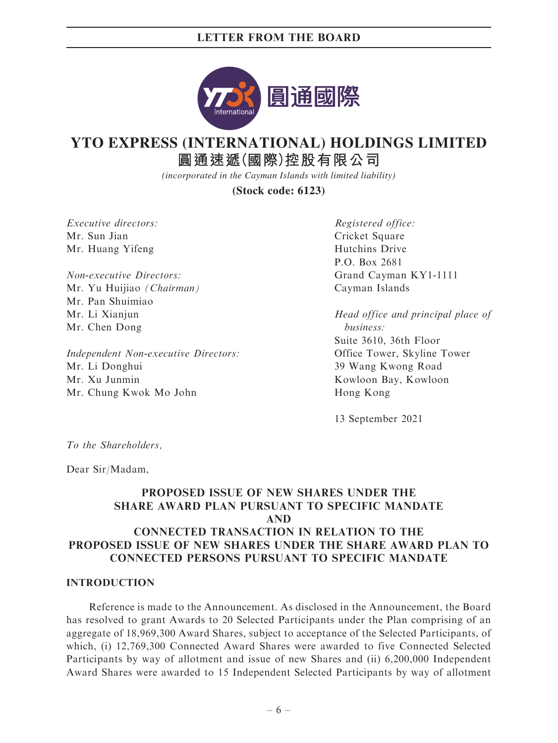# YTO EXPRESS (INTERNATIONAL) HOLDINGS LIMITED

## 圓通速遞(國際)控股有限公司

*(incorporated in the Cayman Islands with limited liability)*

**(Stock code: 6123)**

*Executive directors:*
Mr. Sun Jian
Mr. Huang Yifeng

*Non-executive Directors:*
Mr. Yu Huijiao *(Chairman)*
Mr. Pan Shuimiao
Mr. Li Xianjun
Mr. Chen Dong

*Independent Non-executive Directors:*
Mr. Li Donghui
Mr. Xu Junmin
Mr. Chung Kwok Mo John

*Registered office:*
Cricket Square
Hutchins Drive
P.O. Box 2681
Grand Cayman KY1-1111
Cayman Islands

*Head office and principal place of business:*
Suite 3610, 36th Floor
Office Tower, Skyline Tower
39 Wang Kwong Road
Kowloon Bay, Kowloon
Hong Kong

13 September 2021

*To the Shareholders,*

Dear Sir/Madam,

**PROPOSED ISSUE OF NEW SHARES UNDER THE SHARE AWARD PLAN PURSUANT TO SPECIFIC MANDATE AND CONNECTED TRANSACTION IN RELATION TO THE PROPOSED ISSUE OF NEW SHARES UNDER THE SHARE AWARD PLAN TO CONNECTED PERSONS PURSUANT TO SPECIFIC MANDATE**

## INTRODUCTION

Reference is made to the Announcement. As disclosed in the Announcement, the Board has resolved to grant Awards to 20 Selected Participants under the Plan comprising of an aggregate of 18,969,300 Award Shares, subject to acceptance of the Selected Participants, of which, (i) 12,769,300 Connected Award Shares were awarded to five Connected Selected Participants by way of allotment and issue of new Shares and (ii) 6,200,000 Independent Award Shares were awarded to 15 Independent Selected Participants by way of allotment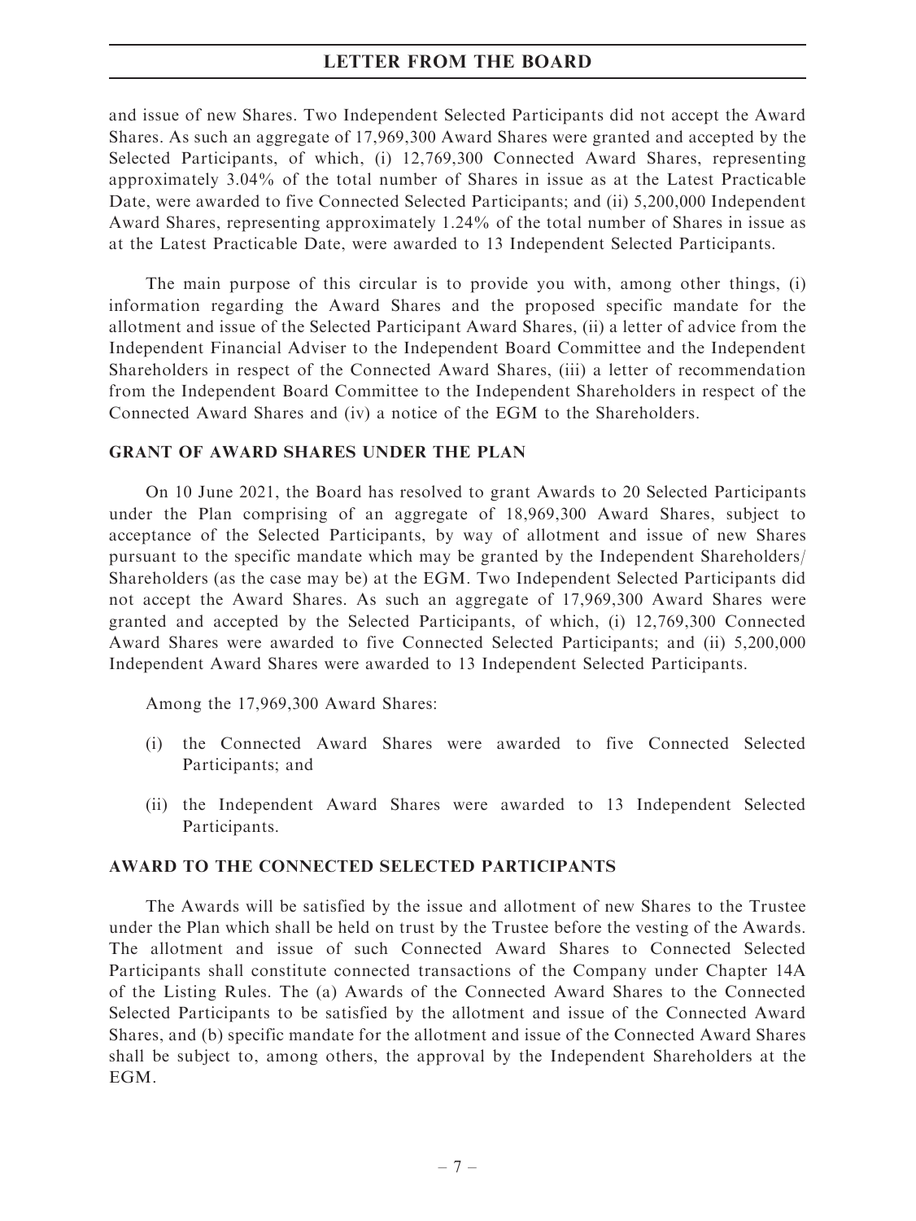and issue of new Shares. Two Independent Selected Participants did not accept the Award Shares. As such an aggregate of 17,969,300 Award Shares were granted and accepted by the Selected Participants, of which, (i) 12,769,300 Connected Award Shares, representing approximately 3.04% of the total number of Shares in issue as at the Latest Practicable Date, were awarded to five Connected Selected Participants; and (ii) 5,200,000 Independent Award Shares, representing approximately 1.24% of the total number of Shares in issue as at the Latest Practicable Date, were awarded to 13 Independent Selected Participants.

The main purpose of this circular is to provide you with, among other things, (i) information regarding the Award Shares and the proposed specific mandate for the allotment and issue of the Selected Participant Award Shares, (ii) a letter of advice from the Independent Financial Adviser to the Independent Board Committee and the Independent Shareholders in respect of the Connected Award Shares, (iii) a letter of recommendation from the Independent Board Committee to the Independent Shareholders in respect of the Connected Award Shares and (iv) a notice of the EGM to the Shareholders.

## GRANT OF AWARD SHARES UNDER THE PLAN

On 10 June 2021, the Board has resolved to grant Awards to 20 Selected Participants under the Plan comprising of an aggregate of 18,969,300 Award Shares, subject to acceptance of the Selected Participants, by way of allotment and issue of new Shares pursuant to the specific mandate which may be granted by the Independent Shareholders/Shareholders (as the case may be) at the EGM. Two Independent Selected Participants did not accept the Award Shares. As such an aggregate of 17,969,300 Award Shares were granted and accepted by the Selected Participants, of which, (i) 12,769,300 Connected Award Shares were awarded to five Connected Selected Participants; and (ii) 5,200,000 Independent Award Shares were awarded to 13 Independent Selected Participants.

Among the 17,969,300 Award Shares:

(i) the Connected Award Shares were awarded to five Connected Selected Participants; and

(ii) the Independent Award Shares were awarded to 13 Independent Selected Participants.

## AWARD TO THE CONNECTED SELECTED PARTICIPANTS

The Awards will be satisfied by the issue and allotment of new Shares to the Trustee under the Plan which shall be held on trust by the Trustee before the vesting of the Awards. The allotment and issue of such Connected Award Shares to Connected Selected Participants shall constitute connected transactions of the Company under Chapter 14A of the Listing Rules. The (a) Awards of the Connected Award Shares to the Connected Selected Participants to be satisfied by the allotment and issue of the Connected Award Shares, and (b) specific mandate for the allotment and issue of the Connected Award Shares shall be subject to, among others, the approval by the Independent Shareholders at the EGM.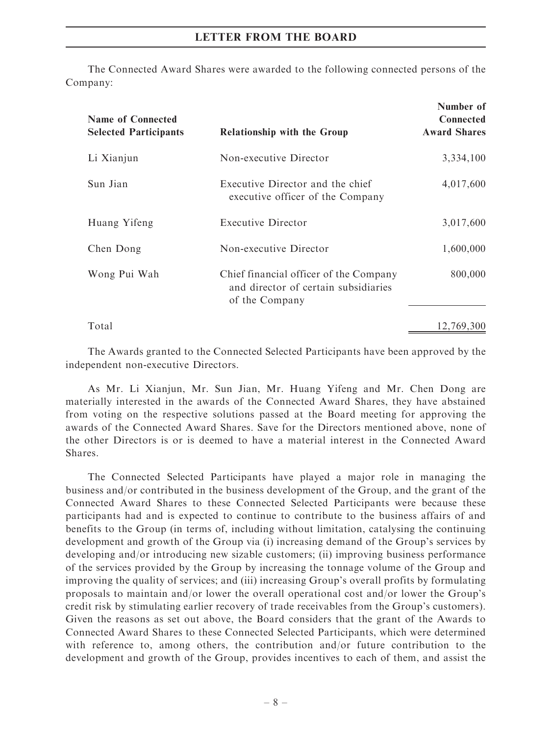The Connected Award Shares were awarded to the following connected persons of the Company:

| Name of Connected Selected Participants | Relationship with the Group | Number of Connected Award Shares |
|---|---|---|
| Li Xianjun | Non-executive Director | 3,334,100 |
| Sun Jian | Executive Director and the chief executive officer of the Company | 4,017,600 |
| Huang Yifeng | Executive Director | 3,017,600 |
| Chen Dong | Non-executive Director | 1,600,000 |
| Wong Pui Wah | Chief financial officer of the Company and director of certain subsidiaries of the Company | 800,000 |
| Total | | 12,769,300 |

The Awards granted to the Connected Selected Participants have been approved by the independent non-executive Directors.

As Mr. Li Xianjun, Mr. Sun Jian, Mr. Huang Yifeng and Mr. Chen Dong are materially interested in the awards of the Connected Award Shares, they have abstained from voting on the respective solutions passed at the Board meeting for approving the awards of the Connected Award Shares. Save for the Directors mentioned above, none of the other Directors is or is deemed to have a material interest in the Connected Award Shares.

The Connected Selected Participants have played a major role in managing the business and/or contributed in the business development of the Group, and the grant of the Connected Award Shares to these Connected Selected Participants were because these participants had and is expected to continue to contribute to the business affairs of and benefits to the Group (in terms of, including without limitation, catalysing the continuing development and growth of the Group via (i) increasing demand of the Group's services by developing and/or introducing new sizable customers; (ii) improving business performance of the services provided by the Group by increasing the tonnage volume of the Group and improving the quality of services; and (iii) increasing Group's overall profits by formulating proposals to maintain and/or lower the overall operational cost and/or lower the Group's credit risk by stimulating earlier recovery of trade receivables from the Group's customers). Given the reasons as set out above, the Board considers that the grant of the Awards to Connected Award Shares to these Connected Selected Participants, which were determined with reference to, among others, the contribution and/or future contribution to the development and growth of the Group, provides incentives to each of them, and assist the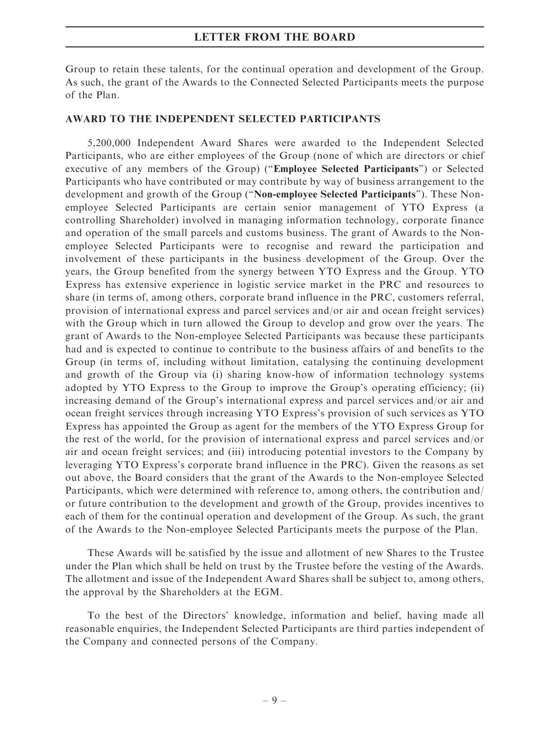Group to retain these talents, for the continual operation and development of the Group. As such, the grant of the Awards to the Connected Selected Participants meets the purpose of the Plan.

## AWARD TO THE INDEPENDENT SELECTED PARTICIPANTS

5,200,000 Independent Award Shares were awarded to the Independent Selected Participants, who are either employees of the Group (none of which are directors or chief executive of any members of the Group) ("**Employee Selected Participants**") or Selected Participants who have contributed or may contribute by way of business arrangement to the development and growth of the Group ("**Non-employee Selected Participants**"). These Non-employee Selected Participants are certain senior management of YTO Express (a controlling Shareholder) involved in managing information technology, corporate finance and operation of the small parcels and customs business. The grant of Awards to the Non-employee Selected Participants were to recognise and reward the participation and involvement of these participants in the business development of the Group. Over the years, the Group benefited from the synergy between YTO Express and the Group. YTO Express has extensive experience in logistic service market in the PRC and resources to share (in terms of, among others, corporate brand influence in the PRC, customers referral, provision of international express and parcel services and/or air and ocean freight services) with the Group which in turn allowed the Group to develop and grow over the years. The grant of Awards to the Non-employee Selected Participants was because these participants had and is expected to continue to contribute to the business affairs of and benefits to the Group (in terms of, including without limitation, catalysing the continuing development and growth of the Group via (i) sharing know-how of information technology systems adopted by YTO Express to the Group to improve the Group's operating efficiency; (ii) increasing demand of the Group's international express and parcel services and/or air and ocean freight services through increasing YTO Express's provision of such services as YTO Express has appointed the Group as agent for the members of the YTO Express Group for the rest of the world, for the provision of international express and parcel services and/or air and ocean freight services; and (iii) introducing potential investors to the Company by leveraging YTO Express's corporate brand influence in the PRC). Given the reasons as set out above, the Board considers that the grant of the Awards to the Non-employee Selected Participants, which were determined with reference to, among others, the contribution and/or future contribution to the development and growth of the Group, provides incentives to each of them for the continual operation and development of the Group. As such, the grant of the Awards to the Non-employee Selected Participants meets the purpose of the Plan.

These Awards will be satisfied by the issue and allotment of new Shares to the Trustee under the Plan which shall be held on trust by the Trustee before the vesting of the Awards. The allotment and issue of the Independent Award Shares shall be subject to, among others, the approval by the Shareholders at the EGM.

To the best of the Directors' knowledge, information and belief, having made all reasonable enquiries, the Independent Selected Participants are third parties independent of the Company and connected persons of the Company.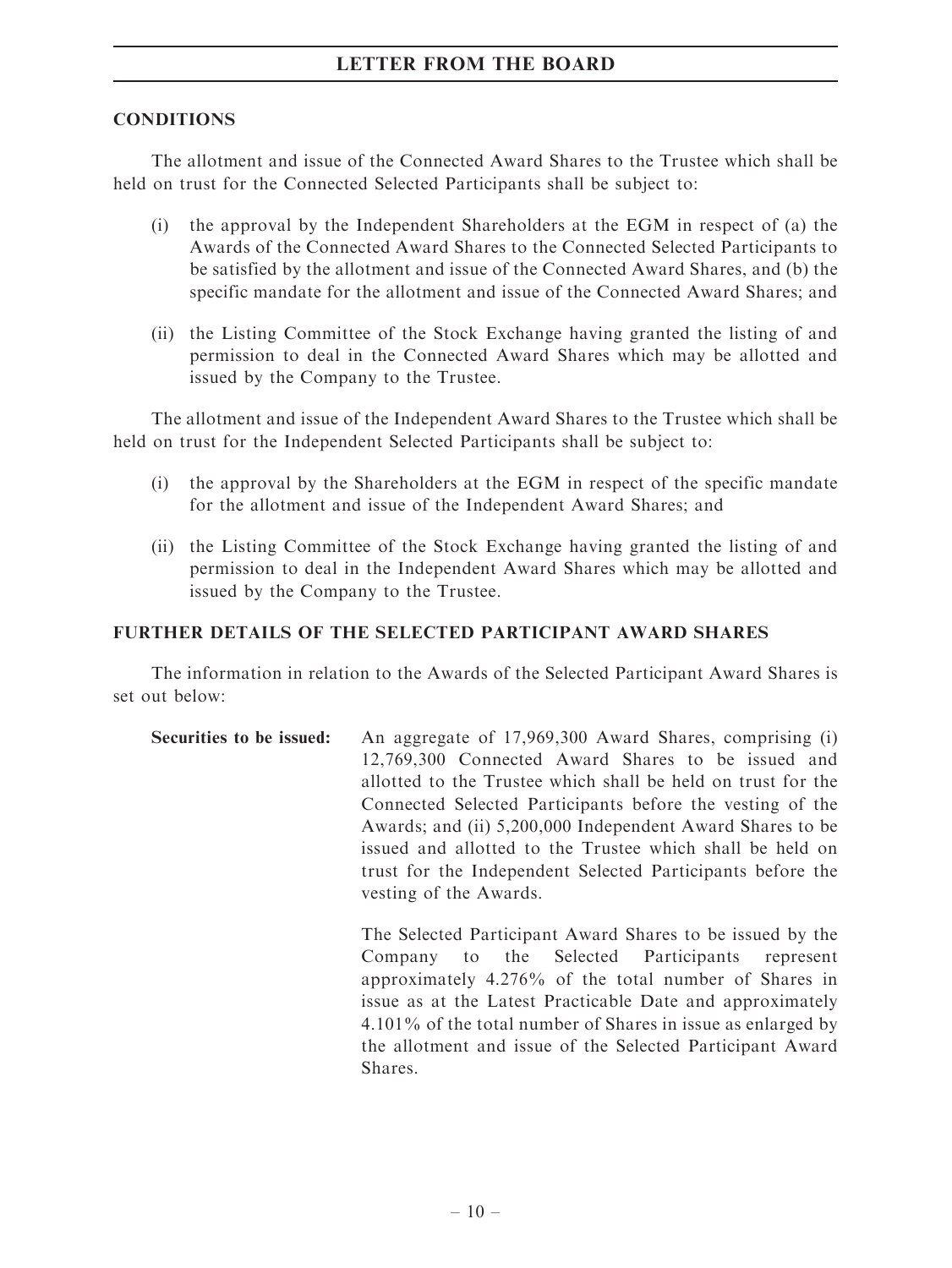## CONDITIONS

The allotment and issue of the Connected Award Shares to the Trustee which shall be held on trust for the Connected Selected Participants shall be subject to:

(i) the approval by the Independent Shareholders at the EGM in respect of (a) the Awards of the Connected Award Shares to the Connected Selected Participants to be satisfied by the allotment and issue of the Connected Award Shares, and (b) the specific mandate for the allotment and issue of the Connected Award Shares; and

(ii) the Listing Committee of the Stock Exchange having granted the listing of and permission to deal in the Connected Award Shares which may be allotted and issued by the Company to the Trustee.

The allotment and issue of the Independent Award Shares to the Trustee which shall be held on trust for the Independent Selected Participants shall be subject to:

(i) the approval by the Shareholders at the EGM in respect of the specific mandate for the allotment and issue of the Independent Award Shares; and

(ii) the Listing Committee of the Stock Exchange having granted the listing of and permission to deal in the Independent Award Shares which may be allotted and issued by the Company to the Trustee.

## FURTHER DETAILS OF THE SELECTED PARTICIPANT AWARD SHARES

The information in relation to the Awards of the Selected Participant Award Shares is set out below:

**Securities to be issued:** An aggregate of 17,969,300 Award Shares, comprising (i) 12,769,300 Connected Award Shares to be issued and allotted to the Trustee which shall be held on trust for the Connected Selected Participants before the vesting of the Awards; and (ii) 5,200,000 Independent Award Shares to be issued and allotted to the Trustee which shall be held on trust for the Independent Selected Participants before the vesting of the Awards.

The Selected Participant Award Shares to be issued by the Company to the Selected Participants represent approximately 4.276% of the total number of Shares in issue as at the Latest Practicable Date and approximately 4.101% of the total number of Shares in issue as enlarged by the allotment and issue of the Selected Participant Award Shares.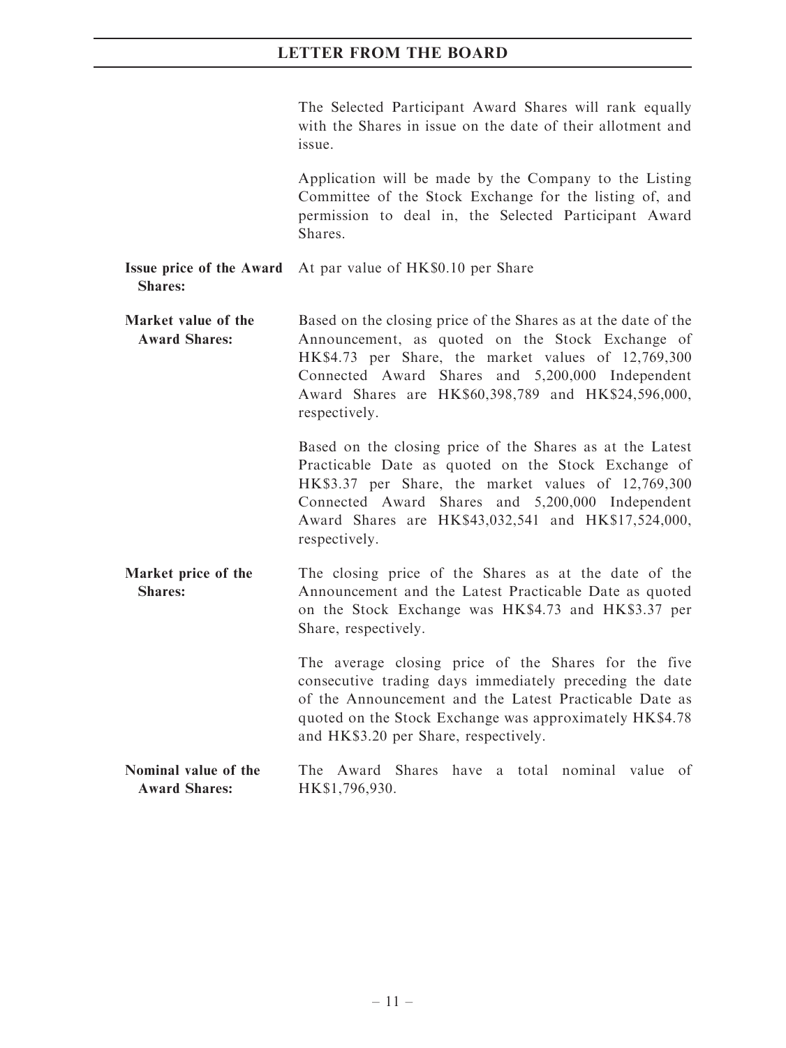The Selected Participant Award Shares will rank equally with the Shares in issue on the date of their allotment and issue.

Application will be made by the Company to the Listing Committee of the Stock Exchange for the listing of, and permission to deal in, the Selected Participant Award Shares.

**Issue price of the Award Shares:** At par value of HK$0.10 per Share

**Market value of the Award Shares:** Based on the closing price of the Shares as at the date of the Announcement, as quoted on the Stock Exchange of HK$4.73 per Share, the market values of 12,769,300 Connected Award Shares and 5,200,000 Independent Award Shares are HK$60,398,789 and HK$24,596,000, respectively.

Based on the closing price of the Shares as at the Latest Practicable Date as quoted on the Stock Exchange of HK$3.37 per Share, the market values of 12,769,300 Connected Award Shares and 5,200,000 Independent Award Shares are HK$43,032,541 and HK$17,524,000, respectively.

**Market price of the Shares:** The closing price of the Shares as at the date of the Announcement and the Latest Practicable Date as quoted on the Stock Exchange was HK$4.73 and HK$3.37 per Share, respectively.

The average closing price of the Shares for the five consecutive trading days immediately preceding the date of the Announcement and the Latest Practicable Date as quoted on the Stock Exchange was approximately HK$4.78 and HK$3.20 per Share, respectively.

**Nominal value of the Award Shares:** The Award Shares have a total nominal value of HK$1,796,930.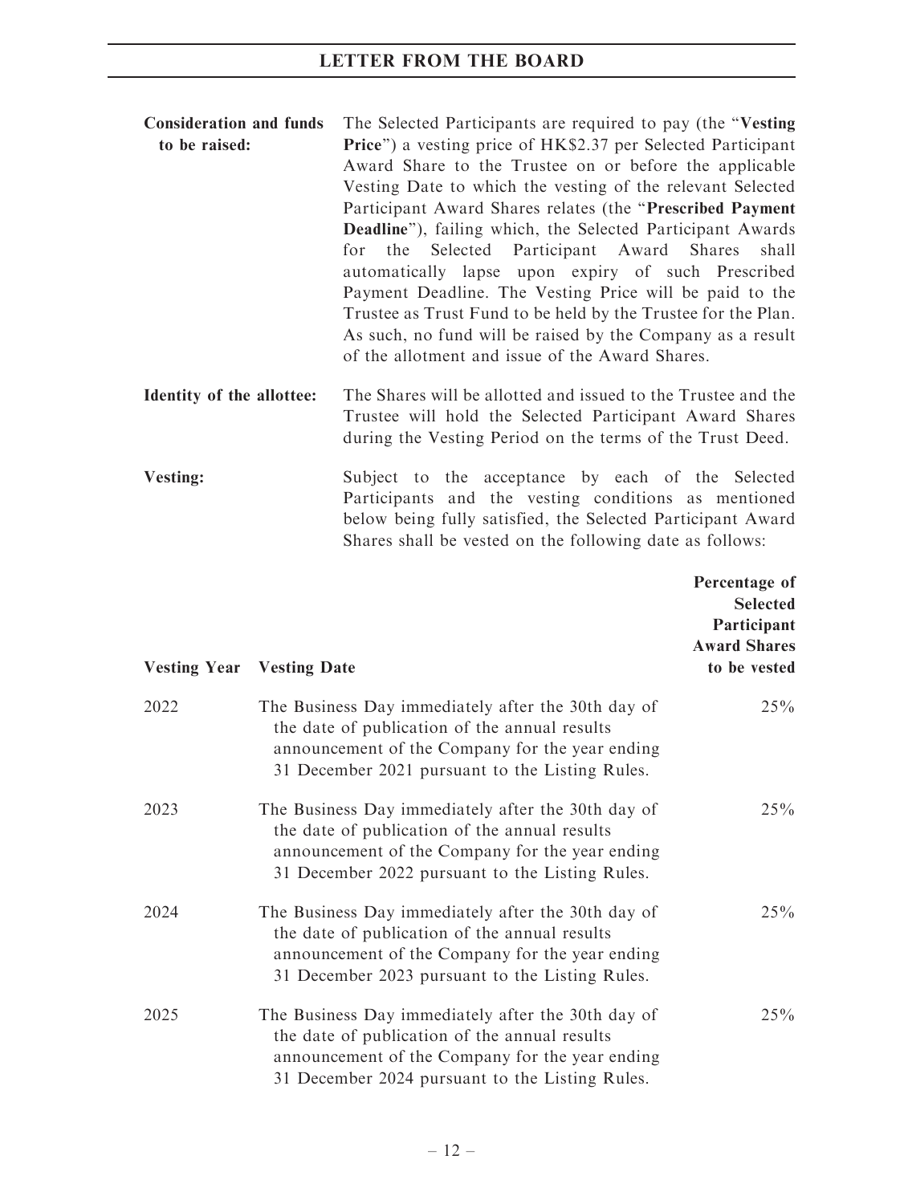**Consideration and funds to be raised:** The Selected Participants are required to pay (the "**Vesting Price**") a vesting price of HK$2.37 per Selected Participant Award Share to the Trustee on or before the applicable Vesting Date to which the vesting of the relevant Selected Participant Award Shares relates (the "**Prescribed Payment Deadline**"), failing which, the Selected Participant Awards for the Selected Participant Award Shares shall automatically lapse upon expiry of such Prescribed Payment Deadline. The Vesting Price will be paid to the Trustee as Trust Fund to be held by the Trustee for the Plan. As such, no fund will be raised by the Company as a result of the allotment and issue of the Award Shares.

**Identity of the allottee:** The Shares will be allotted and issued to the Trustee and the Trustee will hold the Selected Participant Award Shares during the Vesting Period on the terms of the Trust Deed.

**Vesting:** Subject to the acceptance by each of the Selected Participants and the vesting conditions as mentioned below being fully satisfied, the Selected Participant Award Shares shall be vested on the following date as follows:

| Vesting Year | Vesting Date | Percentage of Selected Participant Award Shares to be vested |
|---|---|---|
| 2022 | The Business Day immediately after the 30th day of the date of publication of the annual results announcement of the Company for the year ending 31 December 2021 pursuant to the Listing Rules. | 25% |
| 2023 | The Business Day immediately after the 30th day of the date of publication of the annual results announcement of the Company for the year ending 31 December 2022 pursuant to the Listing Rules. | 25% |
| 2024 | The Business Day immediately after the 30th day of the date of publication of the annual results announcement of the Company for the year ending 31 December 2023 pursuant to the Listing Rules. | 25% |
| 2025 | The Business Day immediately after the 30th day of the date of publication of the annual results announcement of the Company for the year ending 31 December 2024 pursuant to the Listing Rules. | 25% |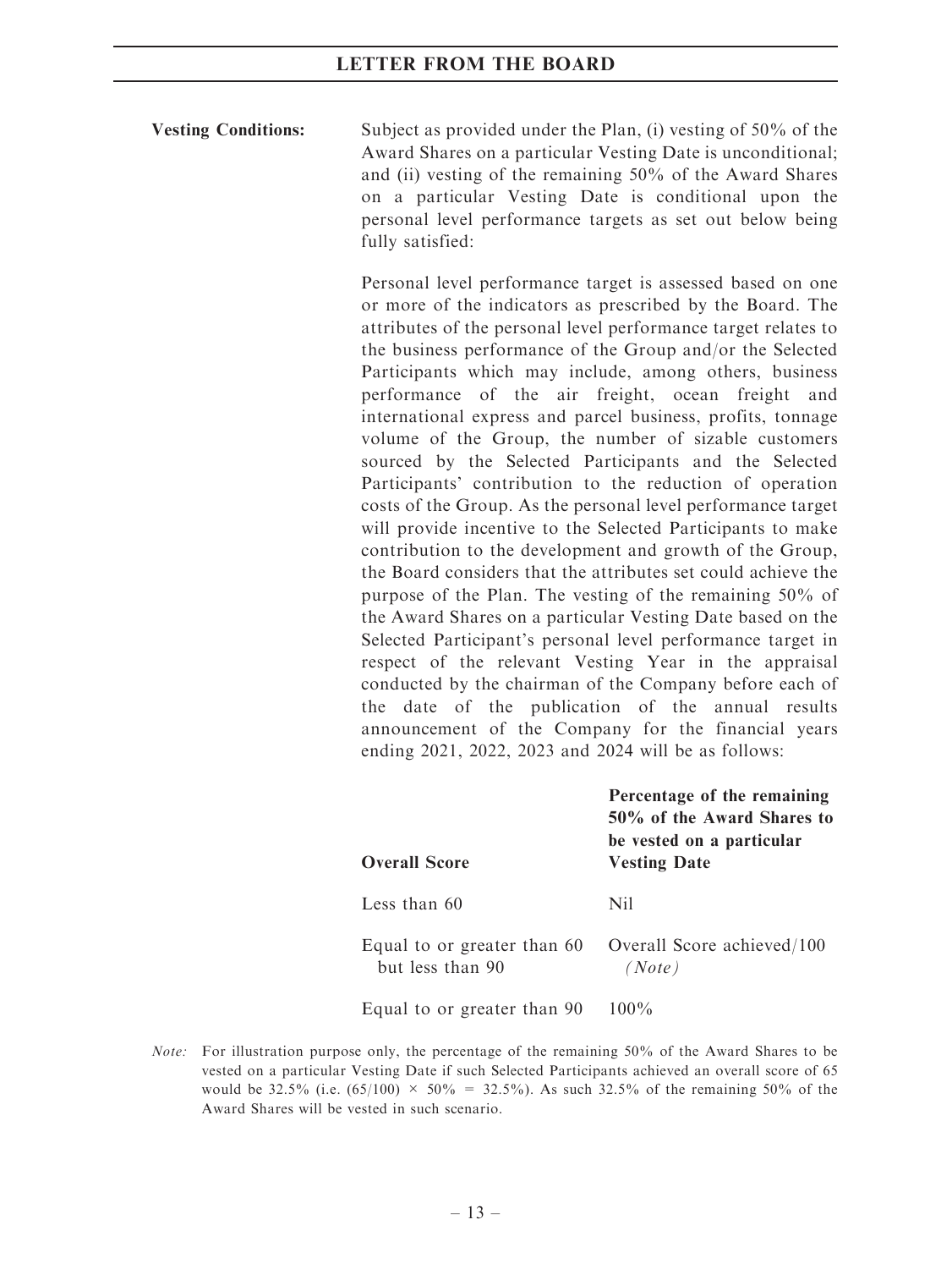**Vesting Conditions:** Subject as provided under the Plan, (i) vesting of 50% of the Award Shares on a particular Vesting Date is unconditional; and (ii) vesting of the remaining 50% of the Award Shares on a particular Vesting Date is conditional upon the personal level performance targets as set out below being fully satisfied:

Personal level performance target is assessed based on one or more of the indicators as prescribed by the Board. The attributes of the personal level performance target relates to the business performance of the Group and/or the Selected Participants which may include, among others, business performance of the air freight, ocean freight and international express and parcel business, profits, tonnage volume of the Group, the number of sizable customers sourced by the Selected Participants and the Selected Participants' contribution to the reduction of operation costs of the Group. As the personal level performance target will provide incentive to the Selected Participants to make contribution to the development and growth of the Group, the Board considers that the attributes set could achieve the purpose of the Plan. The vesting of the remaining 50% of the Award Shares on a particular Vesting Date based on the Selected Participant's personal level performance target in respect of the relevant Vesting Year in the appraisal conducted by the chairman of the Company before each of the date of the publication of the annual results announcement of the Company for the financial years ending 2021, 2022, 2023 and 2024 will be as follows:

| Overall Score | Percentage of the remaining 50% of the Award Shares to be vested on a particular Vesting Date |
|---|---|
| Less than 60 | Nil |
| Equal to or greater than 60 but less than 90 | Overall Score achieved/100 *(Note)* |
| Equal to or greater than 90 | 100% |

*Note:* For illustration purpose only, the percentage of the remaining 50% of the Award Shares to be vested on a particular Vesting Date if such Selected Participants achieved an overall score of 65 would be 32.5% (i.e. $(65/100) \times 50\% = 32.5\%$). As such 32.5% of the remaining 50% of the Award Shares will be vested in such scenario.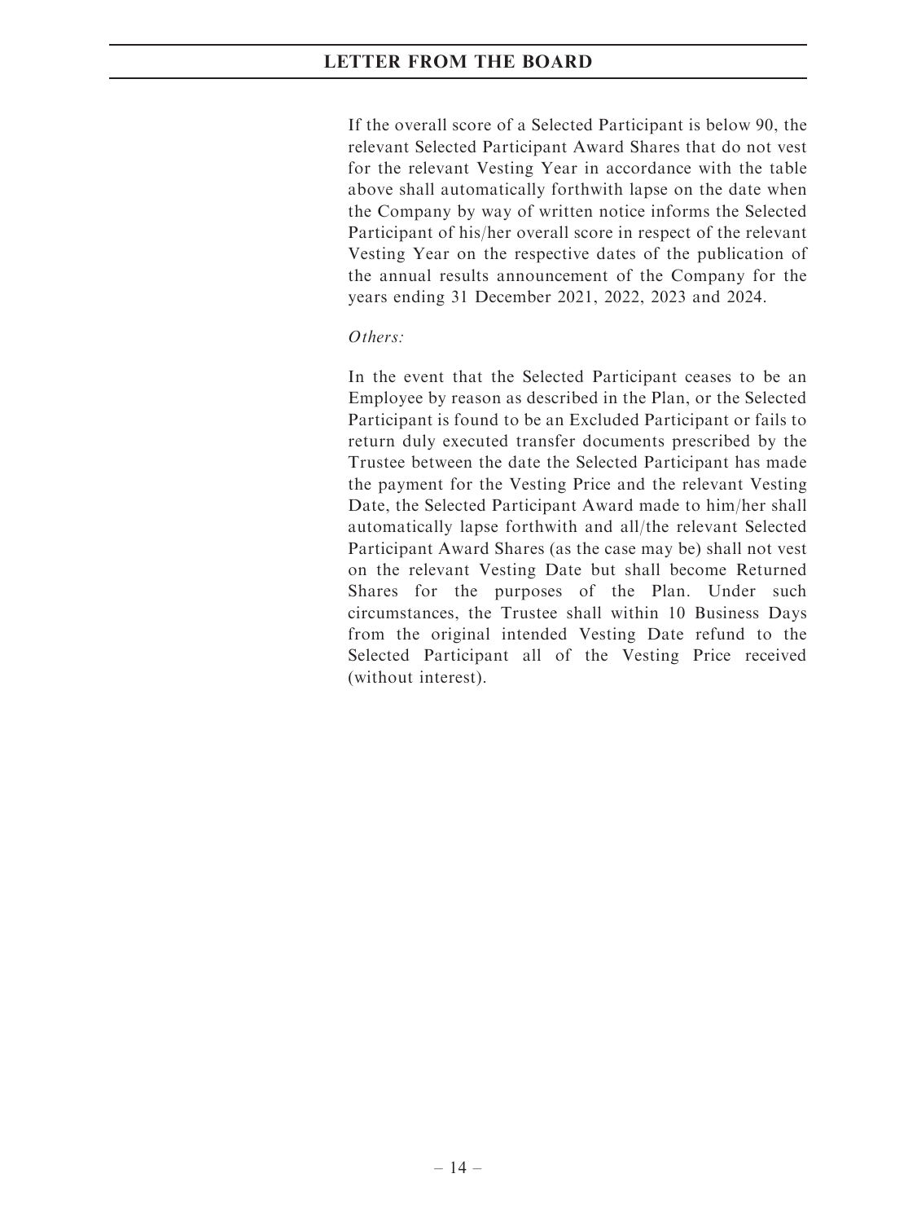If the overall score of a Selected Participant is below 90, the relevant Selected Participant Award Shares that do not vest for the relevant Vesting Year in accordance with the table above shall automatically forthwith lapse on the date when the Company by way of written notice informs the Selected Participant of his/her overall score in respect of the relevant Vesting Year on the respective dates of the publication of the annual results announcement of the Company for the years ending 31 December 2021, 2022, 2023 and 2024.

*Others:*

In the event that the Selected Participant ceases to be an Employee by reason as described in the Plan, or the Selected Participant is found to be an Excluded Participant or fails to return duly executed transfer documents prescribed by the Trustee between the date the Selected Participant has made the payment for the Vesting Price and the relevant Vesting Date, the Selected Participant Award made to him/her shall automatically lapse forthwith and all/the relevant Selected Participant Award Shares (as the case may be) shall not vest on the relevant Vesting Date but shall become Returned Shares for the purposes of the Plan. Under such circumstances, the Trustee shall within 10 Business Days from the original intended Vesting Date refund to the Selected Participant all of the Vesting Price received (without interest).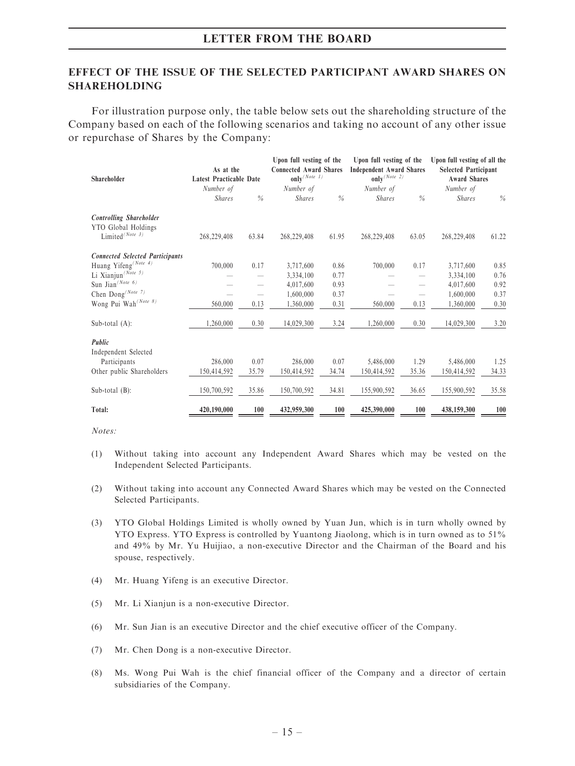## EFFECT OF THE ISSUE OF THE SELECTED PARTICIPANT AWARD SHARES ON SHAREHOLDING

For illustration purpose only, the table below sets out the shareholding structure of the Company based on each of the following scenarios and taking no account of any other issue or repurchase of Shares by the Company:

| Shareholder | As at the Latest Practicable Date | | Upon full vesting of the Connected Award Shares only(Note 1) | | Upon full vesting of the Independent Award Shares only(Note 2) | | Upon full vesting of all the Selected Participant Award Shares | |
|---|---|---|---|---|---|---|---|---|
| | *Number of Shares* | *%* | *Number of Shares* | *%* | *Number of Shares* | *%* | *Number of Shares* | *%* |
| ***Controlling Shareholder*** | | | | | | | | |
| YTO Global Holdings Limited(Note 3) | 268,229,408 | 63.84 | 268,229,408 | 61.95 | 268,229,408 | 63.05 | 268,229,408 | 61.22 |
| ***Connected Selected Participants*** | | | | | | | | |
| Huang Yifeng(Note 4) | 700,000 | 0.17 | 3,717,600 | 0.86 | 700,000 | 0.17 | 3,717,600 | 0.85 |
| Li Xianjun(Note 5) | — | — | 3,334,100 | 0.77 | — | — | 3,334,100 | 0.76 |
| Sun Jian(Note 6) | — | — | 4,017,600 | 0.93 | — | — | 4,017,600 | 0.92 |
| Chen Dong(Note 7) | — | — | 1,600,000 | 0.37 | — | — | 1,600,000 | 0.37 |
| Wong Pui Wah(Note 8) | 560,000 | 0.13 | 1,360,000 | 0.31 | 560,000 | 0.13 | 1,360,000 | 0.30 |
| Sub-total (A): | 1,260,000 | 0.30 | 14,029,300 | 3.24 | 1,260,000 | 0.30 | 14,029,300 | 3.20 |
| ***Public*** | | | | | | | | |
| Independent Selected Participants | 286,000 | 0.07 | 286,000 | 0.07 | 5,486,000 | 1.29 | 5,486,000 | 1.25 |
| Other public Shareholders | 150,414,592 | 35.79 | 150,414,592 | 34.74 | 150,414,592 | 35.36 | 150,414,592 | 34.33 |
| Sub-total (B): | 150,700,592 | 35.86 | 150,700,592 | 34.81 | 155,900,592 | 36.65 | 155,900,592 | 35.58 |
| **Total:** | **420,190,000** | **100** | **432,959,300** | **100** | **425,390,000** | **100** | **438,159,300** | **100** |

*Notes:*

(1) Without taking into account any Independent Award Shares which may be vested on the Independent Selected Participants.

(2) Without taking into account any Connected Award Shares which may be vested on the Connected Selected Participants.

(3) YTO Global Holdings Limited is wholly owned by Yuan Jun, which is in turn wholly owned by YTO Express. YTO Express is controlled by Yuantong Jiaolong, which is in turn owned as to 51% and 49% by Mr. Yu Huijiao, a non-executive Director and the Chairman of the Board and his spouse, respectively.

(4) Mr. Huang Yifeng is an executive Director.

(5) Mr. Li Xianjun is a non-executive Director.

(6) Mr. Sun Jian is an executive Director and the chief executive officer of the Company.

(7) Mr. Chen Dong is a non-executive Director.

(8) Ms. Wong Pui Wah is the chief financial officer of the Company and a director of certain subsidiaries of the Company.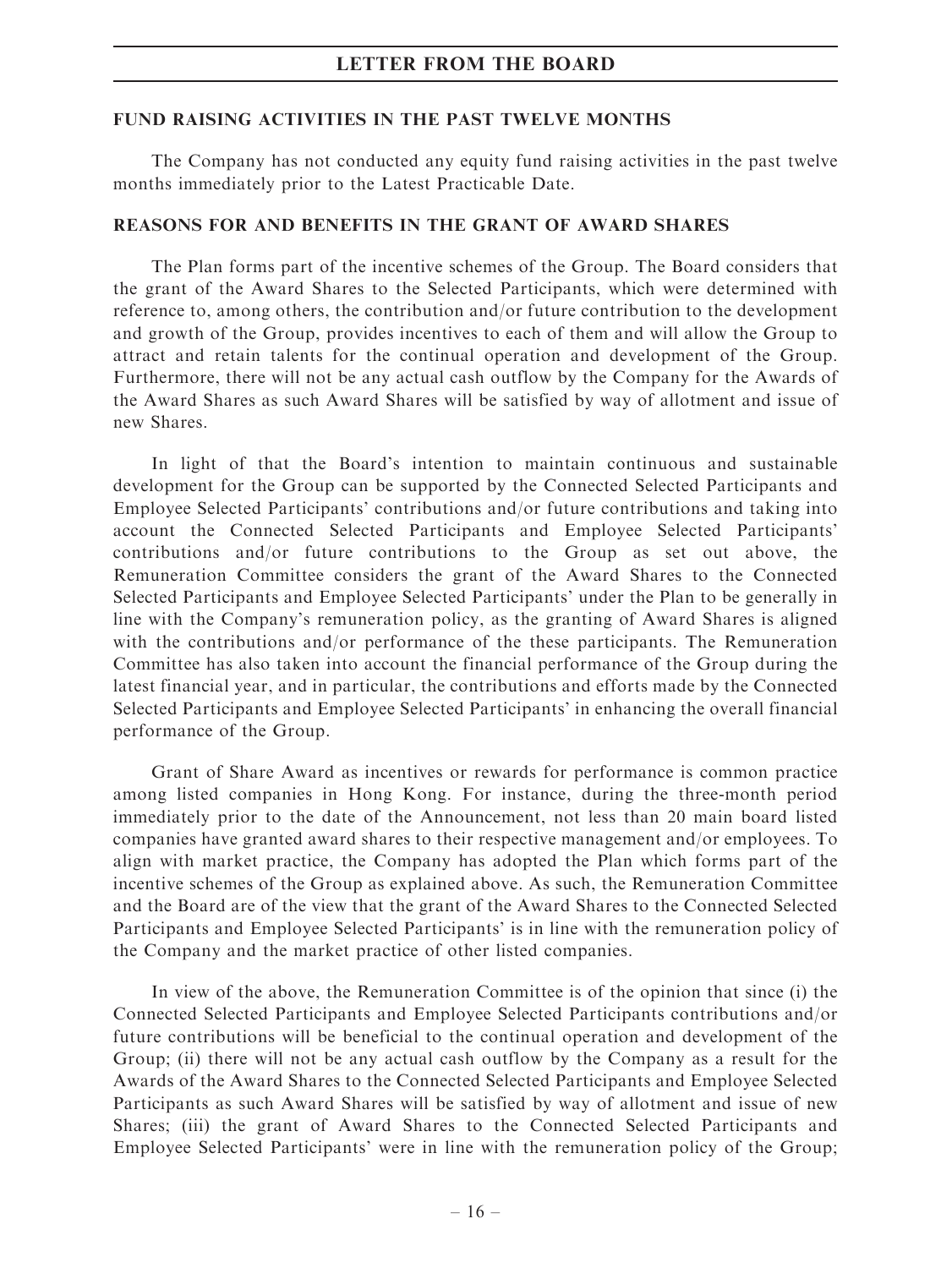## FUND RAISING ACTIVITIES IN THE PAST TWELVE MONTHS

The Company has not conducted any equity fund raising activities in the past twelve months immediately prior to the Latest Practicable Date.

## REASONS FOR AND BENEFITS IN THE GRANT OF AWARD SHARES

The Plan forms part of the incentive schemes of the Group. The Board considers that the grant of the Award Shares to the Selected Participants, which were determined with reference to, among others, the contribution and/or future contribution to the development and growth of the Group, provides incentives to each of them and will allow the Group to attract and retain talents for the continual operation and development of the Group. Furthermore, there will not be any actual cash outflow by the Company for the Awards of the Award Shares as such Award Shares will be satisfied by way of allotment and issue of new Shares.

In light of that the Board's intention to maintain continuous and sustainable development for the Group can be supported by the Connected Selected Participants and Employee Selected Participants' contributions and/or future contributions and taking into account the Connected Selected Participants and Employee Selected Participants' contributions and/or future contributions to the Group as set out above, the Remuneration Committee considers the grant of the Award Shares to the Connected Selected Participants and Employee Selected Participants' under the Plan to be generally in line with the Company's remuneration policy, as the granting of Award Shares is aligned with the contributions and/or performance of the these participants. The Remuneration Committee has also taken into account the financial performance of the Group during the latest financial year, and in particular, the contributions and efforts made by the Connected Selected Participants and Employee Selected Participants' in enhancing the overall financial performance of the Group.

Grant of Share Award as incentives or rewards for performance is common practice among listed companies in Hong Kong. For instance, during the three-month period immediately prior to the date of the Announcement, not less than 20 main board listed companies have granted award shares to their respective management and/or employees. To align with market practice, the Company has adopted the Plan which forms part of the incentive schemes of the Group as explained above. As such, the Remuneration Committee and the Board are of the view that the grant of the Award Shares to the Connected Selected Participants and Employee Selected Participants' is in line with the remuneration policy of the Company and the market practice of other listed companies.

In view of the above, the Remuneration Committee is of the opinion that since (i) the Connected Selected Participants and Employee Selected Participants contributions and/or future contributions will be beneficial to the continual operation and development of the Group; (ii) there will not be any actual cash outflow by the Company as a result for the Awards of the Award Shares to the Connected Selected Participants and Employee Selected Participants as such Award Shares will be satisfied by way of allotment and issue of new Shares; (iii) the grant of Award Shares to the Connected Selected Participants and Employee Selected Participants' were in line with the remuneration policy of the Group;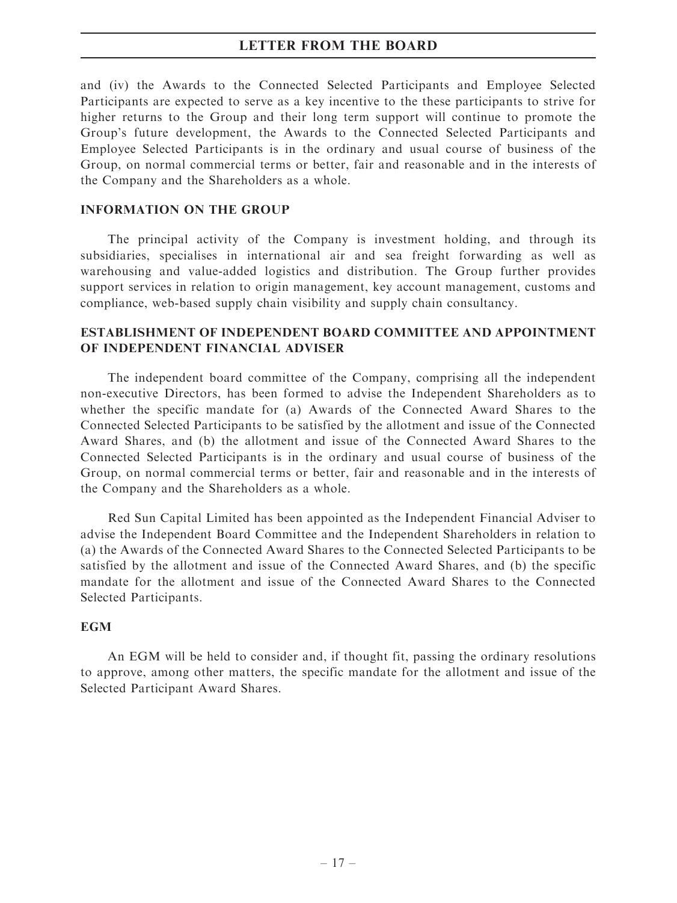and (iv) the Awards to the Connected Selected Participants and Employee Selected Participants are expected to serve as a key incentive to the these participants to strive for higher returns to the Group and their long term support will continue to promote the Group's future development, the Awards to the Connected Selected Participants and Employee Selected Participants is in the ordinary and usual course of business of the Group, on normal commercial terms or better, fair and reasonable and in the interests of the Company and the Shareholders as a whole.

## INFORMATION ON THE GROUP

The principal activity of the Company is investment holding, and through its subsidiaries, specialises in international air and sea freight forwarding as well as warehousing and value-added logistics and distribution. The Group further provides support services in relation to origin management, key account management, customs and compliance, web-based supply chain visibility and supply chain consultancy.

## ESTABLISHMENT OF INDEPENDENT BOARD COMMITTEE AND APPOINTMENT OF INDEPENDENT FINANCIAL ADVISER

The independent board committee of the Company, comprising all the independent non-executive Directors, has been formed to advise the Independent Shareholders as to whether the specific mandate for (a) Awards of the Connected Award Shares to the Connected Selected Participants to be satisfied by the allotment and issue of the Connected Award Shares, and (b) the allotment and issue of the Connected Award Shares to the Connected Selected Participants is in the ordinary and usual course of business of the Group, on normal commercial terms or better, fair and reasonable and in the interests of the Company and the Shareholders as a whole.

Red Sun Capital Limited has been appointed as the Independent Financial Adviser to advise the Independent Board Committee and the Independent Shareholders in relation to (a) the Awards of the Connected Award Shares to the Connected Selected Participants to be satisfied by the allotment and issue of the Connected Award Shares, and (b) the specific mandate for the allotment and issue of the Connected Award Shares to the Connected Selected Participants.

## EGM

An EGM will be held to consider and, if thought fit, passing the ordinary resolutions to approve, among other matters, the specific mandate for the allotment and issue of the Selected Participant Award Shares.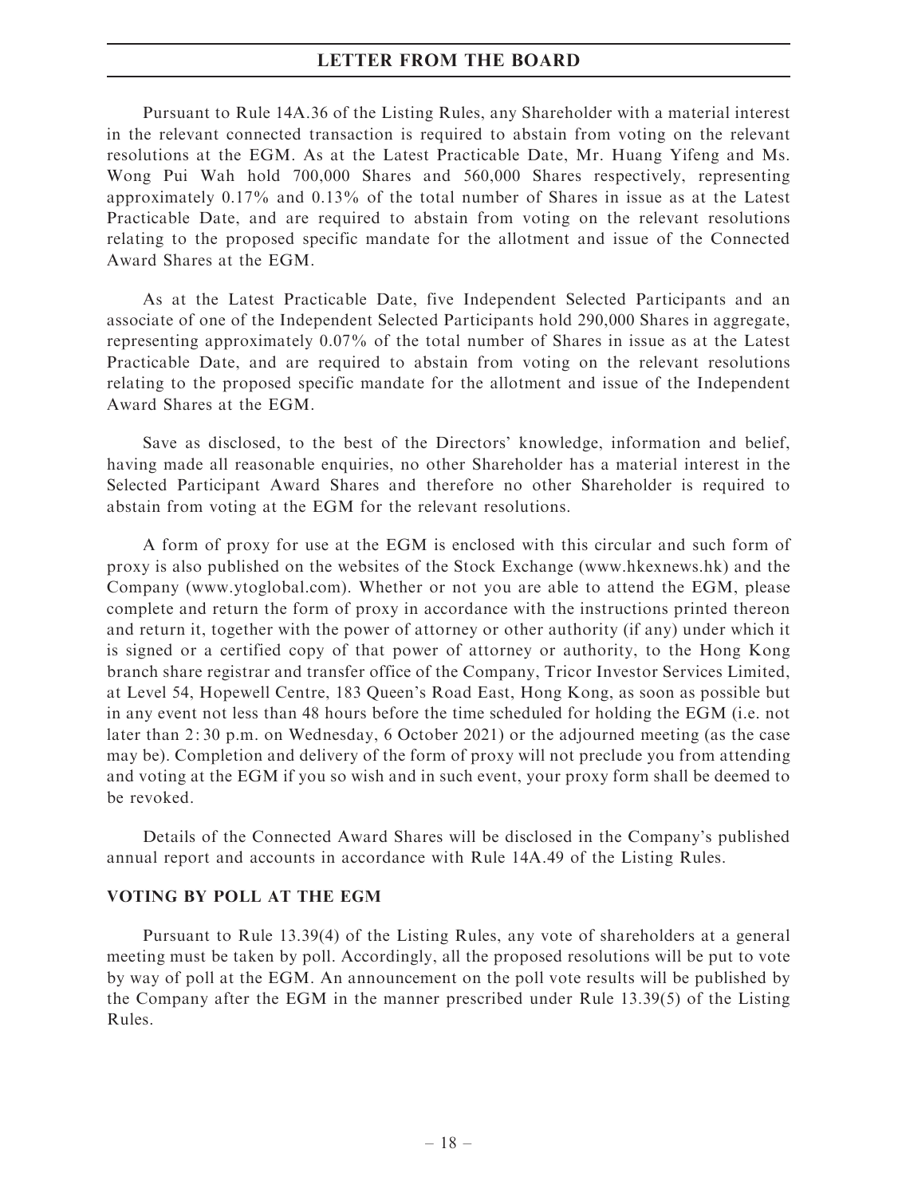Pursuant to Rule 14A.36 of the Listing Rules, any Shareholder with a material interest in the relevant connected transaction is required to abstain from voting on the relevant resolutions at the EGM. As at the Latest Practicable Date, Mr. Huang Yifeng and Ms. Wong Pui Wah hold 700,000 Shares and 560,000 Shares respectively, representing approximately 0.17% and 0.13% of the total number of Shares in issue as at the Latest Practicable Date, and are required to abstain from voting on the relevant resolutions relating to the proposed specific mandate for the allotment and issue of the Connected Award Shares at the EGM.

As at the Latest Practicable Date, five Independent Selected Participants and an associate of one of the Independent Selected Participants hold 290,000 Shares in aggregate, representing approximately 0.07% of the total number of Shares in issue as at the Latest Practicable Date, and are required to abstain from voting on the relevant resolutions relating to the proposed specific mandate for the allotment and issue of the Independent Award Shares at the EGM.

Save as disclosed, to the best of the Directors' knowledge, information and belief, having made all reasonable enquiries, no other Shareholder has a material interest in the Selected Participant Award Shares and therefore no other Shareholder is required to abstain from voting at the EGM for the relevant resolutions.

A form of proxy for use at the EGM is enclosed with this circular and such form of proxy is also published on the websites of the Stock Exchange (www.hkexnews.hk) and the Company (www.ytoglobal.com). Whether or not you are able to attend the EGM, please complete and return the form of proxy in accordance with the instructions printed thereon and return it, together with the power of attorney or other authority (if any) under which it is signed or a certified copy of that power of attorney or authority, to the Hong Kong branch share registrar and transfer office of the Company, Tricor Investor Services Limited, at Level 54, Hopewell Centre, 183 Queen's Road East, Hong Kong, as soon as possible but in any event not less than 48 hours before the time scheduled for holding the EGM (i.e. not later than 2:30 p.m. on Wednesday, 6 October 2021) or the adjourned meeting (as the case may be). Completion and delivery of the form of proxy will not preclude you from attending and voting at the EGM if you so wish and in such event, your proxy form shall be deemed to be revoked.

Details of the Connected Award Shares will be disclosed in the Company's published annual report and accounts in accordance with Rule 14A.49 of the Listing Rules.

## VOTING BY POLL AT THE EGM

Pursuant to Rule 13.39(4) of the Listing Rules, any vote of shareholders at a general meeting must be taken by poll. Accordingly, all the proposed resolutions will be put to vote by way of poll at the EGM. An announcement on the poll vote results will be published by the Company after the EGM in the manner prescribed under Rule 13.39(5) of the Listing Rules.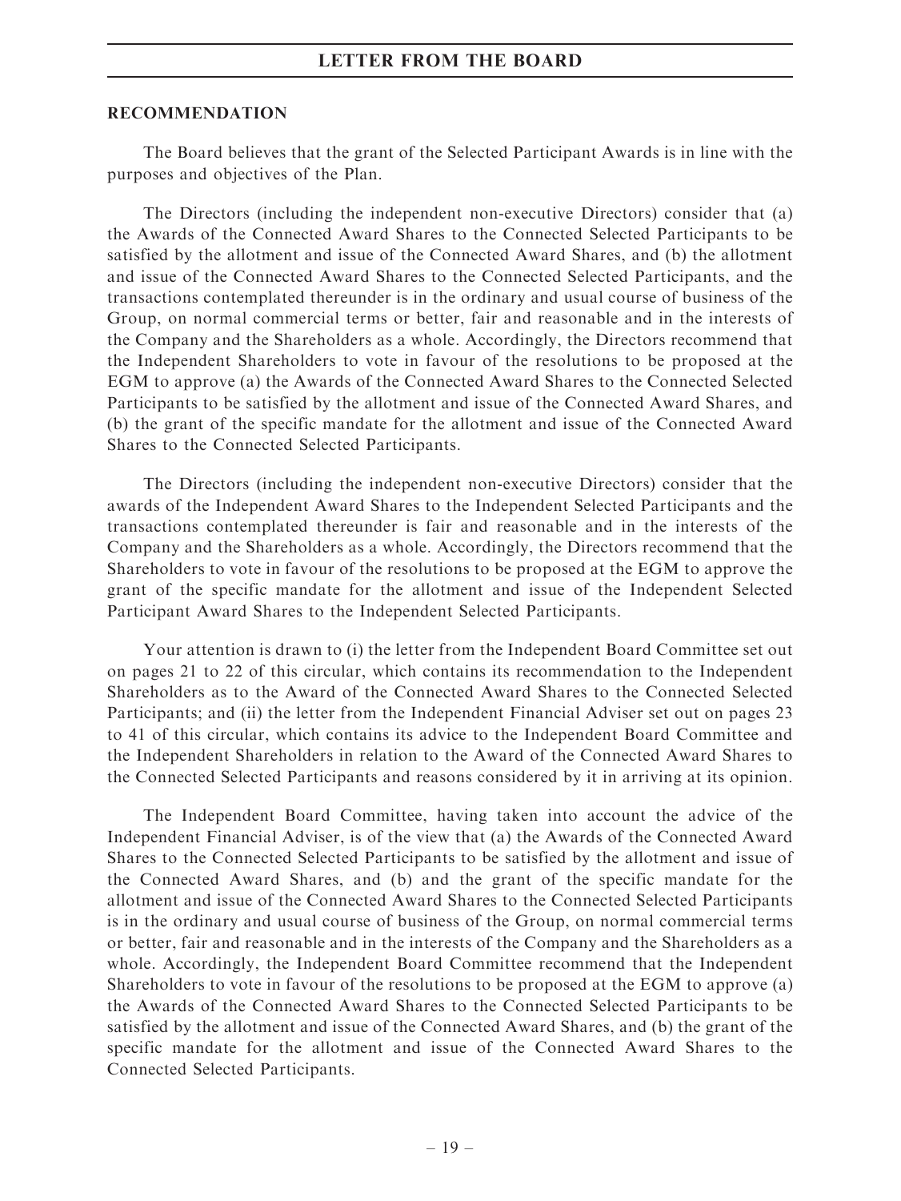## RECOMMENDATION

The Board believes that the grant of the Selected Participant Awards is in line with the purposes and objectives of the Plan.

The Directors (including the independent non-executive Directors) consider that (a) the Awards of the Connected Award Shares to the Connected Selected Participants to be satisfied by the allotment and issue of the Connected Award Shares, and (b) the allotment and issue of the Connected Award Shares to the Connected Selected Participants, and the transactions contemplated thereunder is in the ordinary and usual course of business of the Group, on normal commercial terms or better, fair and reasonable and in the interests of the Company and the Shareholders as a whole. Accordingly, the Directors recommend that the Independent Shareholders to vote in favour of the resolutions to be proposed at the EGM to approve (a) the Awards of the Connected Award Shares to the Connected Selected Participants to be satisfied by the allotment and issue of the Connected Award Shares, and (b) the grant of the specific mandate for the allotment and issue of the Connected Award Shares to the Connected Selected Participants.

The Directors (including the independent non-executive Directors) consider that the awards of the Independent Award Shares to the Independent Selected Participants and the transactions contemplated thereunder is fair and reasonable and in the interests of the Company and the Shareholders as a whole. Accordingly, the Directors recommend that the Shareholders to vote in favour of the resolutions to be proposed at the EGM to approve the grant of the specific mandate for the allotment and issue of the Independent Selected Participant Award Shares to the Independent Selected Participants.

Your attention is drawn to (i) the letter from the Independent Board Committee set out on pages 21 to 22 of this circular, which contains its recommendation to the Independent Shareholders as to the Award of the Connected Award Shares to the Connected Selected Participants; and (ii) the letter from the Independent Financial Adviser set out on pages 23 to 41 of this circular, which contains its advice to the Independent Board Committee and the Independent Shareholders in relation to the Award of the Connected Award Shares to the Connected Selected Participants and reasons considered by it in arriving at its opinion.

The Independent Board Committee, having taken into account the advice of the Independent Financial Adviser, is of the view that (a) the Awards of the Connected Award Shares to the Connected Selected Participants to be satisfied by the allotment and issue of the Connected Award Shares, and (b) and the grant of the specific mandate for the allotment and issue of the Connected Award Shares to the Connected Selected Participants is in the ordinary and usual course of business of the Group, on normal commercial terms or better, fair and reasonable and in the interests of the Company and the Shareholders as a whole. Accordingly, the Independent Board Committee recommend that the Independent Shareholders to vote in favour of the resolutions to be proposed at the EGM to approve (a) the Awards of the Connected Award Shares to the Connected Selected Participants to be satisfied by the allotment and issue of the Connected Award Shares, and (b) the grant of the specific mandate for the allotment and issue of the Connected Award Shares to the Connected Selected Participants.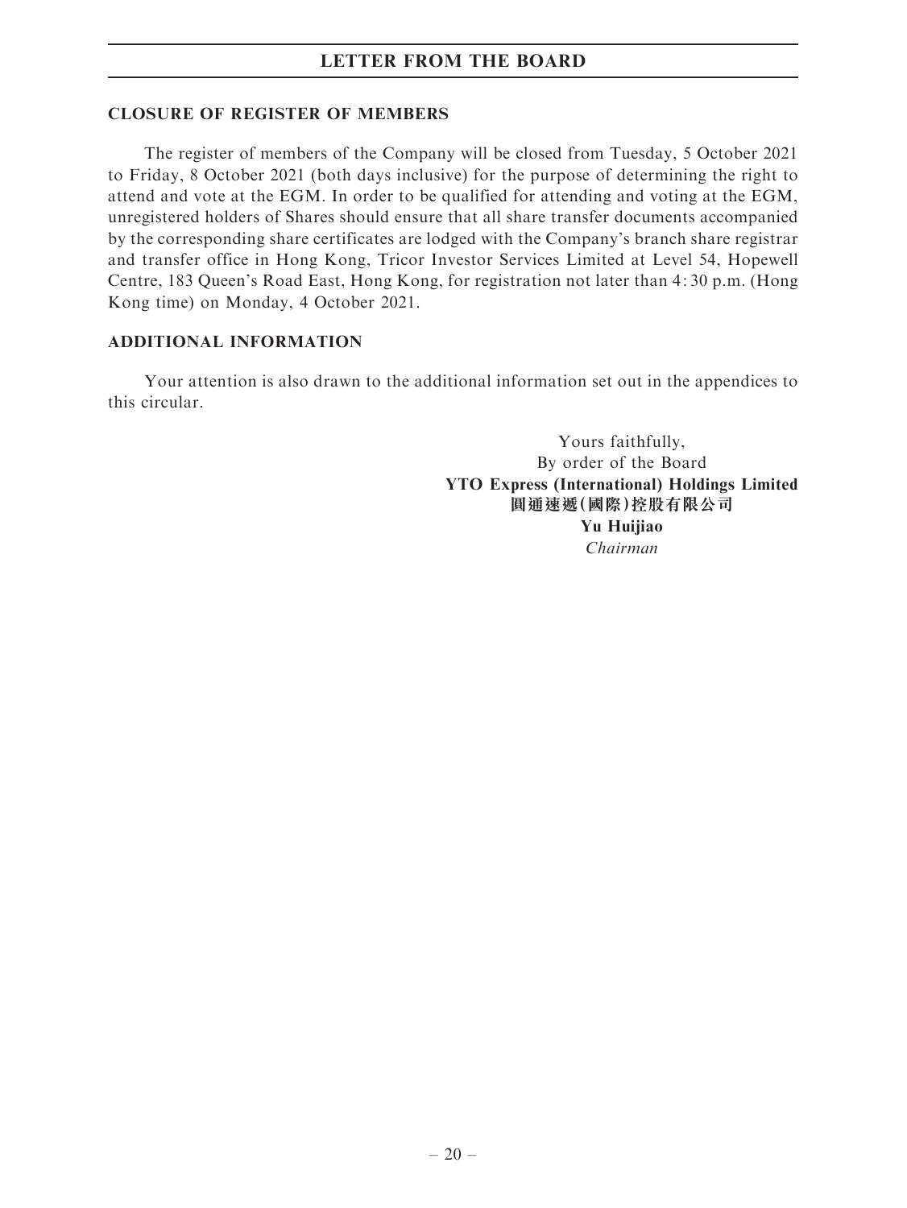## CLOSURE OF REGISTER OF MEMBERS

The register of members of the Company will be closed from Tuesday, 5 October 2021 to Friday, 8 October 2021 (both days inclusive) for the purpose of determining the right to attend and vote at the EGM. In order to be qualified for attending and voting at the EGM, unregistered holders of Shares should ensure that all share transfer documents accompanied by the corresponding share certificates are lodged with the Company's branch share registrar and transfer office in Hong Kong, Tricor Investor Services Limited at Level 54, Hopewell Centre, 183 Queen's Road East, Hong Kong, for registration not later than 4:30 p.m. (Hong Kong time) on Monday, 4 October 2021.

## ADDITIONAL INFORMATION

Your attention is also drawn to the additional information set out in the appendices to this circular.

Yours faithfully,
By order of the Board
**YTO Express (International) Holdings Limited**
**圓通速遞(國際)控股有限公司**
**Yu Huijiao**
*Chairman*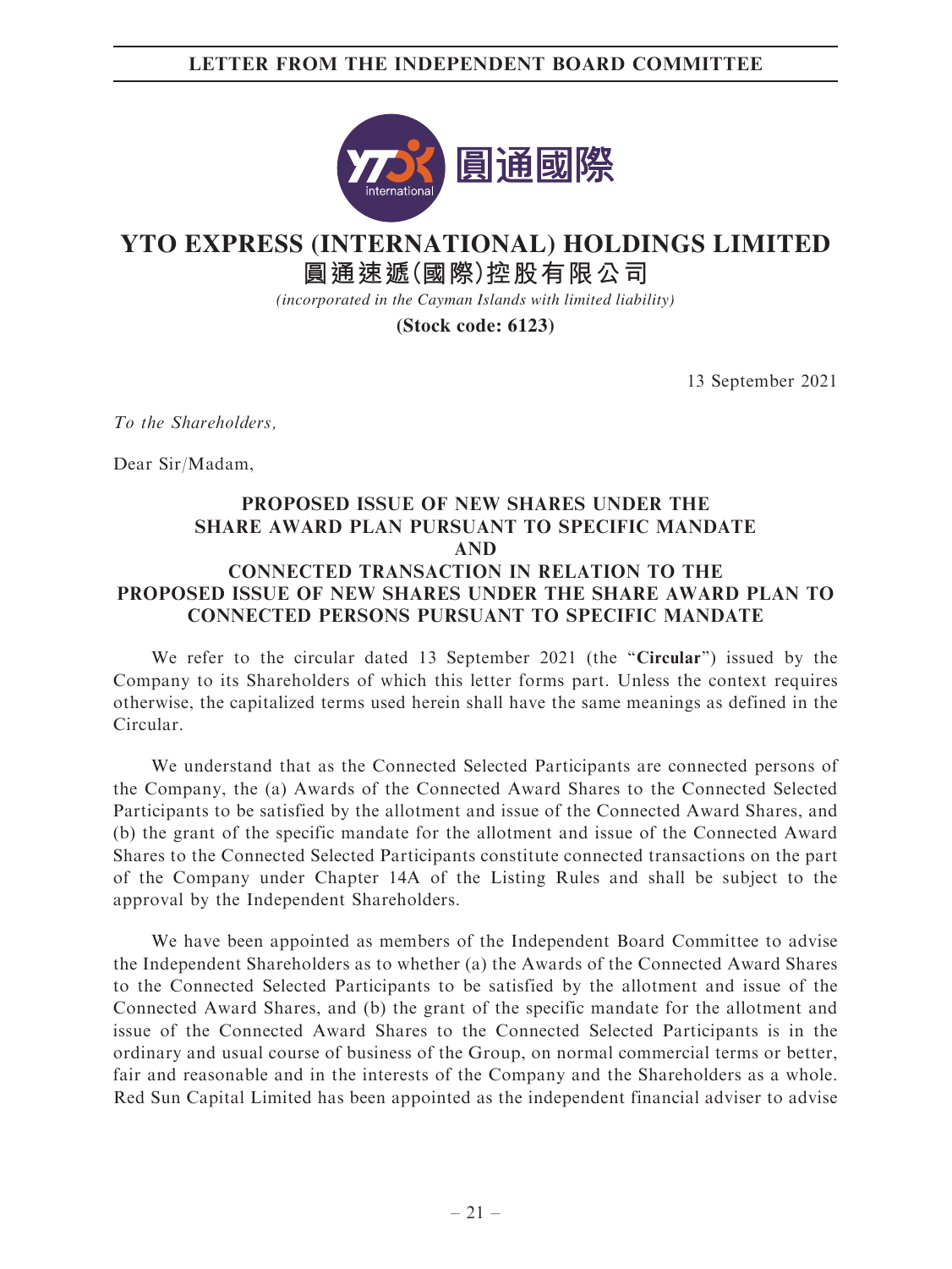# YTO EXPRESS (INTERNATIONAL) HOLDINGS LIMITED

## 圓通速遞(國際)控股有限公司

*(incorporated in the Cayman Islands with limited liability)*

**(Stock code: 6123)**

13 September 2021

*To the Shareholders,*

Dear Sir/Madam,

**PROPOSED ISSUE OF NEW SHARES UNDER THE SHARE AWARD PLAN PURSUANT TO SPECIFIC MANDATE AND CONNECTED TRANSACTION IN RELATION TO THE PROPOSED ISSUE OF NEW SHARES UNDER THE SHARE AWARD PLAN TO CONNECTED PERSONS PURSUANT TO SPECIFIC MANDATE**

We refer to the circular dated 13 September 2021 (the "**Circular**") issued by the Company to its Shareholders of which this letter forms part. Unless the context requires otherwise, the capitalized terms used herein shall have the same meanings as defined in the Circular.

We understand that as the Connected Selected Participants are connected persons of the Company, the (a) Awards of the Connected Award Shares to the Connected Selected Participants to be satisfied by the allotment and issue of the Connected Award Shares, and (b) the grant of the specific mandate for the allotment and issue of the Connected Award Shares to the Connected Selected Participants constitute connected transactions on the part of the Company under Chapter 14A of the Listing Rules and shall be subject to the approval by the Independent Shareholders.

We have been appointed as members of the Independent Board Committee to advise the Independent Shareholders as to whether (a) the Awards of the Connected Award Shares to the Connected Selected Participants to be satisfied by the allotment and issue of the Connected Award Shares, and (b) the grant of the specific mandate for the allotment and issue of the Connected Award Shares to the Connected Selected Participants is in the ordinary and usual course of business of the Group, on normal commercial terms or better, fair and reasonable and in the interests of the Company and the Shareholders as a whole. Red Sun Capital Limited has been appointed as the independent financial adviser to advise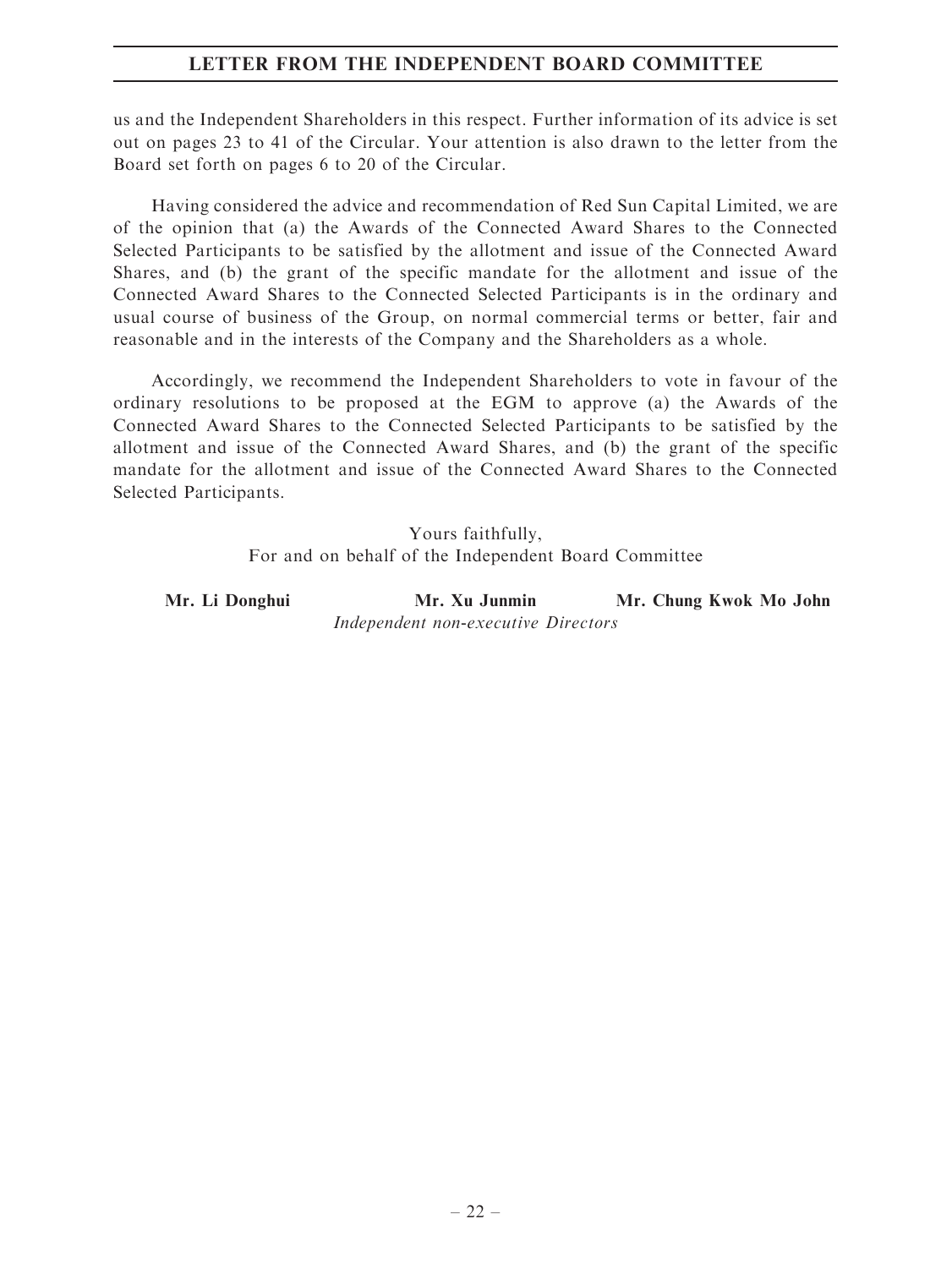us and the Independent Shareholders in this respect. Further information of its advice is set out on pages 23 to 41 of the Circular. Your attention is also drawn to the letter from the Board set forth on pages 6 to 20 of the Circular.

Having considered the advice and recommendation of Red Sun Capital Limited, we are of the opinion that (a) the Awards of the Connected Award Shares to the Connected Selected Participants to be satisfied by the allotment and issue of the Connected Award Shares, and (b) the grant of the specific mandate for the allotment and issue of the Connected Award Shares to the Connected Selected Participants is in the ordinary and usual course of business of the Group, on normal commercial terms or better, fair and reasonable and in the interests of the Company and the Shareholders as a whole.

Accordingly, we recommend the Independent Shareholders to vote in favour of the ordinary resolutions to be proposed at the EGM to approve (a) the Awards of the Connected Award Shares to the Connected Selected Participants to be satisfied by the allotment and issue of the Connected Award Shares, and (b) the grant of the specific mandate for the allotment and issue of the Connected Award Shares to the Connected Selected Participants.

Yours faithfully,
For and on behalf of the Independent Board Committee

**Mr. Li Donghui** **Mr. Xu Junmin** **Mr. Chung Kwok Mo John**
*Independent non-executive Directors*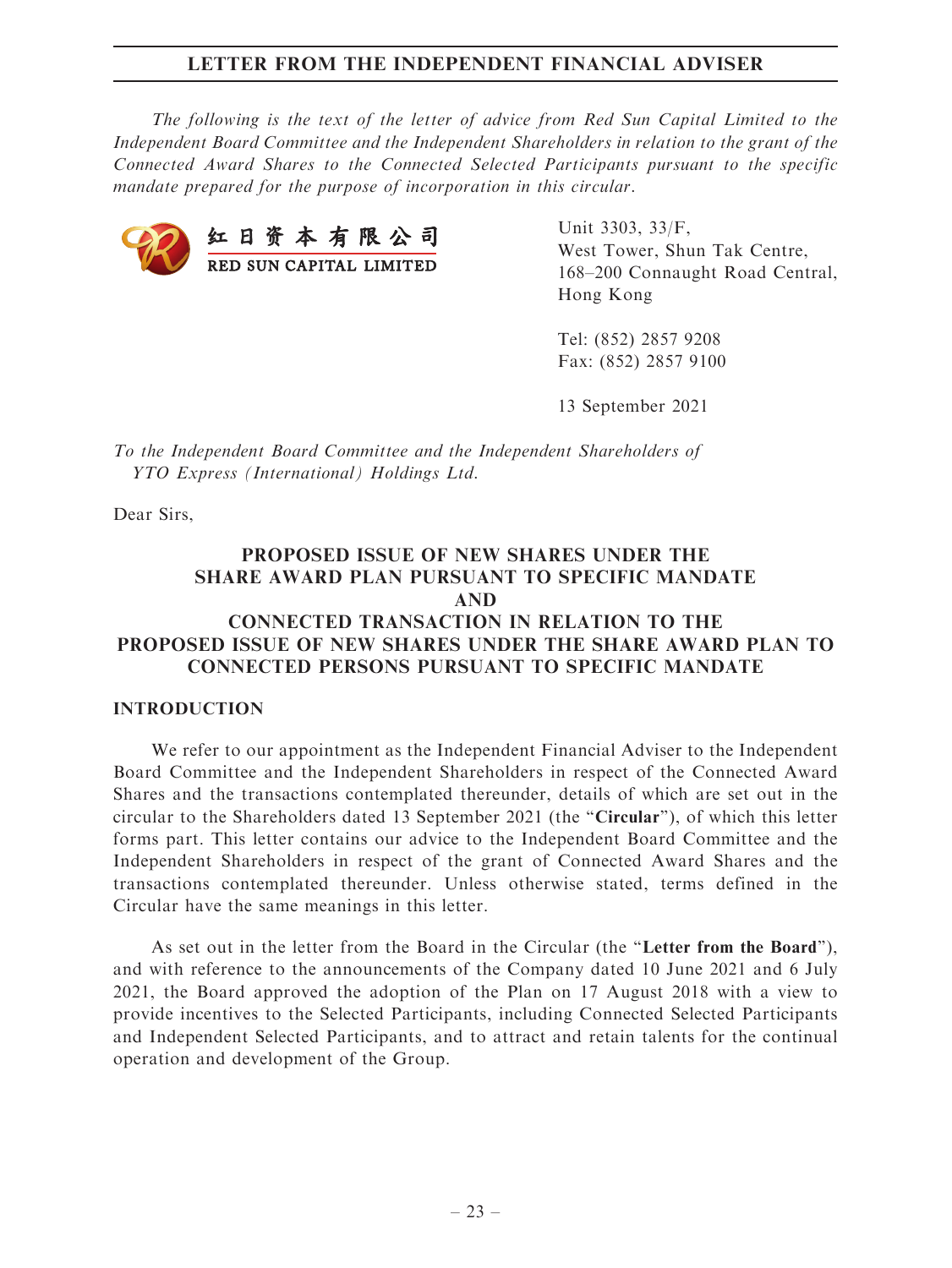## LETTER FROM THE INDEPENDENT FINANCIAL ADVISER

*The following is the text of the letter of advice from Red Sun Capital Limited to the Independent Board Committee and the Independent Shareholders in relation to the grant of the Connected Award Shares to the Connected Selected Participants pursuant to the specific mandate prepared for the purpose of incorporation in this circular.*

红日资本有限公司
RED SUN CAPITAL LIMITED

Unit 3303, 33/F,
West Tower, Shun Tak Centre,
168–200 Connaught Road Central,
Hong Kong

Tel: (852) 2857 9208
Fax: (852) 2857 9100

13 September 2021

*To the Independent Board Committee and the Independent Shareholders of YTO Express (International) Holdings Ltd.*

Dear Sirs,

### PROPOSED ISSUE OF NEW SHARES UNDER THE SHARE AWARD PLAN PURSUANT TO SPECIFIC MANDATE AND CONNECTED TRANSACTION IN RELATION TO THE PROPOSED ISSUE OF NEW SHARES UNDER THE SHARE AWARD PLAN TO CONNECTED PERSONS PURSUANT TO SPECIFIC MANDATE

### INTRODUCTION

We refer to our appointment as the Independent Financial Adviser to the Independent Board Committee and the Independent Shareholders in respect of the Connected Award Shares and the transactions contemplated thereunder, details of which are set out in the circular to the Shareholders dated 13 September 2021 (the "**Circular**"), of which this letter forms part. This letter contains our advice to the Independent Board Committee and the Independent Shareholders in respect of the grant of Connected Award Shares and the transactions contemplated thereunder. Unless otherwise stated, terms defined in the Circular have the same meanings in this letter.

As set out in the letter from the Board in the Circular (the "**Letter from the Board**"), and with reference to the announcements of the Company dated 10 June 2021 and 6 July 2021, the Board approved the adoption of the Plan on 17 August 2018 with a view to provide incentives to the Selected Participants, including Connected Selected Participants and Independent Selected Participants, and to attract and retain talents for the continual operation and development of the Group.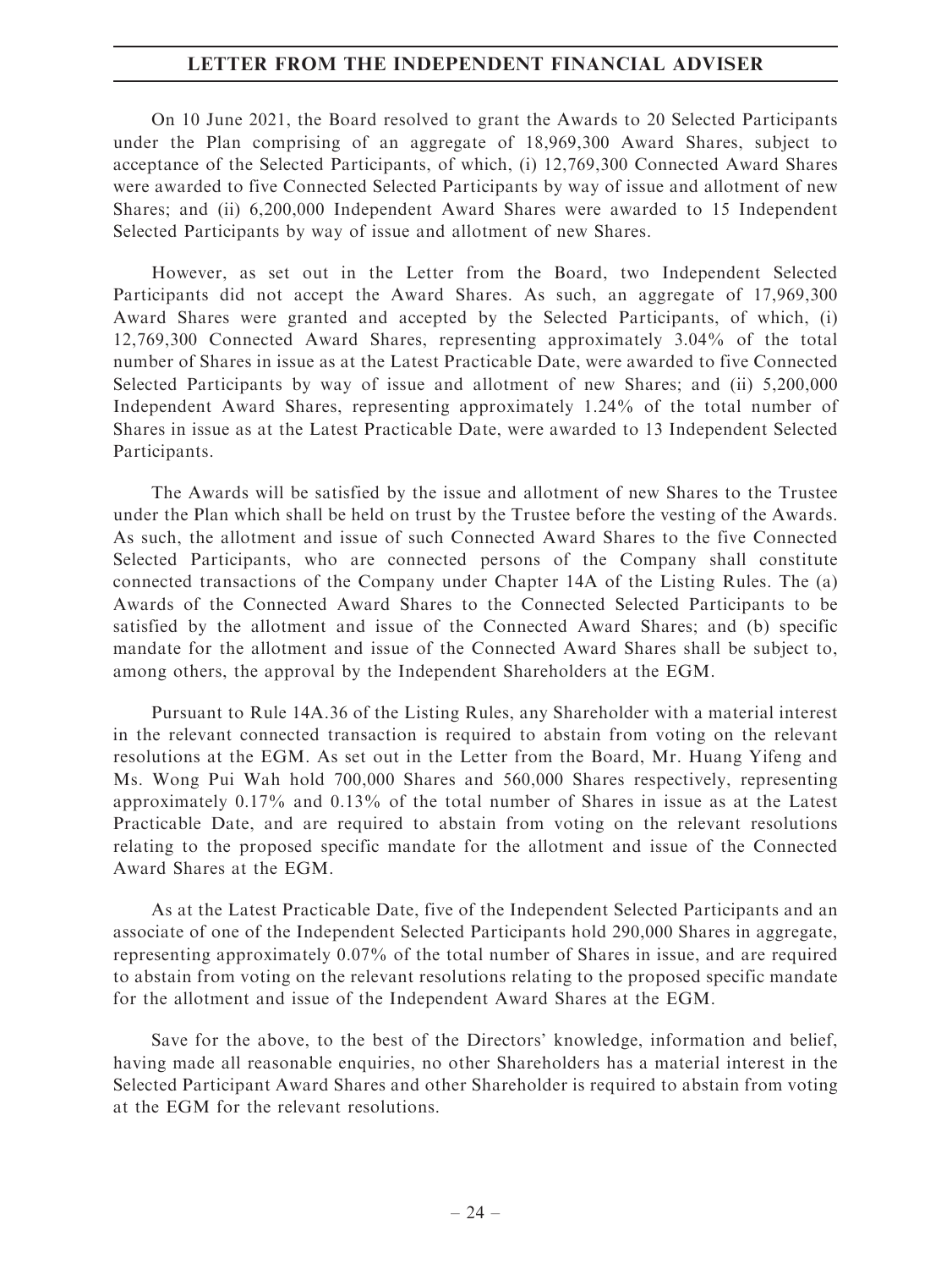On 10 June 2021, the Board resolved to grant the Awards to 20 Selected Participants under the Plan comprising of an aggregate of 18,969,300 Award Shares, subject to acceptance of the Selected Participants, of which, (i) 12,769,300 Connected Award Shares were awarded to five Connected Selected Participants by way of issue and allotment of new Shares; and (ii) 6,200,000 Independent Award Shares were awarded to 15 Independent Selected Participants by way of issue and allotment of new Shares.

However, as set out in the Letter from the Board, two Independent Selected Participants did not accept the Award Shares. As such, an aggregate of 17,969,300 Award Shares were granted and accepted by the Selected Participants, of which, (i) 12,769,300 Connected Award Shares, representing approximately 3.04% of the total number of Shares in issue as at the Latest Practicable Date, were awarded to five Connected Selected Participants by way of issue and allotment of new Shares; and (ii) 5,200,000 Independent Award Shares, representing approximately 1.24% of the total number of Shares in issue as at the Latest Practicable Date, were awarded to 13 Independent Selected Participants.

The Awards will be satisfied by the issue and allotment of new Shares to the Trustee under the Plan which shall be held on trust by the Trustee before the vesting of the Awards. As such, the allotment and issue of such Connected Award Shares to the five Connected Selected Participants, who are connected persons of the Company shall constitute connected transactions of the Company under Chapter 14A of the Listing Rules. The (a) Awards of the Connected Award Shares to the Connected Selected Participants to be satisfied by the allotment and issue of the Connected Award Shares; and (b) specific mandate for the allotment and issue of the Connected Award Shares shall be subject to, among others, the approval by the Independent Shareholders at the EGM.

Pursuant to Rule 14A.36 of the Listing Rules, any Shareholder with a material interest in the relevant connected transaction is required to abstain from voting on the relevant resolutions at the EGM. As set out in the Letter from the Board, Mr. Huang Yifeng and Ms. Wong Pui Wah hold 700,000 Shares and 560,000 Shares respectively, representing approximately 0.17% and 0.13% of the total number of Shares in issue as at the Latest Practicable Date, and are required to abstain from voting on the relevant resolutions relating to the proposed specific mandate for the allotment and issue of the Connected Award Shares at the EGM.

As at the Latest Practicable Date, five of the Independent Selected Participants and an associate of one of the Independent Selected Participants hold 290,000 Shares in aggregate, representing approximately 0.07% of the total number of Shares in issue, and are required to abstain from voting on the relevant resolutions relating to the proposed specific mandate for the allotment and issue of the Independent Award Shares at the EGM.

Save for the above, to the best of the Directors' knowledge, information and belief, having made all reasonable enquiries, no other Shareholders has a material interest in the Selected Participant Award Shares and other Shareholder is required to abstain from voting at the EGM for the relevant resolutions.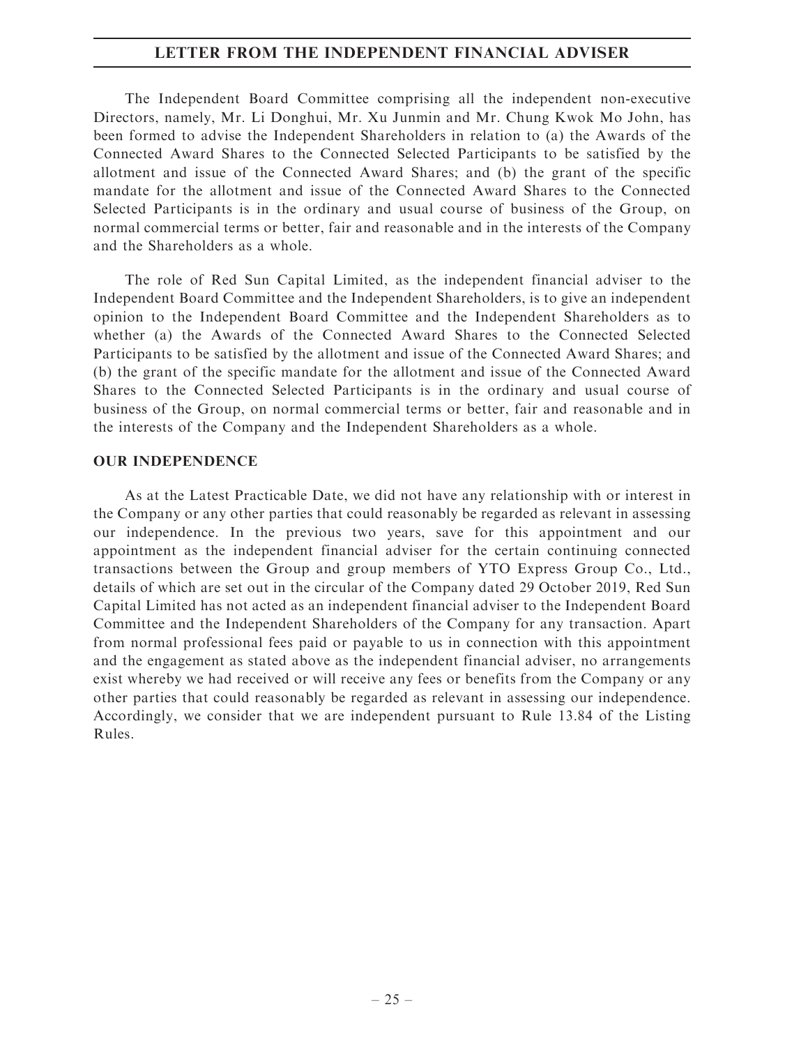The Independent Board Committee comprising all the independent non-executive Directors, namely, Mr. Li Donghui, Mr. Xu Junmin and Mr. Chung Kwok Mo John, has been formed to advise the Independent Shareholders in relation to (a) the Awards of the Connected Award Shares to the Connected Selected Participants to be satisfied by the allotment and issue of the Connected Award Shares; and (b) the grant of the specific mandate for the allotment and issue of the Connected Award Shares to the Connected Selected Participants is in the ordinary and usual course of business of the Group, on normal commercial terms or better, fair and reasonable and in the interests of the Company and the Shareholders as a whole.

The role of Red Sun Capital Limited, as the independent financial adviser to the Independent Board Committee and the Independent Shareholders, is to give an independent opinion to the Independent Board Committee and the Independent Shareholders as to whether (a) the Awards of the Connected Award Shares to the Connected Selected Participants to be satisfied by the allotment and issue of the Connected Award Shares; and (b) the grant of the specific mandate for the allotment and issue of the Connected Award Shares to the Connected Selected Participants is in the ordinary and usual course of business of the Group, on normal commercial terms or better, fair and reasonable and in the interests of the Company and the Independent Shareholders as a whole.

## OUR INDEPENDENCE

As at the Latest Practicable Date, we did not have any relationship with or interest in the Company or any other parties that could reasonably be regarded as relevant in assessing our independence. In the previous two years, save for this appointment and our appointment as the independent financial adviser for the certain continuing connected transactions between the Group and group members of YTO Express Group Co., Ltd., details of which are set out in the circular of the Company dated 29 October 2019, Red Sun Capital Limited has not acted as an independent financial adviser to the Independent Board Committee and the Independent Shareholders of the Company for any transaction. Apart from normal professional fees paid or payable to us in connection with this appointment and the engagement as stated above as the independent financial adviser, no arrangements exist whereby we had received or will receive any fees or benefits from the Company or any other parties that could reasonably be regarded as relevant in assessing our independence. Accordingly, we consider that we are independent pursuant to Rule 13.84 of the Listing Rules.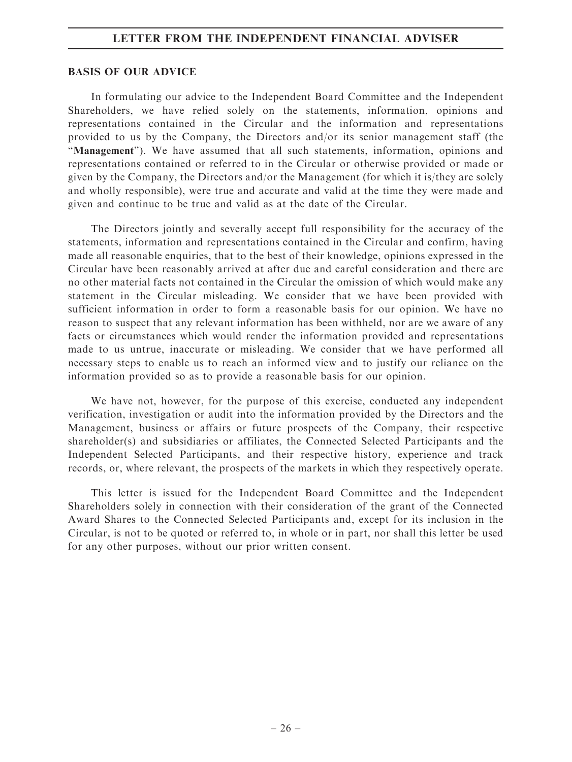## BASIS OF OUR ADVICE

In formulating our advice to the Independent Board Committee and the Independent Shareholders, we have relied solely on the statements, information, opinions and representations contained in the Circular and the information and representations provided to us by the Company, the Directors and/or its senior management staff (the "**Management**"). We have assumed that all such statements, information, opinions and representations contained or referred to in the Circular or otherwise provided or made or given by the Company, the Directors and/or the Management (for which it is/they are solely and wholly responsible), were true and accurate and valid at the time they were made and given and continue to be true and valid as at the date of the Circular.

The Directors jointly and severally accept full responsibility for the accuracy of the statements, information and representations contained in the Circular and confirm, having made all reasonable enquiries, that to the best of their knowledge, opinions expressed in the Circular have been reasonably arrived at after due and careful consideration and there are no other material facts not contained in the Circular the omission of which would make any statement in the Circular misleading. We consider that we have been provided with sufficient information in order to form a reasonable basis for our opinion. We have no reason to suspect that any relevant information has been withheld, nor are we aware of any facts or circumstances which would render the information provided and representations made to us untrue, inaccurate or misleading. We consider that we have performed all necessary steps to enable us to reach an informed view and to justify our reliance on the information provided so as to provide a reasonable basis for our opinion.

We have not, however, for the purpose of this exercise, conducted any independent verification, investigation or audit into the information provided by the Directors and the Management, business or affairs or future prospects of the Company, their respective shareholder(s) and subsidiaries or affiliates, the Connected Selected Participants and the Independent Selected Participants, and their respective history, experience and track records, or, where relevant, the prospects of the markets in which they respectively operate.

This letter is issued for the Independent Board Committee and the Independent Shareholders solely in connection with their consideration of the grant of the Connected Award Shares to the Connected Selected Participants and, except for its inclusion in the Circular, is not to be quoted or referred to, in whole or in part, nor shall this letter be used for any other purposes, without our prior written consent.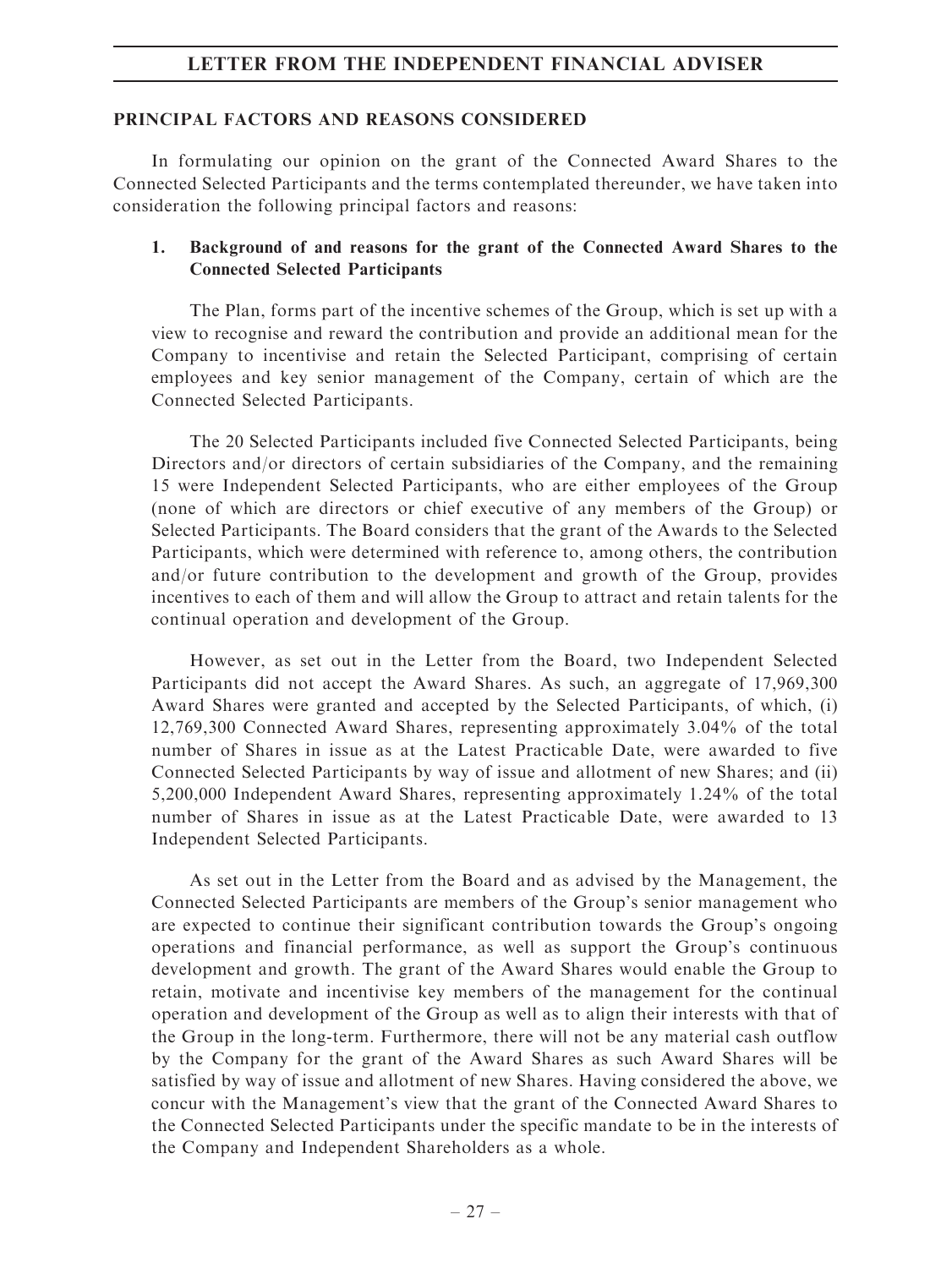## PRINCIPAL FACTORS AND REASONS CONSIDERED

In formulating our opinion on the grant of the Connected Award Shares to the Connected Selected Participants and the terms contemplated thereunder, we have taken into consideration the following principal factors and reasons:

### 1. Background of and reasons for the grant of the Connected Award Shares to the Connected Selected Participants

The Plan, forms part of the incentive schemes of the Group, which is set up with a view to recognise and reward the contribution and provide an additional mean for the Company to incentivise and retain the Selected Participant, comprising of certain employees and key senior management of the Company, certain of which are the Connected Selected Participants.

The 20 Selected Participants included five Connected Selected Participants, being Directors and/or directors of certain subsidiaries of the Company, and the remaining 15 were Independent Selected Participants, who are either employees of the Group (none of which are directors or chief executive of any members of the Group) or Selected Participants. The Board considers that the grant of the Awards to the Selected Participants, which were determined with reference to, among others, the contribution and/or future contribution to the development and growth of the Group, provides incentives to each of them and will allow the Group to attract and retain talents for the continual operation and development of the Group.

However, as set out in the Letter from the Board, two Independent Selected Participants did not accept the Award Shares. As such, an aggregate of 17,969,300 Award Shares were granted and accepted by the Selected Participants, of which, (i) 12,769,300 Connected Award Shares, representing approximately 3.04% of the total number of Shares in issue as at the Latest Practicable Date, were awarded to five Connected Selected Participants by way of issue and allotment of new Shares; and (ii) 5,200,000 Independent Award Shares, representing approximately 1.24% of the total number of Shares in issue as at the Latest Practicable Date, were awarded to 13 Independent Selected Participants.

As set out in the Letter from the Board and as advised by the Management, the Connected Selected Participants are members of the Group's senior management who are expected to continue their significant contribution towards the Group's ongoing operations and financial performance, as well as support the Group's continuous development and growth. The grant of the Award Shares would enable the Group to retain, motivate and incentivise key members of the management for the continual operation and development of the Group as well as to align their interests with that of the Group in the long-term. Furthermore, there will not be any material cash outflow by the Company for the grant of the Award Shares as such Award Shares will be satisfied by way of issue and allotment of new Shares. Having considered the above, we concur with the Management's view that the grant of the Connected Award Shares to the Connected Selected Participants under the specific mandate to be in the interests of the Company and Independent Shareholders as a whole.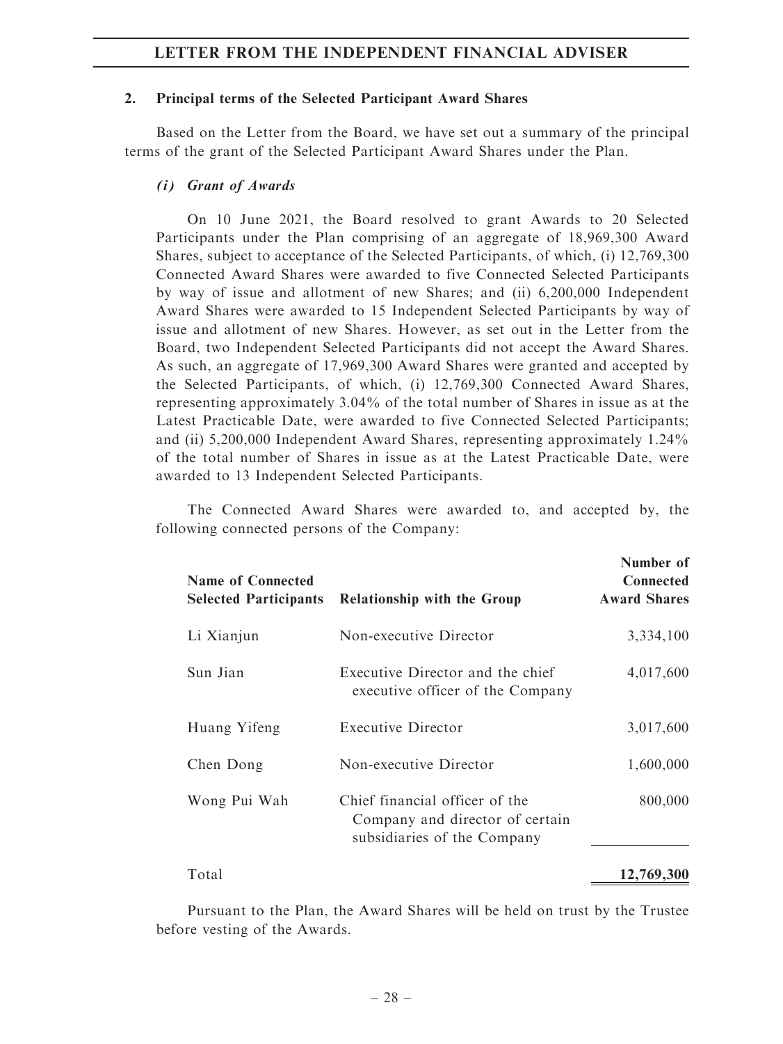## 2. Principal terms of the Selected Participant Award Shares

Based on the Letter from the Board, we have set out a summary of the principal terms of the grant of the Selected Participant Award Shares under the Plan.

### *(i) Grant of Awards*

On 10 June 2021, the Board resolved to grant Awards to 20 Selected Participants under the Plan comprising of an aggregate of 18,969,300 Award Shares, subject to acceptance of the Selected Participants, of which, (i) 12,769,300 Connected Award Shares were awarded to five Connected Selected Participants by way of issue and allotment of new Shares; and (ii) 6,200,000 Independent Award Shares were awarded to 15 Independent Selected Participants by way of issue and allotment of new Shares. However, as set out in the Letter from the Board, two Independent Selected Participants did not accept the Award Shares. As such, an aggregate of 17,969,300 Award Shares were granted and accepted by the Selected Participants, of which, (i) 12,769,300 Connected Award Shares, representing approximately 3.04% of the total number of Shares in issue as at the Latest Practicable Date, were awarded to five Connected Selected Participants; and (ii) 5,200,000 Independent Award Shares, representing approximately 1.24% of the total number of Shares in issue as at the Latest Practicable Date, were awarded to 13 Independent Selected Participants.

The Connected Award Shares were awarded to, and accepted by, the following connected persons of the Company:

| Name of Connected Selected Participants | Relationship with the Group | Number of Connected Award Shares |
|---|---|---|
| Li Xianjun | Non-executive Director | 3,334,100 |
| Sun Jian | Executive Director and the chief executive officer of the Company | 4,017,600 |
| Huang Yifeng | Executive Director | 3,017,600 |
| Chen Dong | Non-executive Director | 1,600,000 |
| Wong Pui Wah | Chief financial officer of the Company and director of certain subsidiaries of the Company | 800,000 |
| Total | | **12,769,300** |

Pursuant to the Plan, the Award Shares will be held on trust by the Trustee before vesting of the Awards.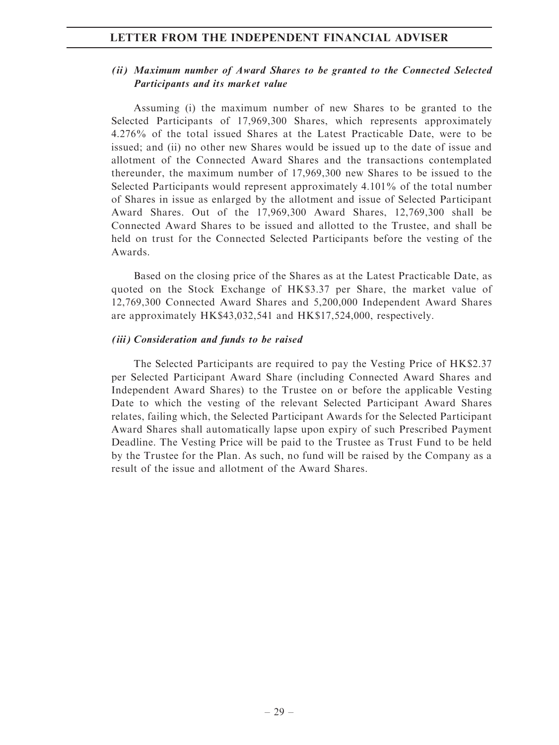### *(ii) Maximum number of Award Shares to be granted to the Connected Selected Participants and its market value*

Assuming (i) the maximum number of new Shares to be granted to the Selected Participants of 17,969,300 Shares, which represents approximately 4.276% of the total issued Shares at the Latest Practicable Date, were to be issued; and (ii) no other new Shares would be issued up to the date of issue and allotment of the Connected Award Shares and the transactions contemplated thereunder, the maximum number of 17,969,300 new Shares to be issued to the Selected Participants would represent approximately 4.101% of the total number of Shares in issue as enlarged by the allotment and issue of Selected Participant Award Shares. Out of the 17,969,300 Award Shares, 12,769,300 shall be Connected Award Shares to be issued and allotted to the Trustee, and shall be held on trust for the Connected Selected Participants before the vesting of the Awards.

Based on the closing price of the Shares as at the Latest Practicable Date, as quoted on the Stock Exchange of HK$3.37 per Share, the market value of 12,769,300 Connected Award Shares and 5,200,000 Independent Award Shares are approximately HK$43,032,541 and HK$17,524,000, respectively.

### *(iii) Consideration and funds to be raised*

The Selected Participants are required to pay the Vesting Price of HK$2.37 per Selected Participant Award Share (including Connected Award Shares and Independent Award Shares) to the Trustee on or before the applicable Vesting Date to which the vesting of the relevant Selected Participant Award Shares relates, failing which, the Selected Participant Awards for the Selected Participant Award Shares shall automatically lapse upon expiry of such Prescribed Payment Deadline. The Vesting Price will be paid to the Trustee as Trust Fund to be held by the Trustee for the Plan. As such, no fund will be raised by the Company as a result of the issue and allotment of the Award Shares.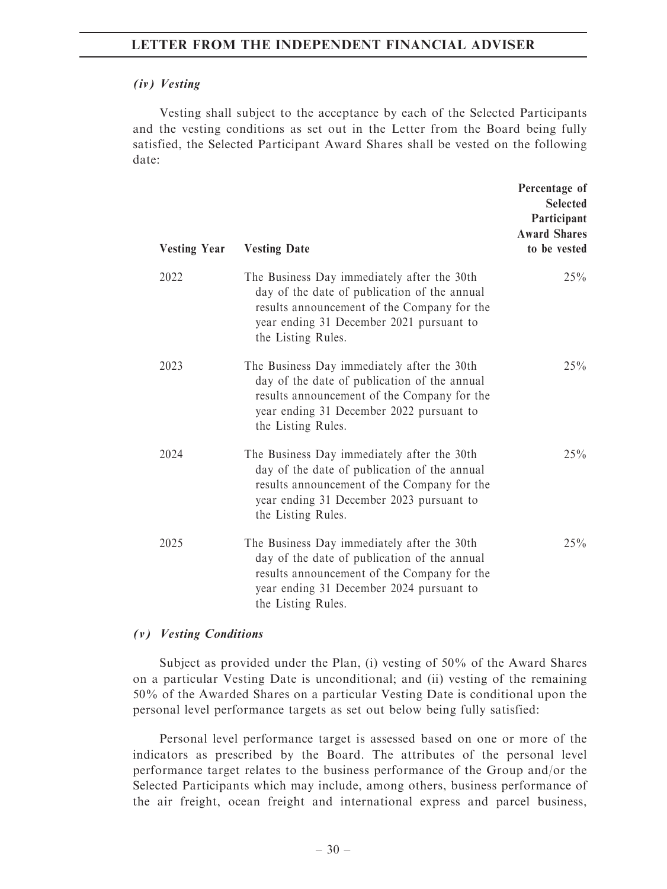#### *(iv) Vesting*

Vesting shall subject to the acceptance by each of the Selected Participants and the vesting conditions as set out in the Letter from the Board being fully satisfied, the Selected Participant Award Shares shall be vested on the following date:

| Vesting Year | Vesting Date | Percentage of Selected Participant Award Shares to be vested |
|---|---|---|
| 2022 | The Business Day immediately after the 30th day of the date of publication of the annual results announcement of the Company for the year ending 31 December 2021 pursuant to the Listing Rules. | 25% |
| 2023 | The Business Day immediately after the 30th day of the date of publication of the annual results announcement of the Company for the year ending 31 December 2022 pursuant to the Listing Rules. | 25% |
| 2024 | The Business Day immediately after the 30th day of the date of publication of the annual results announcement of the Company for the year ending 31 December 2023 pursuant to the Listing Rules. | 25% |
| 2025 | The Business Day immediately after the 30th day of the date of publication of the annual results announcement of the Company for the year ending 31 December 2024 pursuant to the Listing Rules. | 25% |

#### *(v) Vesting Conditions*

Subject as provided under the Plan, (i) vesting of 50% of the Award Shares on a particular Vesting Date is unconditional; and (ii) vesting of the remaining 50% of the Awarded Shares on a particular Vesting Date is conditional upon the personal level performance targets as set out below being fully satisfied:

Personal level performance target is assessed based on one or more of the indicators as prescribed by the Board. The attributes of the personal level performance target relates to the business performance of the Group and/or the Selected Participants which may include, among others, business performance of the air freight, ocean freight and international express and parcel business,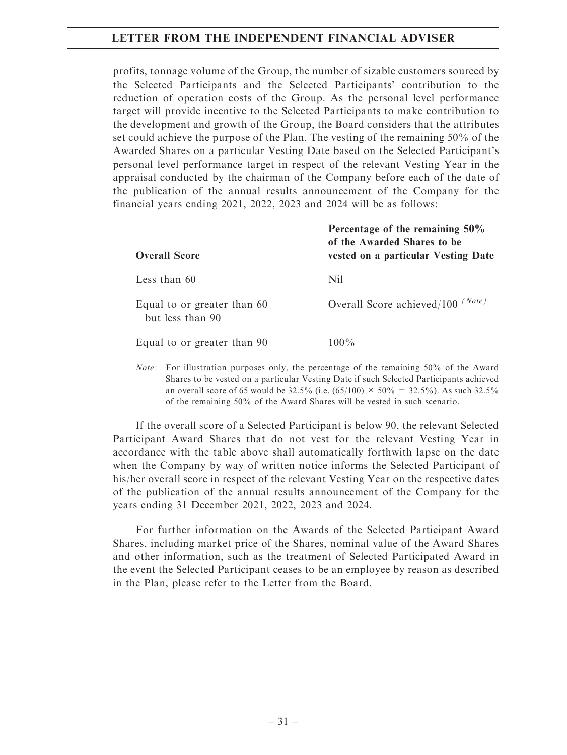profits, tonnage volume of the Group, the number of sizable customers sourced by the Selected Participants and the Selected Participants' contribution to the reduction of operation costs of the Group. As the personal level performance target will provide incentive to the Selected Participants to make contribution to the development and growth of the Group, the Board considers that the attributes set could achieve the purpose of the Plan. The vesting of the remaining 50% of the Awarded Shares on a particular Vesting Date based on the Selected Participant's personal level performance target in respect of the relevant Vesting Year in the appraisal conducted by the chairman of the Company before each of the date of the publication of the annual results announcement of the Company for the financial years ending 2021, 2022, 2023 and 2024 will be as follows:

| **Overall Score** | **Percentage of the remaining 50% of the Awarded Shares to be vested on a particular Vesting Date** |
|---|---|
| Less than 60 | Nil |
| Equal to or greater than 60 but less than 90 | Overall Score achieved/100 *(Note)* |
| Equal to or greater than 90 | 100% |

*Note:* For illustration purposes only, the percentage of the remaining 50% of the Award Shares to be vested on a particular Vesting Date if such Selected Participants achieved an overall score of 65 would be 32.5% (i.e. (65/100) × 50% = 32.5%). As such 32.5% of the remaining 50% of the Award Shares will be vested in such scenario.

If the overall score of a Selected Participant is below 90, the relevant Selected Participant Award Shares that do not vest for the relevant Vesting Year in accordance with the table above shall automatically forthwith lapse on the date when the Company by way of written notice informs the Selected Participant of his/her overall score in respect of the relevant Vesting Year on the respective dates of the publication of the annual results announcement of the Company for the years ending 31 December 2021, 2022, 2023 and 2024.

For further information on the Awards of the Selected Participant Award Shares, including market price of the Shares, nominal value of the Award Shares and other information, such as the treatment of Selected Participated Award in the event the Selected Participant ceases to be an employee by reason as described in the Plan, please refer to the Letter from the Board.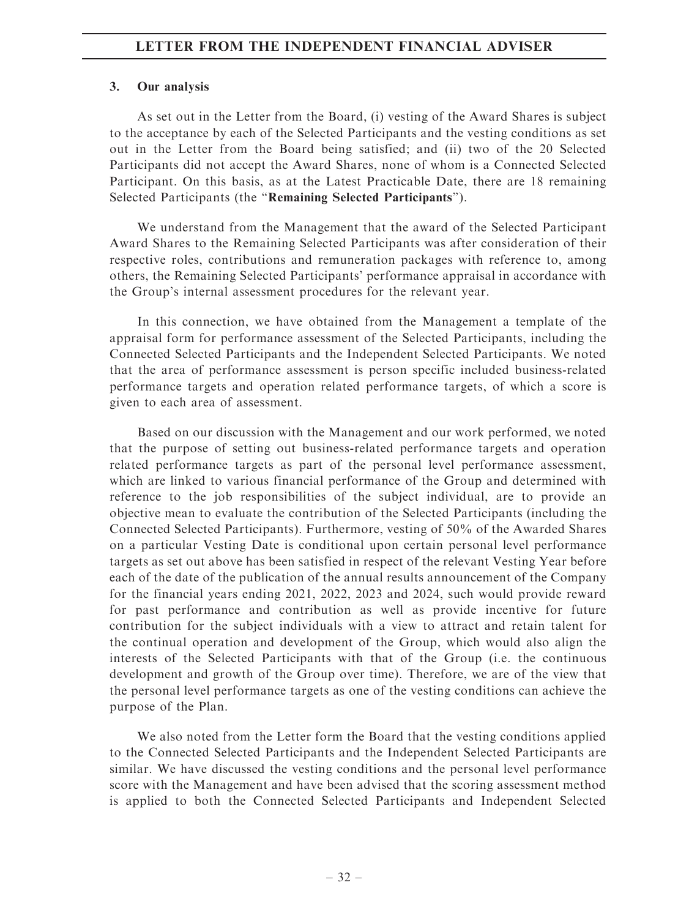### 3. Our analysis

As set out in the Letter from the Board, (i) vesting of the Award Shares is subject to the acceptance by each of the Selected Participants and the vesting conditions as set out in the Letter from the Board being satisfied; and (ii) two of the 20 Selected Participants did not accept the Award Shares, none of whom is a Connected Selected Participant. On this basis, as at the Latest Practicable Date, there are 18 remaining Selected Participants (the "**Remaining Selected Participants**").

We understand from the Management that the award of the Selected Participant Award Shares to the Remaining Selected Participants was after consideration of their respective roles, contributions and remuneration packages with reference to, among others, the Remaining Selected Participants' performance appraisal in accordance with the Group's internal assessment procedures for the relevant year.

In this connection, we have obtained from the Management a template of the appraisal form for performance assessment of the Selected Participants, including the Connected Selected Participants and the Independent Selected Participants. We noted that the area of performance assessment is person specific included business-related performance targets and operation related performance targets, of which a score is given to each area of assessment.

Based on our discussion with the Management and our work performed, we noted that the purpose of setting out business-related performance targets and operation related performance targets as part of the personal level performance assessment, which are linked to various financial performance of the Group and determined with reference to the job responsibilities of the subject individual, are to provide an objective mean to evaluate the contribution of the Selected Participants (including the Connected Selected Participants). Furthermore, vesting of 50% of the Awarded Shares on a particular Vesting Date is conditional upon certain personal level performance targets as set out above has been satisfied in respect of the relevant Vesting Year before each of the date of the publication of the annual results announcement of the Company for the financial years ending 2021, 2022, 2023 and 2024, such would provide reward for past performance and contribution as well as provide incentive for future contribution for the subject individuals with a view to attract and retain talent for the continual operation and development of the Group, which would also align the interests of the Selected Participants with that of the Group (i.e. the continuous development and growth of the Group over time). Therefore, we are of the view that the personal level performance targets as one of the vesting conditions can achieve the purpose of the Plan.

We also noted from the Letter form the Board that the vesting conditions applied to the Connected Selected Participants and the Independent Selected Participants are similar. We have discussed the vesting conditions and the personal level performance score with the Management and have been advised that the scoring assessment method is applied to both the Connected Selected Participants and Independent Selected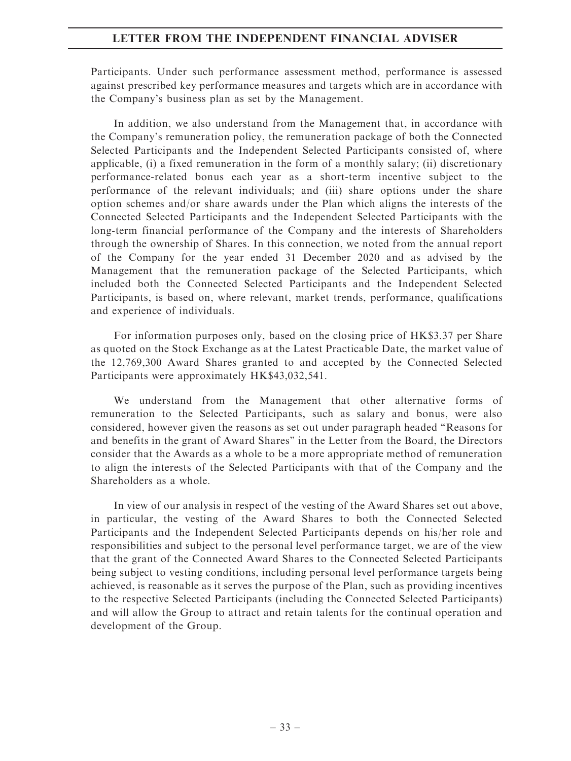Participants. Under such performance assessment method, performance is assessed against prescribed key performance measures and targets which are in accordance with the Company's business plan as set by the Management.

In addition, we also understand from the Management that, in accordance with the Company's remuneration policy, the remuneration package of both the Connected Selected Participants and the Independent Selected Participants consisted of, where applicable, (i) a fixed remuneration in the form of a monthly salary; (ii) discretionary performance-related bonus each year as a short-term incentive subject to the performance of the relevant individuals; and (iii) share options under the share option schemes and/or share awards under the Plan which aligns the interests of the Connected Selected Participants and the Independent Selected Participants with the long-term financial performance of the Company and the interests of Shareholders through the ownership of Shares. In this connection, we noted from the annual report of the Company for the year ended 31 December 2020 and as advised by the Management that the remuneration package of the Selected Participants, which included both the Connected Selected Participants and the Independent Selected Participants, is based on, where relevant, market trends, performance, qualifications and experience of individuals.

For information purposes only, based on the closing price of HK$3.37 per Share as quoted on the Stock Exchange as at the Latest Practicable Date, the market value of the 12,769,300 Award Shares granted to and accepted by the Connected Selected Participants were approximately HK$43,032,541.

We understand from the Management that other alternative forms of remuneration to the Selected Participants, such as salary and bonus, were also considered, however given the reasons as set out under paragraph headed "Reasons for and benefits in the grant of Award Shares" in the Letter from the Board, the Directors consider that the Awards as a whole to be a more appropriate method of remuneration to align the interests of the Selected Participants with that of the Company and the Shareholders as a whole.

In view of our analysis in respect of the vesting of the Award Shares set out above, in particular, the vesting of the Award Shares to both the Connected Selected Participants and the Independent Selected Participants depends on his/her role and responsibilities and subject to the personal level performance target, we are of the view that the grant of the Connected Award Shares to the Connected Selected Participants being subject to vesting conditions, including personal level performance targets being achieved, is reasonable as it serves the purpose of the Plan, such as providing incentives to the respective Selected Participants (including the Connected Selected Participants) and will allow the Group to attract and retain talents for the continual operation and development of the Group.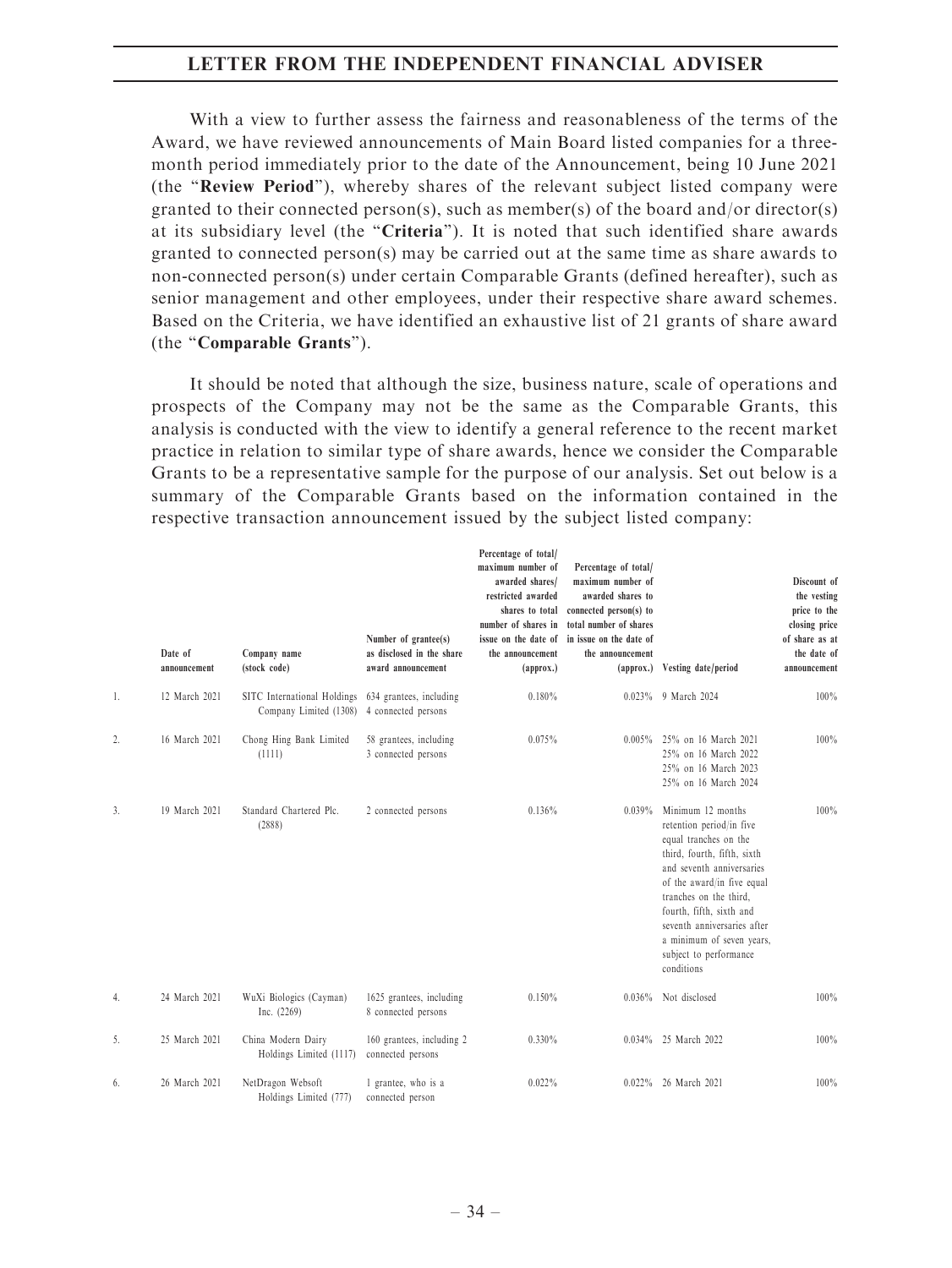With a view to further assess the fairness and reasonableness of the terms of the Award, we have reviewed announcements of Main Board listed companies for a three-month period immediately prior to the date of the Announcement, being 10 June 2021 (the "**Review Period**"), whereby shares of the relevant subject listed company were granted to their connected person(s), such as member(s) of the board and/or director(s) at its subsidiary level (the "**Criteria**"). It is noted that such identified share awards granted to connected person(s) may be carried out at the same time as share awards to non-connected person(s) under certain Comparable Grants (defined hereafter), such as senior management and other employees, under their respective share award schemes. Based on the Criteria, we have identified an exhaustive list of 21 grants of share award (the "**Comparable Grants**").

It should be noted that although the size, business nature, scale of operations and prospects of the Company may not be the same as the Comparable Grants, this analysis is conducted with the view to identify a general reference to the recent market practice in relation to similar type of share awards, hence we consider the Comparable Grants to be a representative sample for the purpose of our analysis. Set out below is a summary of the Comparable Grants based on the information contained in the respective transaction announcement issued by the subject listed company:

| | Date of announcement | Company name (stock code) | Number of grantee(s) as disclosed in the share award announcement | Percentage of total/ maximum number of awarded shares/ restricted awarded shares to total number of shares in issue on the date of the announcement (approx.) | Percentage of total/ maximum number of awarded shares to connected person(s) to total number of shares in issue on the date of the announcement (approx.) | Vesting date/period | Discount of the vesting price to the closing price of share as at the date of announcement |
|---|---|---|---|---|---|---|---|
| 1. | 12 March 2021 | SITC International Holdings Company Limited (1308) | 634 grantees, including 4 connected persons | 0.180% | 0.023% | 9 March 2024 | 100% |
| 2. | 16 March 2021 | Chong Hing Bank Limited (1111) | 58 grantees, including 3 connected persons | 0.075% | 0.005% | 25% on 16 March 2021<br>25% on 16 March 2022<br>25% on 16 March 2023<br>25% on 16 March 2024 | 100% |
| 3. | 19 March 2021 | Standard Chartered Plc. (2888) | 2 connected persons | 0.136% | 0.039% | Minimum 12 months retention period/in five equal tranches on the third, fourth, fifth, sixth and seventh anniversaries of the award/in five equal tranches on the third, fourth, fifth, sixth and seventh anniversaries after a minimum of seven years, subject to performance conditions | 100% |
| 4. | 24 March 2021 | WuXi Biologics (Cayman) Inc. (2269) | 1625 grantees, including 8 connected persons | 0.150% | 0.036% | Not disclosed | 100% |
| 5. | 25 March 2021 | China Modern Dairy Holdings Limited (1117) | 160 grantees, including 2 connected persons | 0.330% | 0.034% | 25 March 2022 | 100% |
| 6. | 26 March 2021 | NetDragon Websoft Holdings Limited (777) | 1 grantee, who is a connected person | 0.022% | 0.022% | 26 March 2021 | 100% |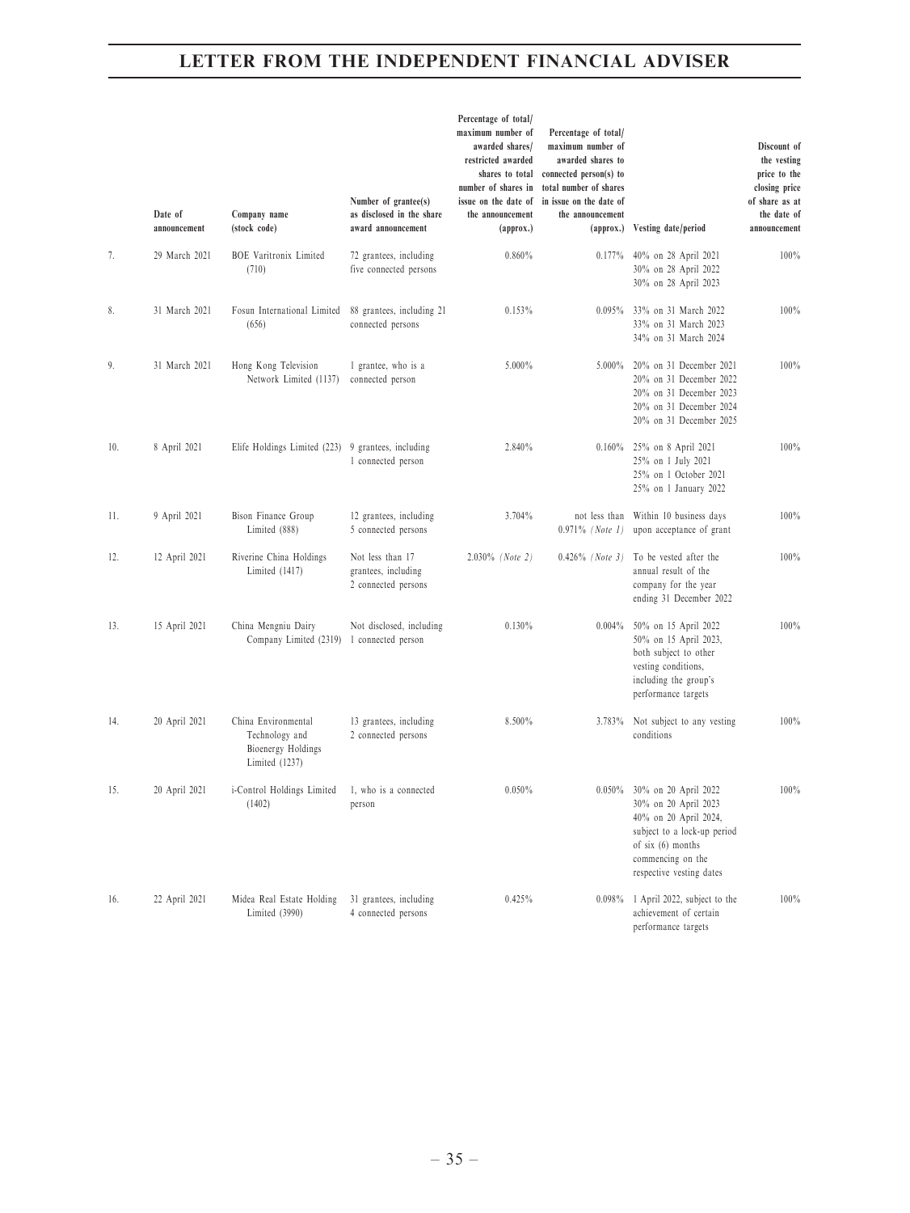# LETTER FROM THE INDEPENDENT FINANCIAL ADVISER

| | Date of announcement | Company name (stock code) | Number of grantee(s) as disclosed in the share award announcement | Percentage of total/ maximum number of awarded shares/ restricted awarded shares to total number of shares in issue on the date of the announcement (approx.) | Percentage of total/ maximum number of awarded shares to connected person(s) to total number of shares in issue on the date of the announcement (approx.) | Vesting date/period | Discount of the vesting price to the closing price of share as at the date of announcement |
|---|---|---|---|---|---|---|---|
| 7. | 29 March 2021 | BOE Varitronix Limited (710) | 72 grantees, including five connected persons | 0.860% | 0.177% | 40% on 28 April 2021<br>30% on 28 April 2022<br>30% on 28 April 2023 | 100% |
| 8. | 31 March 2021 | Fosun International Limited (656) | 88 grantees, including 21 connected persons | 0.153% | 0.095% | 33% on 31 March 2022<br>33% on 31 March 2023<br>34% on 31 March 2024 | 100% |
| 9. | 31 March 2021 | Hong Kong Television Network Limited (1137) | 1 grantee, who is a connected person | 5.000% | 5.000% | 20% on 31 December 2021<br>20% on 31 December 2022<br>20% on 31 December 2023<br>20% on 31 December 2024<br>20% on 31 December 2025 | 100% |
| 10. | 8 April 2021 | Elife Holdings Limited (223) | 9 grantees, including 1 connected person | 2.840% | 0.160% | 25% on 8 April 2021<br>25% on 1 July 2021<br>25% on 1 October 2021<br>25% on 1 January 2022 | 100% |
| 11. | 9 April 2021 | Bison Finance Group Limited (888) | 12 grantees, including 5 connected persons | 3.704% | not less than 0.971% *(Note 1)* | Within 10 business days upon acceptance of grant | 100% |
| 12. | 12 April 2021 | Riverine China Holdings Limited (1417) | Not less than 17 grantees, including 2 connected persons | 2.030% *(Note 2)* | 0.426% *(Note 3)* | To be vested after the annual result of the company for the year ending 31 December 2022 | 100% |
| 13. | 15 April 2021 | China Mengniu Dairy Company Limited (2319) | Not disclosed, including 1 connected person | 0.130% | 0.004% | 50% on 15 April 2022<br>50% on 15 April 2023, both subject to other vesting conditions, including the group's performance targets | 100% |
| 14. | 20 April 2021 | China Environmental Technology and Bioenergy Holdings Limited (1237) | 13 grantees, including 2 connected persons | 8.500% | 3.783% | Not subject to any vesting conditions | 100% |
| 15. | 20 April 2021 | i-Control Holdings Limited (1402) | 1, who is a connected person | 0.050% | 0.050% | 30% on 20 April 2022<br>30% on 20 April 2023<br>40% on 20 April 2024, subject to a lock-up period of six (6) months commencing on the respective vesting dates | 100% |
| 16. | 22 April 2021 | Midea Real Estate Holding Limited (3990) | 31 grantees, including 4 connected persons | 0.425% | 0.098% | 1 April 2022, subject to the achievement of certain performance targets | 100% |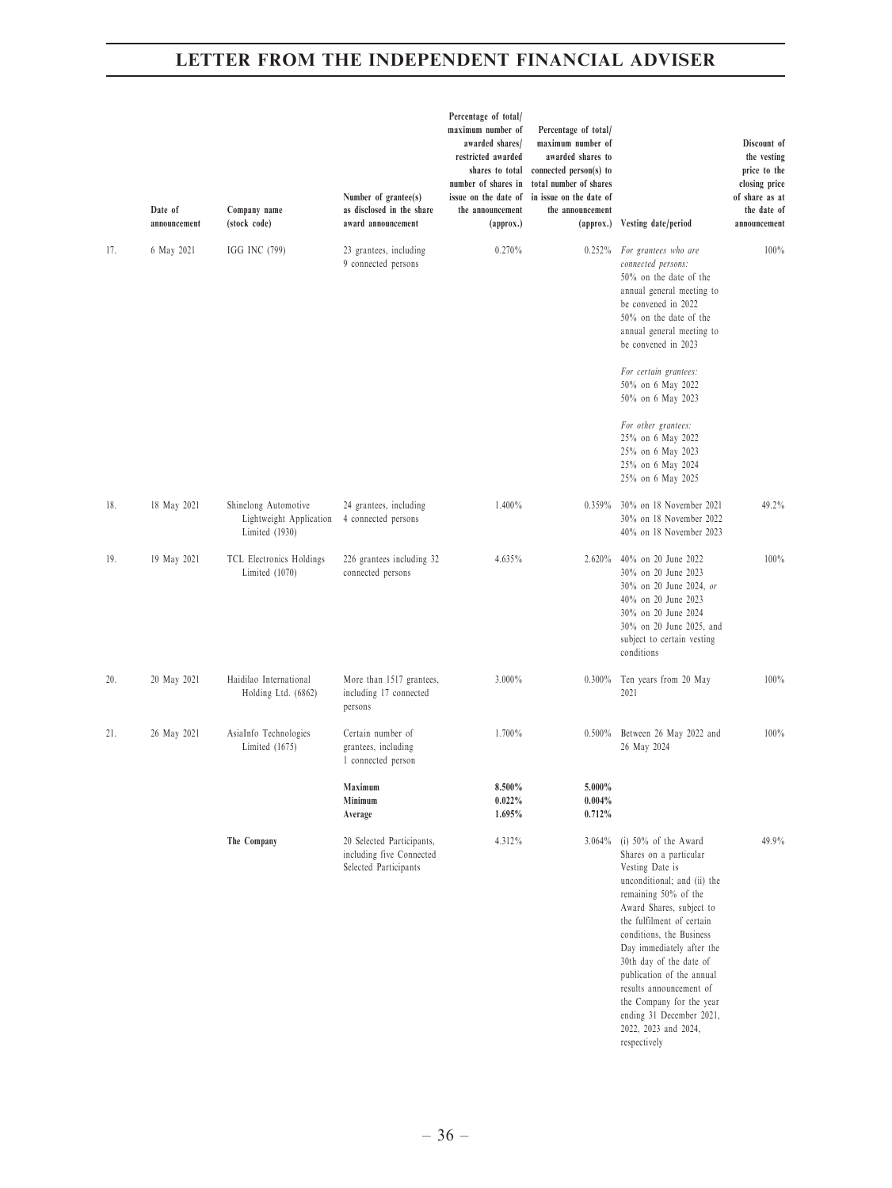| | Date of announcement | Company name (stock code) | Number of grantee(s) as disclosed in the share award announcement | Percentage of total/ maximum number of awarded shares/ restricted awarded shares to total number of shares in issue on the date of the announcement (approx.) | Percentage of total/ maximum number of awarded shares to connected person(s) to total number of shares in issue on the date of the announcement (approx.) | Vesting date/period | Discount of the vesting price to the closing price of share as at the date of announcement |
|---|---|---|---|---|---|---|---|
| 17. | 6 May 2021 | IGG INC (799) | 23 grantees, including 9 connected persons | 0.270% | 0.252% | *For grantees who are connected persons:* 50% on the date of the annual general meeting to be convened in 2022 50% on the date of the annual general meeting to be convened in 2023 *For certain grantees:* 50% on 6 May 2022 50% on 6 May 2023 *For other grantees:* 25% on 6 May 2022 25% on 6 May 2023 25% on 6 May 2024 25% on 6 May 2025 | 100% |
| 18. | 18 May 2021 | Shinelong Automotive Lightweight Application Limited (1930) | 24 grantees, including 4 connected persons | 1.400% | 0.359% | 30% on 18 November 2021 30% on 18 November 2022 40% on 18 November 2023 | 49.2% |
| 19. | 19 May 2021 | TCL Electronics Holdings Limited (1070) | 226 grantees including 32 connected persons | 4.635% | 2.620% | 40% on 20 June 2022 30% on 20 June 2023 30% on 20 June 2024, *or* 40% on 20 June 2023 30% on 20 June 2024 30% on 20 June 2025, and subject to certain vesting conditions | 100% |
| 20. | 20 May 2021 | Haidilao International Holding Ltd. (6862) | More than 1517 grantees, including 17 connected persons | 3.000% | 0.300% | Ten years from 20 May 2021 | 100% |
| 21. | 26 May 2021 | AsiaInfo Technologies Limited (1675) | Certain number of grantees, including 1 connected person | 1.700% | 0.500% | Between 26 May 2022 and 26 May 2024 | 100% |
| | | | **Maximum** | **8.500%** | **5.000%** | | |
| | | | **Minimum** | **0.022%** | **0.004%** | | |
| | | | **Average** | **1.695%** | **0.712%** | | |
| | | **The Company** | 20 Selected Participants, including five Connected Selected Participants | 4.312% | 3.064% | (i) 50% of the Award Shares on a particular Vesting Date is unconditional; and (ii) the remaining 50% of the Award Shares, subject to the fulfilment of certain conditions, the Business Day immediately after the 30th day of the date of publication of the annual results announcement of the Company for the year ending 31 December 2021, 2022, 2023 and 2024, respectively | 49.9% |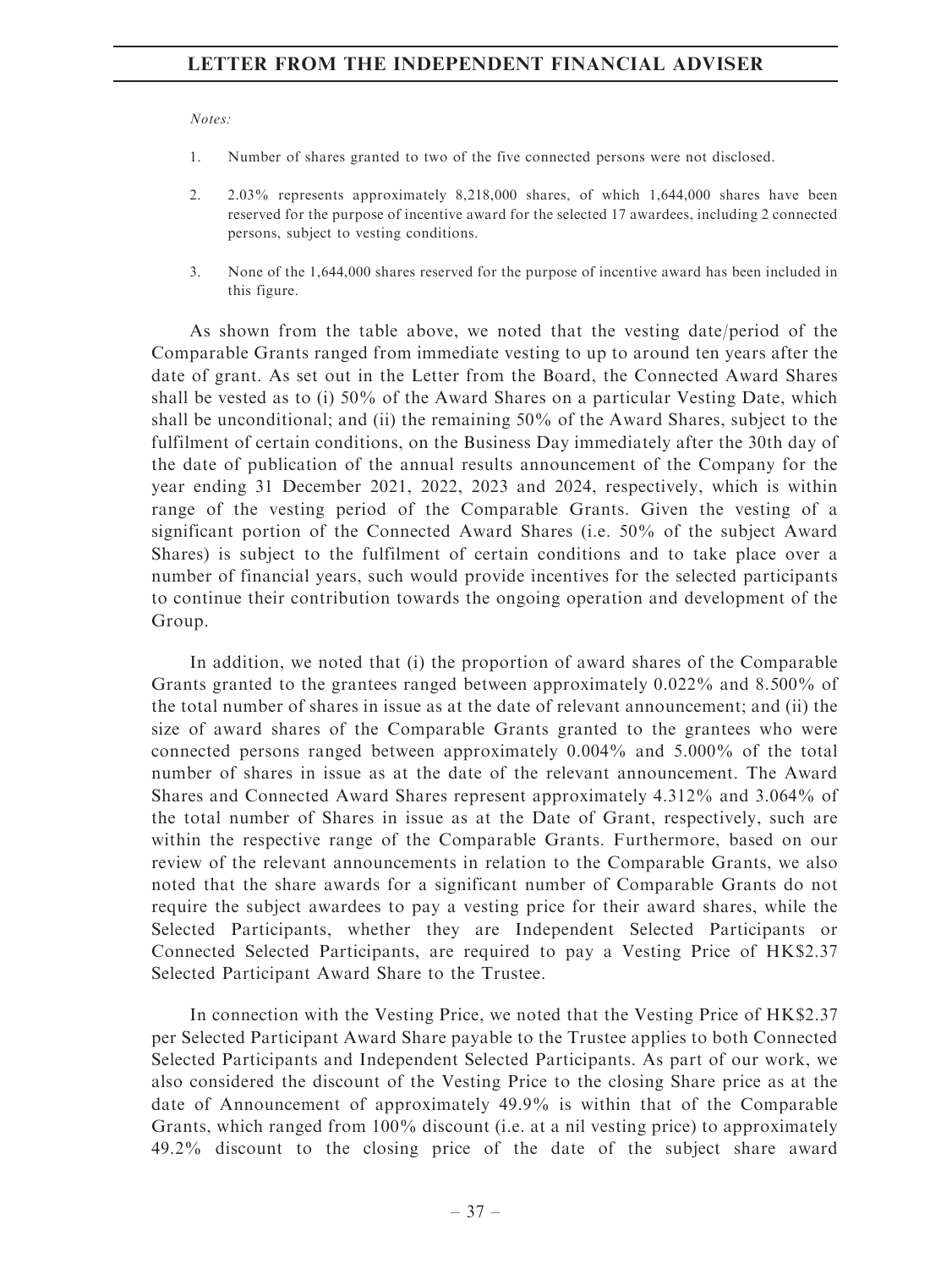*Notes:*

1. Number of shares granted to two of the five connected persons were not disclosed.

2. 2.03% represents approximately 8,218,000 shares, of which 1,644,000 shares have been reserved for the purpose of incentive award for the selected 17 awardees, including 2 connected persons, subject to vesting conditions.

3. None of the 1,644,000 shares reserved for the purpose of incentive award has been included in this figure.

As shown from the table above, we noted that the vesting date/period of the Comparable Grants ranged from immediate vesting to up to around ten years after the date of grant. As set out in the Letter from the Board, the Connected Award Shares shall be vested as to (i) 50% of the Award Shares on a particular Vesting Date, which shall be unconditional; and (ii) the remaining 50% of the Award Shares, subject to the fulfilment of certain conditions, on the Business Day immediately after the 30th day of the date of publication of the annual results announcement of the Company for the year ending 31 December 2021, 2022, 2023 and 2024, respectively, which is within range of the vesting period of the Comparable Grants. Given the vesting of a significant portion of the Connected Award Shares (i.e. 50% of the subject Award Shares) is subject to the fulfilment of certain conditions and to take place over a number of financial years, such would provide incentives for the selected participants to continue their contribution towards the ongoing operation and development of the Group.

In addition, we noted that (i) the proportion of award shares of the Comparable Grants granted to the grantees ranged between approximately 0.022% and 8.500% of the total number of shares in issue as at the date of relevant announcement; and (ii) the size of award shares of the Comparable Grants granted to the grantees who were connected persons ranged between approximately 0.004% and 5.000% of the total number of shares in issue as at the date of the relevant announcement. The Award Shares and Connected Award Shares represent approximately 4.312% and 3.064% of the total number of Shares in issue as at the Date of Grant, respectively, such are within the respective range of the Comparable Grants. Furthermore, based on our review of the relevant announcements in relation to the Comparable Grants, we also noted that the share awards for a significant number of Comparable Grants do not require the subject awardees to pay a vesting price for their award shares, while the Selected Participants, whether they are Independent Selected Participants or Connected Selected Participants, are required to pay a Vesting Price of HK$2.37 Selected Participant Award Share to the Trustee.

In connection with the Vesting Price, we noted that the Vesting Price of HK$2.37 per Selected Participant Award Share payable to the Trustee applies to both Connected Selected Participants and Independent Selected Participants. As part of our work, we also considered the discount of the Vesting Price to the closing Share price as at the date of Announcement of approximately 49.9% is within that of the Comparable Grants, which ranged from 100% discount (i.e. at a nil vesting price) to approximately 49.2% discount to the closing price of the date of the subject share award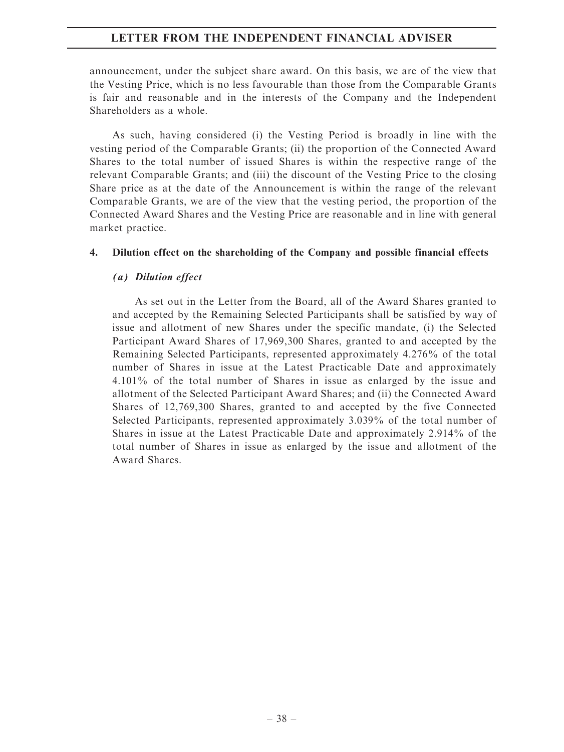announcement, under the subject share award. On this basis, we are of the view that the Vesting Price, which is no less favourable than those from the Comparable Grants is fair and reasonable and in the interests of the Company and the Independent Shareholders as a whole.

As such, having considered (i) the Vesting Period is broadly in line with the vesting period of the Comparable Grants; (ii) the proportion of the Connected Award Shares to the total number of issued Shares is within the respective range of the relevant Comparable Grants; and (iii) the discount of the Vesting Price to the closing Share price as at the date of the Announcement is within the range of the relevant Comparable Grants, we are of the view that the vesting period, the proportion of the Connected Award Shares and the Vesting Price are reasonable and in line with general market practice.

#### 4. Dilution effect on the shareholding of the Company and possible financial effects

##### *(a) Dilution effect*

As set out in the Letter from the Board, all of the Award Shares granted to and accepted by the Remaining Selected Participants shall be satisfied by way of issue and allotment of new Shares under the specific mandate, (i) the Selected Participant Award Shares of 17,969,300 Shares, granted to and accepted by the Remaining Selected Participants, represented approximately 4.276% of the total number of Shares in issue at the Latest Practicable Date and approximately 4.101% of the total number of Shares in issue as enlarged by the issue and allotment of the Selected Participant Award Shares; and (ii) the Connected Award Shares of 12,769,300 Shares, granted to and accepted by the five Connected Selected Participants, represented approximately 3.039% of the total number of Shares in issue at the Latest Practicable Date and approximately 2.914% of the total number of Shares in issue as enlarged by the issue and allotment of the Award Shares.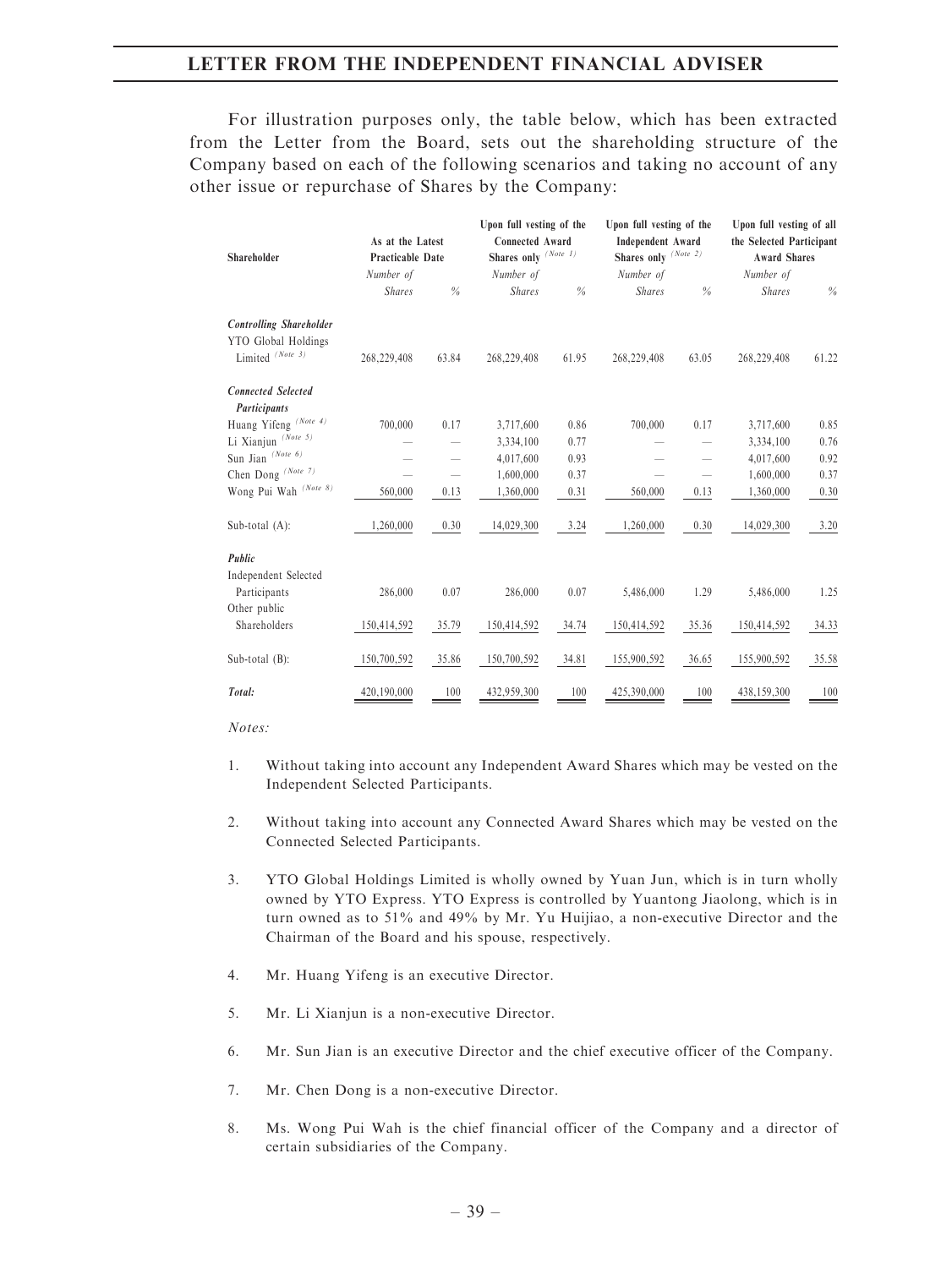# LETTER FROM THE INDEPENDENT FINANCIAL ADVISER

For illustration purposes only, the table below, which has been extracted from the Letter from the Board, sets out the shareholding structure of the Company based on each of the following scenarios and taking no account of any other issue or repurchase of Shares by the Company:

| Shareholder | As at the Latest Practicable Date | | Upon full vesting of the Connected Award Shares only (Note 1) | | Upon full vesting of the Independent Award Shares only (Note 2) | | Upon full vesting of all the Selected Participant Award Shares | |
|---|---|---|---|---|---|---|---|---|
| | *Number of Shares* | *%* | *Number of Shares* | *%* | *Number of Shares* | *%* | *Number of Shares* | *%* |
| ***Controlling Shareholder*** | | | | | | | | |
| YTO Global Holdings Limited (Note 3) | 268,229,408 | 63.84 | 268,229,408 | 61.95 | 268,229,408 | 63.05 | 268,229,408 | 61.22 |
| ***Connected Selected Participants*** | | | | | | | | |
| Huang Yifeng (Note 4) | 700,000 | 0.17 | 3,717,600 | 0.86 | 700,000 | 0.17 | 3,717,600 | 0.85 |
| Li Xianjun (Note 5) | — | — | 3,334,100 | 0.77 | — | — | 3,334,100 | 0.76 |
| Sun Jian (Note 6) | — | — | 4,017,600 | 0.93 | — | — | 4,017,600 | 0.92 |
| Chen Dong (Note 7) | — | — | 1,600,000 | 0.37 | — | — | 1,600,000 | 0.37 |
| Wong Pui Wah (Note 8) | 560,000 | 0.13 | 1,360,000 | 0.31 | 560,000 | 0.13 | 1,360,000 | 0.30 |
| Sub-total (A): | 1,260,000 | 0.30 | 14,029,300 | 3.24 | 1,260,000 | 0.30 | 14,029,300 | 3.20 |
| ***Public*** | | | | | | | | |
| Independent Selected Participants | 286,000 | 0.07 | 286,000 | 0.07 | 5,486,000 | 1.29 | 5,486,000 | 1.25 |
| Other public Shareholders | 150,414,592 | 35.79 | 150,414,592 | 34.74 | 150,414,592 | 35.36 | 150,414,592 | 34.33 |
| Sub-total (B): | 150,700,592 | 35.86 | 150,700,592 | 34.81 | 155,900,592 | 36.65 | 155,900,592 | 35.58 |
| ***Total:*** | 420,190,000 | 100 | 432,959,300 | 100 | 425,390,000 | 100 | 438,159,300 | 100 |

*Notes:*

1. Without taking into account any Independent Award Shares which may be vested on the Independent Selected Participants.

2. Without taking into account any Connected Award Shares which may be vested on the Connected Selected Participants.

3. YTO Global Holdings Limited is wholly owned by Yuan Jun, which is in turn wholly owned by YTO Express. YTO Express is controlled by Yuantong Jiaolong, which is in turn owned as to 51% and 49% by Mr. Yu Huijiao, a non-executive Director and the Chairman of the Board and his spouse, respectively.

4. Mr. Huang Yifeng is an executive Director.

5. Mr. Li Xianjun is a non-executive Director.

6. Mr. Sun Jian is an executive Director and the chief executive officer of the Company.

7. Mr. Chen Dong is a non-executive Director.

8. Ms. Wong Pui Wah is the chief financial officer of the Company and a director of certain subsidiaries of the Company.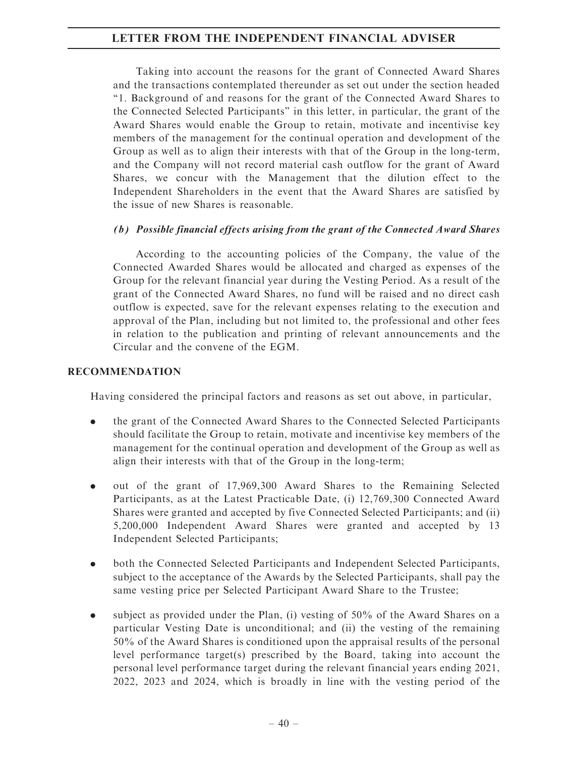Taking into account the reasons for the grant of Connected Award Shares and the transactions contemplated thereunder as set out under the section headed "1. Background of and reasons for the grant of the Connected Award Shares to the Connected Selected Participants" in this letter, in particular, the grant of the Award Shares would enable the Group to retain, motivate and incentivise key members of the management for the continual operation and development of the Group as well as to align their interests with that of the Group in the long-term, and the Company will not record material cash outflow for the grant of Award Shares, we concur with the Management that the dilution effect to the Independent Shareholders in the event that the Award Shares are satisfied by the issue of new Shares is reasonable.

*(b) Possible financial effects arising from the grant of the Connected Award Shares*

According to the accounting policies of the Company, the value of the Connected Awarded Shares would be allocated and charged as expenses of the Group for the relevant financial year during the Vesting Period. As a result of the grant of the Connected Award Shares, no fund will be raised and no direct cash outflow is expected, save for the relevant expenses relating to the execution and approval of the Plan, including but not limited to, the professional and other fees in relation to the publication and printing of relevant announcements and the Circular and the convene of the EGM.

## RECOMMENDATION

Having considered the principal factors and reasons as set out above, in particular,

- the grant of the Connected Award Shares to the Connected Selected Participants should facilitate the Group to retain, motivate and incentivise key members of the management for the continual operation and development of the Group as well as align their interests with that of the Group in the long-term;
- out of the grant of 17,969,300 Award Shares to the Remaining Selected Participants, as at the Latest Practicable Date, (i) 12,769,300 Connected Award Shares were granted and accepted by five Connected Selected Participants; and (ii) 5,200,000 Independent Award Shares were granted and accepted by 13 Independent Selected Participants;
- both the Connected Selected Participants and Independent Selected Participants, subject to the acceptance of the Awards by the Selected Participants, shall pay the same vesting price per Selected Participant Award Share to the Trustee;
- subject as provided under the Plan, (i) vesting of 50% of the Award Shares on a particular Vesting Date is unconditional; and (ii) the vesting of the remaining 50% of the Award Shares is conditioned upon the appraisal results of the personal level performance target(s) prescribed by the Board, taking into account the personal level performance target during the relevant financial years ending 2021, 2022, 2023 and 2024, which is broadly in line with the vesting period of the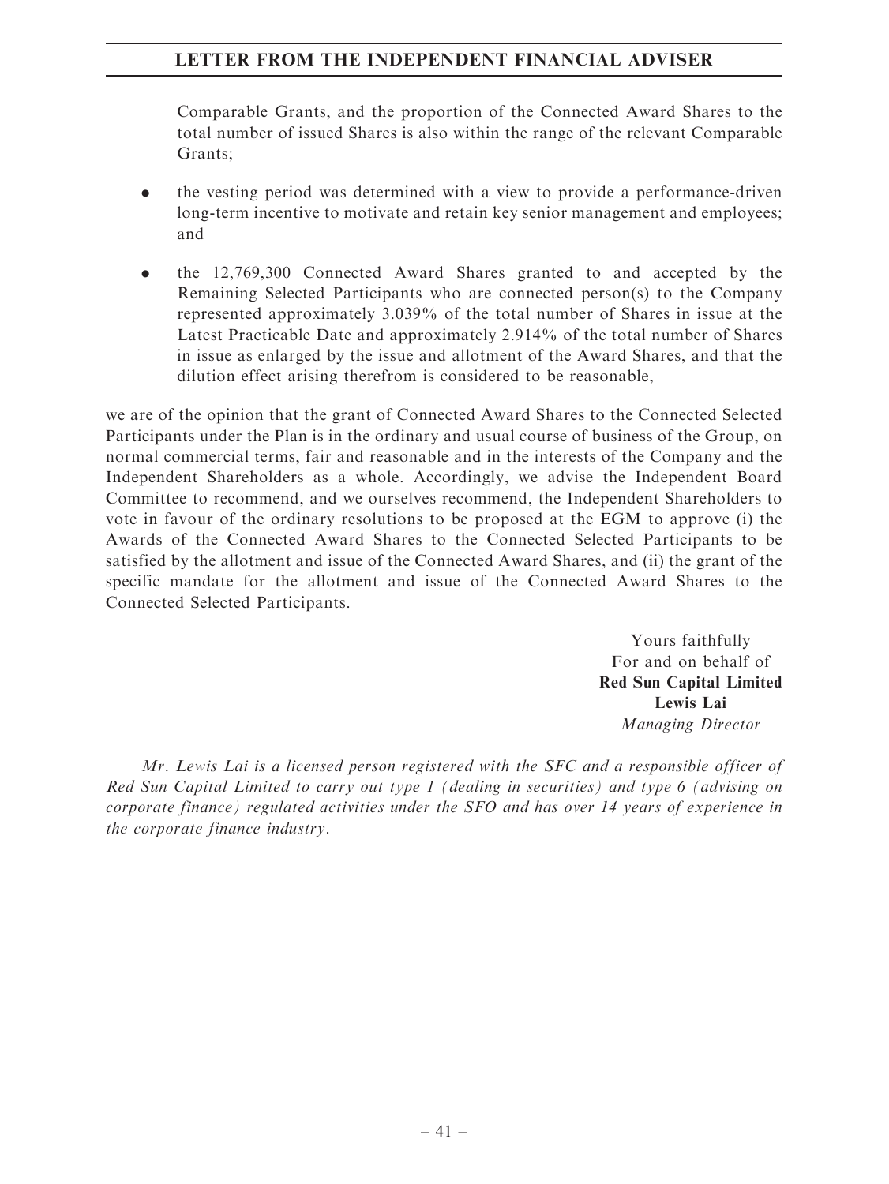Comparable Grants, and the proportion of the Connected Award Shares to the total number of issued Shares is also within the range of the relevant Comparable Grants;

- the vesting period was determined with a view to provide a performance-driven long-term incentive to motivate and retain key senior management and employees; and

- the 12,769,300 Connected Award Shares granted to and accepted by the Remaining Selected Participants who are connected person(s) to the Company represented approximately 3.039% of the total number of Shares in issue at the Latest Practicable Date and approximately 2.914% of the total number of Shares in issue as enlarged by the issue and allotment of the Award Shares, and that the dilution effect arising therefrom is considered to be reasonable,

we are of the opinion that the grant of Connected Award Shares to the Connected Selected Participants under the Plan is in the ordinary and usual course of business of the Group, on normal commercial terms, fair and reasonable and in the interests of the Company and the Independent Shareholders as a whole. Accordingly, we advise the Independent Board Committee to recommend, and we ourselves recommend, the Independent Shareholders to vote in favour of the ordinary resolutions to be proposed at the EGM to approve (i) the Awards of the Connected Award Shares to the Connected Selected Participants to be satisfied by the allotment and issue of the Connected Award Shares, and (ii) the grant of the specific mandate for the allotment and issue of the Connected Award Shares to the Connected Selected Participants.

Yours faithfully
For and on behalf of
**Red Sun Capital Limited**
**Lewis Lai**
*Managing Director*

*Mr. Lewis Lai is a licensed person registered with the SFC and a responsible officer of Red Sun Capital Limited to carry out type 1 (dealing in securities) and type 6 (advising on corporate finance) regulated activities under the SFO and has over 14 years of experience in the corporate finance industry.*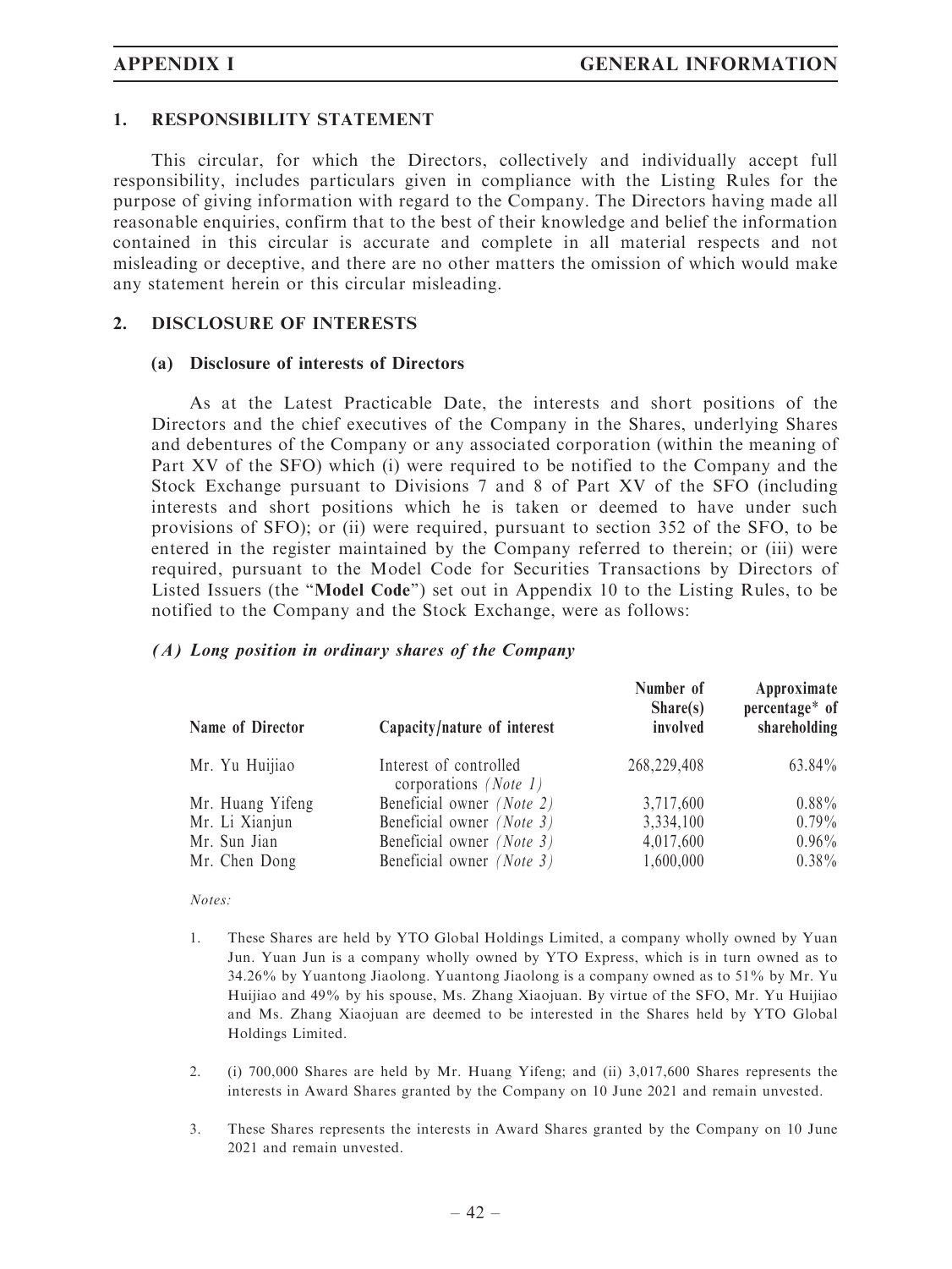## 1. RESPONSIBILITY STATEMENT

This circular, for which the Directors, collectively and individually accept full responsibility, includes particulars given in compliance with the Listing Rules for the purpose of giving information with regard to the Company. The Directors having made all reasonable enquiries, confirm that to the best of their knowledge and belief the information contained in this circular is accurate and complete in all material respects and not misleading or deceptive, and there are no other matters the omission of which would make any statement herein or this circular misleading.

## 2. DISCLOSURE OF INTERESTS

### (a) Disclosure of interests of Directors

As at the Latest Practicable Date, the interests and short positions of the Directors and the chief executives of the Company in the Shares, underlying Shares and debentures of the Company or any associated corporation (within the meaning of Part XV of the SFO) which (i) were required to be notified to the Company and the Stock Exchange pursuant to Divisions 7 and 8 of Part XV of the SFO (including interests and short positions which he is taken or deemed to have under such provisions of SFO); or (ii) were required, pursuant to section 352 of the SFO, to be entered in the register maintained by the Company referred to therein; or (iii) were required, pursuant to the Model Code for Securities Transactions by Directors of Listed Issuers (the "**Model Code**") set out in Appendix 10 to the Listing Rules, to be notified to the Company and the Stock Exchange, were as follows:

***(A) Long position in ordinary shares of the Company***

| Name of Director | Capacity/nature of interest | Number of Share(s) involved | Approximate percentage* of shareholding |
|---|---|---|---|
| Mr. Yu Huijiao | Interest of controlled corporations *(Note 1)* | 268,229,408 | 63.84% |
| Mr. Huang Yifeng | Beneficial owner *(Note 2)* | 3,717,600 | 0.88% |
| Mr. Li Xianjun | Beneficial owner *(Note 3)* | 3,334,100 | 0.79% |
| Mr. Sun Jian | Beneficial owner *(Note 3)* | 4,017,600 | 0.96% |
| Mr. Chen Dong | Beneficial owner *(Note 3)* | 1,600,000 | 0.38% |

*Notes:*

1. These Shares are held by YTO Global Holdings Limited, a company wholly owned by Yuan Jun. Yuan Jun is a company wholly owned by YTO Express, which is in turn owned as to 34.26% by Yuantong Jiaolong. Yuantong Jiaolong is a company owned as to 51% by Mr. Yu Huijiao and 49% by his spouse, Ms. Zhang Xiaojuan. By virtue of the SFO, Mr. Yu Huijiao and Ms. Zhang Xiaojuan are deemed to be interested in the Shares held by YTO Global Holdings Limited.

2. (i) 700,000 Shares are held by Mr. Huang Yifeng; and (ii) 3,017,600 Shares represents the interests in Award Shares granted by the Company on 10 June 2021 and remain unvested.

3. These Shares represents the interests in Award Shares granted by the Company on 10 June 2021 and remain unvested.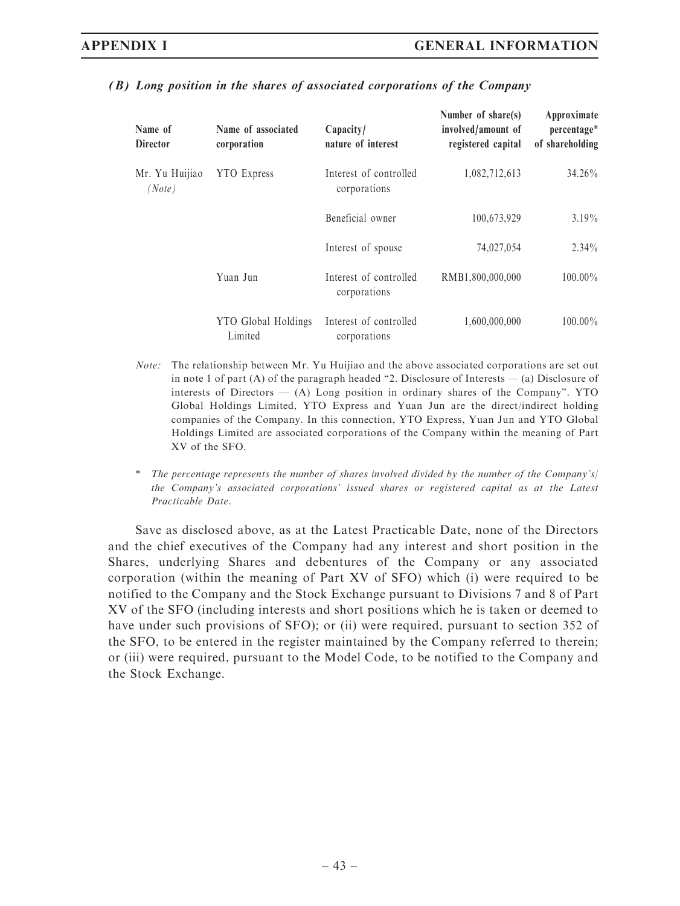### *(B) Long position in the shares of associated corporations of the Company*

| Name of Director | Name of associated corporation | Capacity/ nature of interest | Number of share(s) involved/amount of registered capital | Approximate percentage* of shareholding |
|---|---|---|---|---|
| Mr. Yu Huijiao *(Note)* | YTO Express | Interest of controlled corporations | 1,082,712,613 | 34.26% |
| | | Beneficial owner | 100,673,929 | 3.19% |
| | | Interest of spouse | 74,027,054 | 2.34% |
| | Yuan Jun | Interest of controlled corporations | RMB1,800,000,000 | 100.00% |
| | YTO Global Holdings Limited | Interest of controlled corporations | 1,600,000,000 | 100.00% |

*Note:* The relationship between Mr. Yu Huijiao and the above associated corporations are set out in note 1 of part (A) of the paragraph headed "2. Disclosure of Interests — (a) Disclosure of interests of Directors — (A) Long position in ordinary shares of the Company". YTO Global Holdings Limited, YTO Express and Yuan Jun are the direct/indirect holding companies of the Company. In this connection, YTO Express, Yuan Jun and YTO Global Holdings Limited are associated corporations of the Company within the meaning of Part XV of the SFO.

\* *The percentage represents the number of shares involved divided by the number of the Company's/ the Company's associated corporations' issued shares or registered capital as at the Latest Practicable Date.*

Save as disclosed above, as at the Latest Practicable Date, none of the Directors and the chief executives of the Company had any interest and short position in the Shares, underlying Shares and debentures of the Company or any associated corporation (within the meaning of Part XV of SFO) which (i) were required to be notified to the Company and the Stock Exchange pursuant to Divisions 7 and 8 of Part XV of the SFO (including interests and short positions which he is taken or deemed to have under such provisions of SFO); or (ii) were required, pursuant to section 352 of the SFO, to be entered in the register maintained by the Company referred to therein; or (iii) were required, pursuant to the Model Code, to be notified to the Company and the Stock Exchange.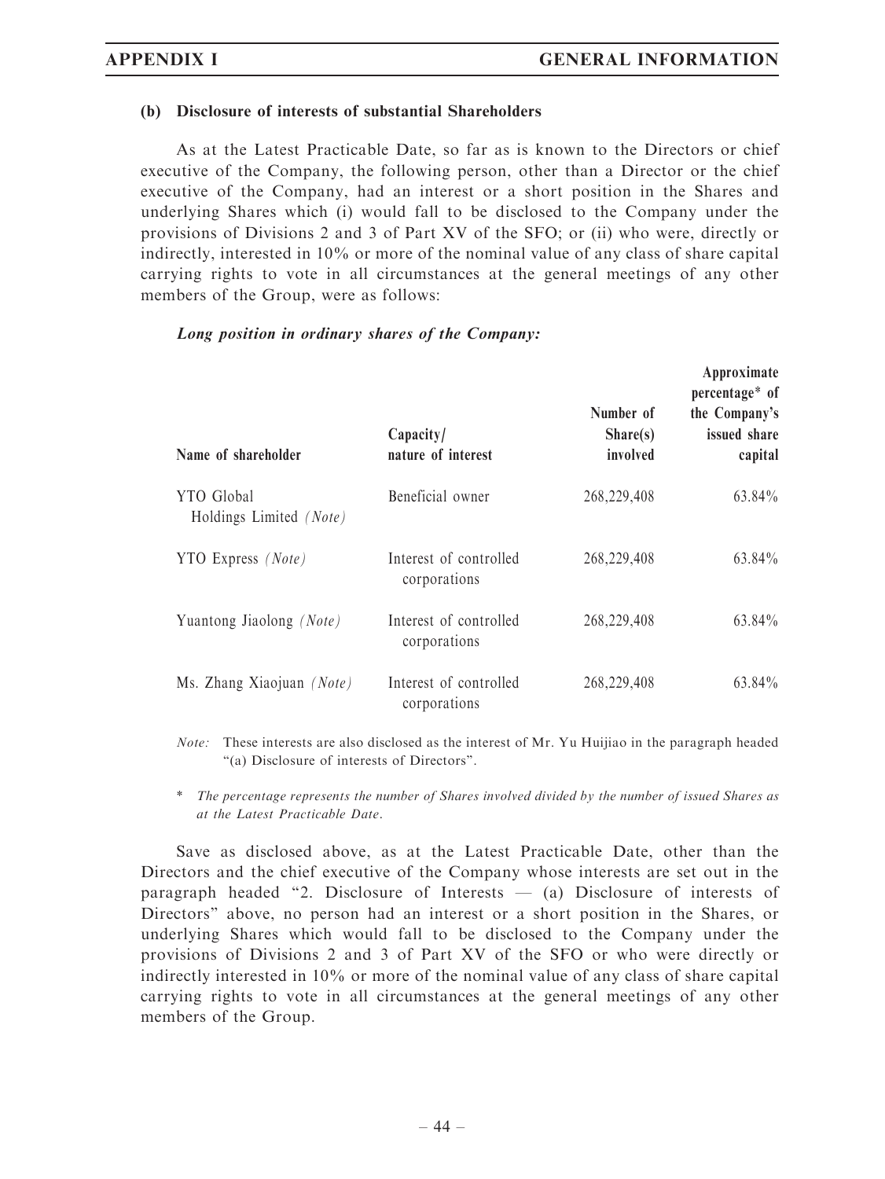#### (b) Disclosure of interests of substantial Shareholders

As at the Latest Practicable Date, so far as is known to the Directors or chief executive of the Company, the following person, other than a Director or the chief executive of the Company, had an interest or a short position in the Shares and underlying Shares which (i) would fall to be disclosed to the Company under the provisions of Divisions 2 and 3 of Part XV of the SFO; or (ii) who were, directly or indirectly, interested in 10% or more of the nominal value of any class of share capital carrying rights to vote in all circumstances at the general meetings of any other members of the Group, were as follows:

***Long position in ordinary shares of the Company:***

| Name of shareholder | Capacity/ nature of interest | Number of Share(s) involved | Approximate percentage* of the Company's issued share capital |
|---|---|---|---|
| YTO Global Holdings Limited *(Note)* | Beneficial owner | 268,229,408 | 63.84% |
| YTO Express *(Note)* | Interest of controlled corporations | 268,229,408 | 63.84% |
| Yuantong Jiaolong *(Note)* | Interest of controlled corporations | 268,229,408 | 63.84% |
| Ms. Zhang Xiaojuan *(Note)* | Interest of controlled corporations | 268,229,408 | 63.84% |

*Note:* These interests are also disclosed as the interest of Mr. Yu Huijiao in the paragraph headed "(a) Disclosure of interests of Directors".

\* *The percentage represents the number of Shares involved divided by the number of issued Shares as at the Latest Practicable Date.*

Save as disclosed above, as at the Latest Practicable Date, other than the Directors and the chief executive of the Company whose interests are set out in the paragraph headed "2. Disclosure of Interests — (a) Disclosure of interests of Directors" above, no person had an interest or a short position in the Shares, or underlying Shares which would fall to be disclosed to the Company under the provisions of Divisions 2 and 3 of Part XV of the SFO or who were directly or indirectly interested in 10% or more of the nominal value of any class of share capital carrying rights to vote in all circumstances at the general meetings of any other members of the Group.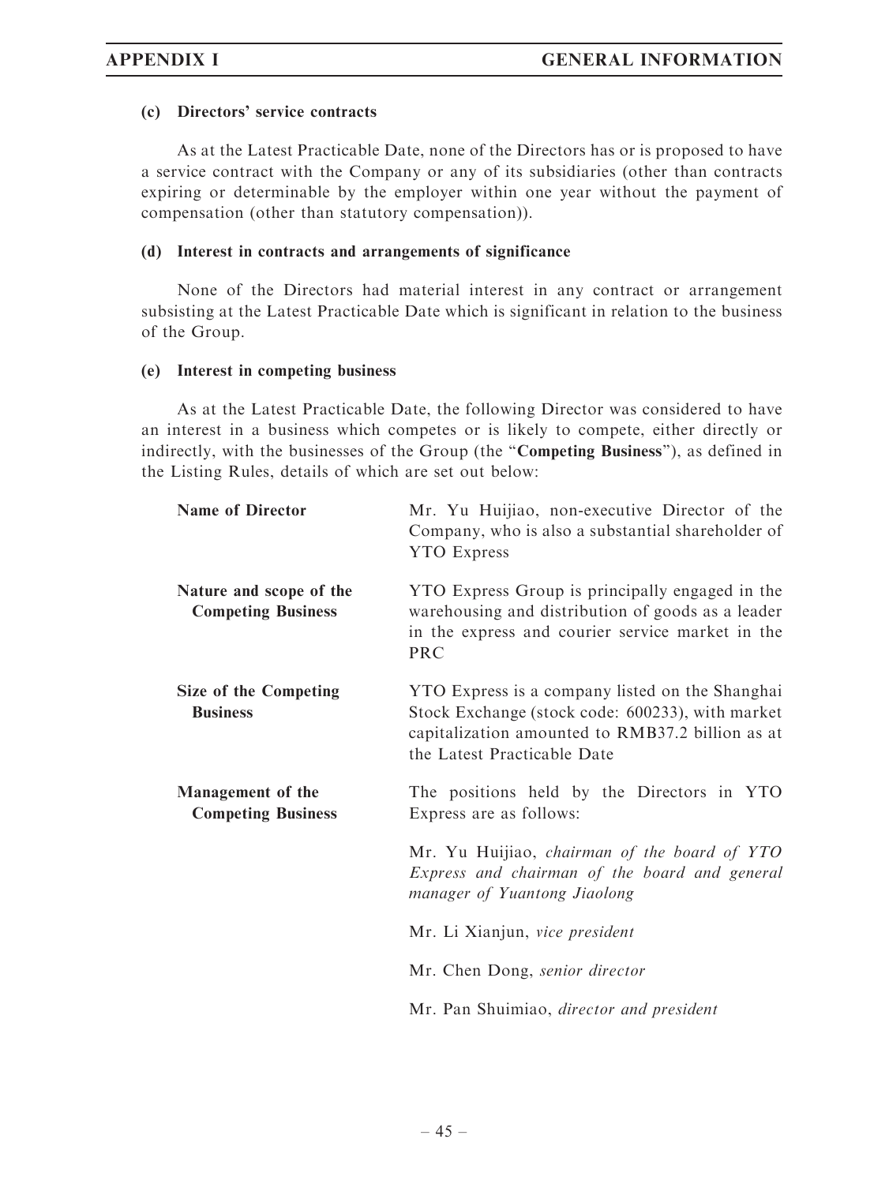### (c) Directors' service contracts

As at the Latest Practicable Date, none of the Directors has or is proposed to have a service contract with the Company or any of its subsidiaries (other than contracts expiring or determinable by the employer within one year without the payment of compensation (other than statutory compensation)).

### (d) Interest in contracts and arrangements of significance

None of the Directors had material interest in any contract or arrangement subsisting at the Latest Practicable Date which is significant in relation to the business of the Group.

### (e) Interest in competing business

As at the Latest Practicable Date, the following Director was considered to have an interest in a business which competes or is likely to compete, either directly or indirectly, with the businesses of the Group (the "**Competing Business**"), as defined in the Listing Rules, details of which are set out below:

| | |
|---|---|
| **Name of Director** | Mr. Yu Huijiao, non-executive Director of the Company, who is also a substantial shareholder of YTO Express |
| **Nature and scope of the Competing Business** | YTO Express Group is principally engaged in the warehousing and distribution of goods as a leader in the express and courier service market in the PRC |
| **Size of the Competing Business** | YTO Express is a company listed on the Shanghai Stock Exchange (stock code: 600233), with market capitalization amounted to RMB37.2 billion as at the Latest Practicable Date |
| **Management of the Competing Business** | The positions held by the Directors in YTO Express are as follows:<br><br>Mr. Yu Huijiao, *chairman of the board of YTO Express and chairman of the board and general manager of Yuantong Jiaolong*<br><br>Mr. Li Xianjun, *vice president*<br><br>Mr. Chen Dong, *senior director*<br><br>Mr. Pan Shuimiao, *director and president* |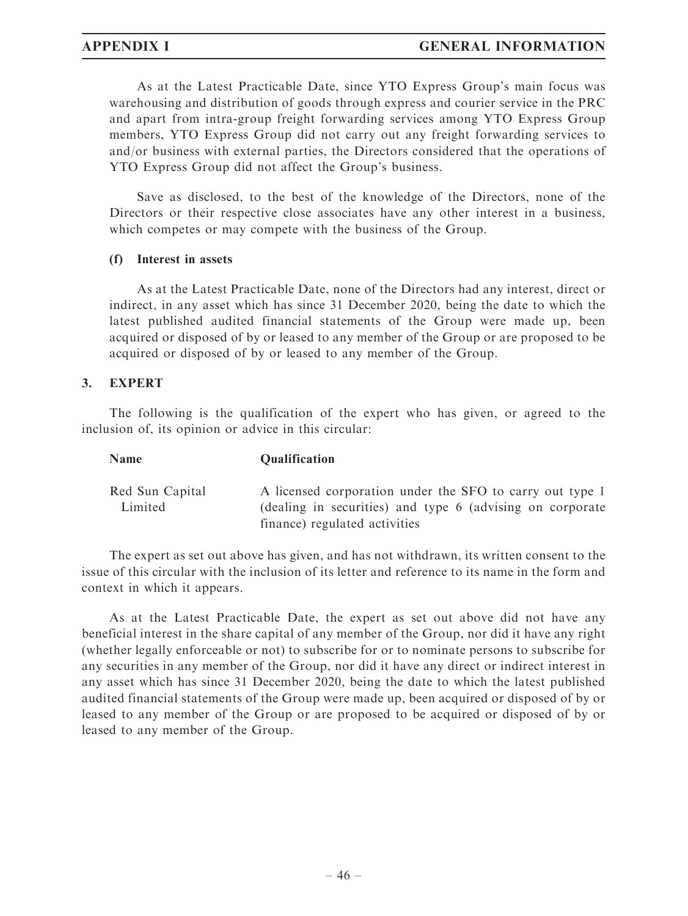As at the Latest Practicable Date, since YTO Express Group's main focus was warehousing and distribution of goods through express and courier service in the PRC and apart from intra-group freight forwarding services among YTO Express Group members, YTO Express Group did not carry out any freight forwarding services to and/or business with external parties, the Directors considered that the operations of YTO Express Group did not affect the Group's business.

Save as disclosed, to the best of the knowledge of the Directors, none of the Directors or their respective close associates have any other interest in a business, which competes or may compete with the business of the Group.

**(f) Interest in assets**

As at the Latest Practicable Date, none of the Directors had any interest, direct or indirect, in any asset which has since 31 December 2020, being the date to which the latest published audited financial statements of the Group were made up, been acquired or disposed of by or leased to any member of the Group or are proposed to be acquired or disposed of by or leased to any member of the Group.

## 3. EXPERT

The following is the qualification of the expert who has given, or agreed to the inclusion of, its opinion or advice in this circular:

| Name | Qualification |
|---|---|
| Red Sun Capital Limited | A licensed corporation under the SFO to carry out type 1 (dealing in securities) and type 6 (advising on corporate finance) regulated activities |

The expert as set out above has given, and has not withdrawn, its written consent to the issue of this circular with the inclusion of its letter and reference to its name in the form and context in which it appears.

As at the Latest Practicable Date, the expert as set out above did not have any beneficial interest in the share capital of any member of the Group, nor did it have any right (whether legally enforceable or not) to subscribe for or to nominate persons to subscribe for any securities in any member of the Group, nor did it have any direct or indirect interest in any asset which has since 31 December 2020, being the date to which the latest published audited financial statements of the Group were made up, been acquired or disposed of by or leased to any member of the Group or are proposed to be acquired or disposed of by or leased to any member of the Group.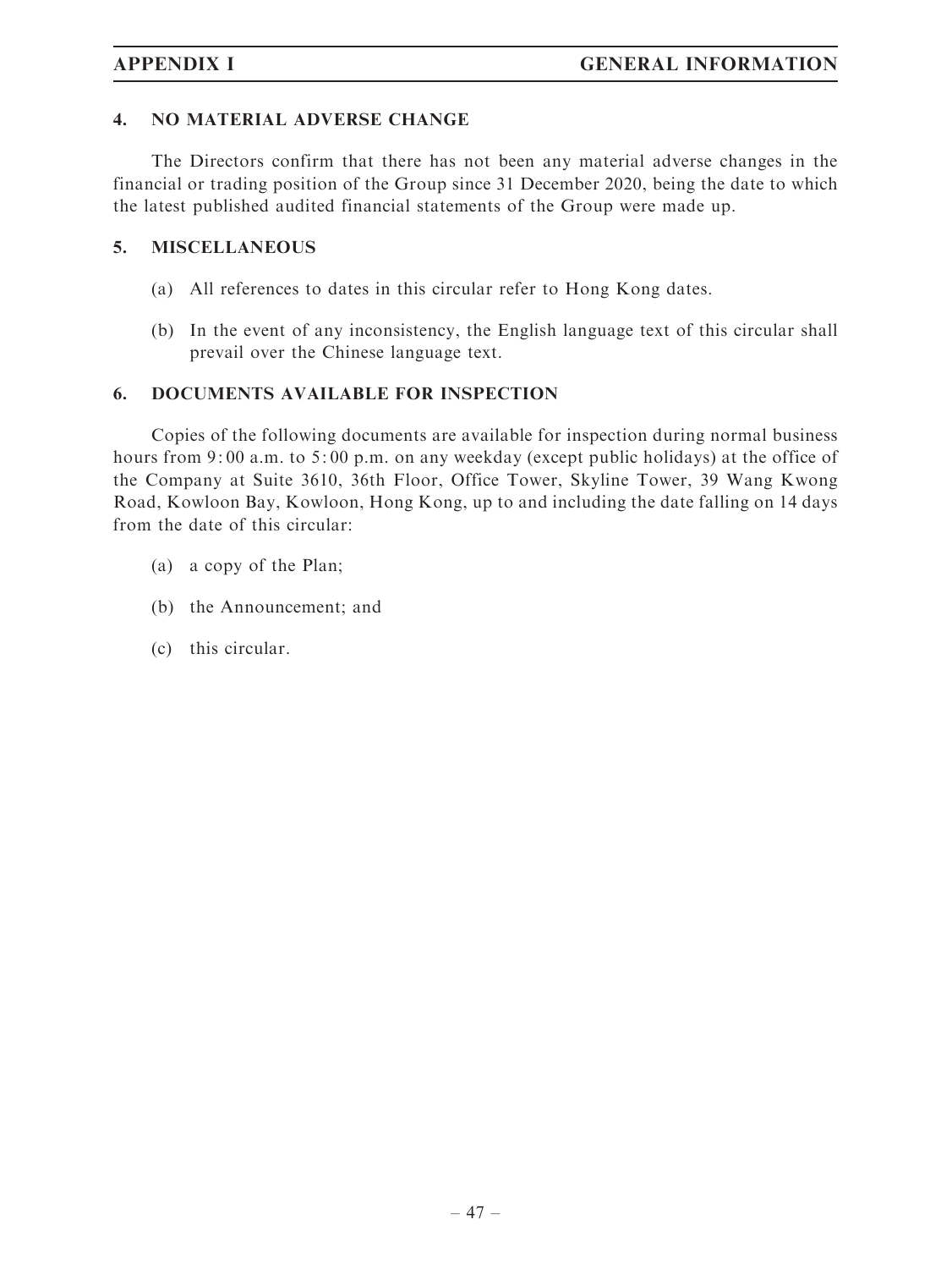## 4. NO MATERIAL ADVERSE CHANGE

The Directors confirm that there has not been any material adverse changes in the financial or trading position of the Group since 31 December 2020, being the date to which the latest published audited financial statements of the Group were made up.

## 5. MISCELLANEOUS

(a) All references to dates in this circular refer to Hong Kong dates.

(b) In the event of any inconsistency, the English language text of this circular shall prevail over the Chinese language text.

## 6. DOCUMENTS AVAILABLE FOR INSPECTION

Copies of the following documents are available for inspection during normal business hours from 9:00 a.m. to 5:00 p.m. on any weekday (except public holidays) at the office of the Company at Suite 3610, 36th Floor, Office Tower, Skyline Tower, 39 Wang Kwong Road, Kowloon Bay, Kowloon, Hong Kong, up to and including the date falling on 14 days from the date of this circular:

(a) a copy of the Plan;

(b) the Announcement; and

(c) this circular.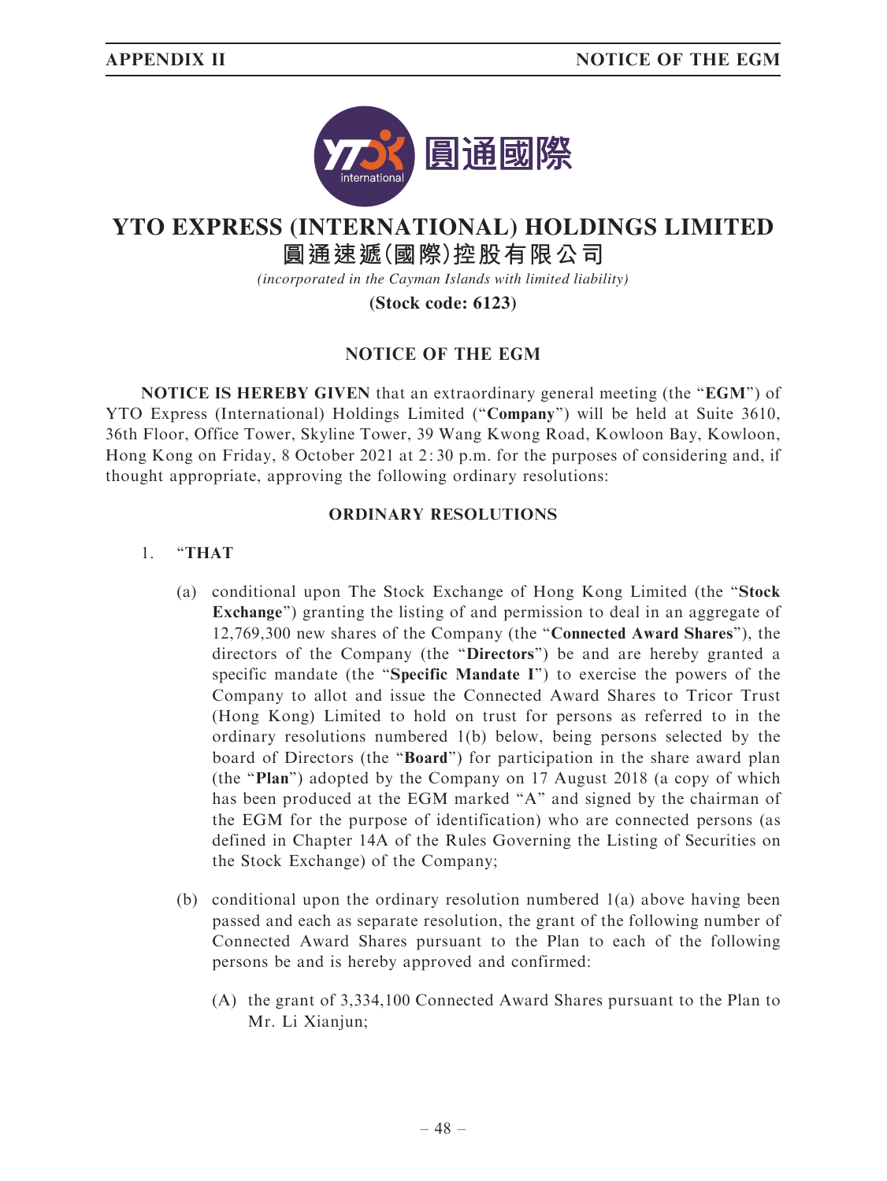# YTO EXPRESS (INTERNATIONAL) HOLDINGS LIMITED

## 圓通速遞(國際)控股有限公司

*(incorporated in the Cayman Islands with limited liability)*

**(Stock code: 6123)**

### NOTICE OF THE EGM

**NOTICE IS HEREBY GIVEN** that an extraordinary general meeting (the "**EGM**") of YTO Express (International) Holdings Limited ("**Company**") will be held at Suite 3610, 36th Floor, Office Tower, Skyline Tower, 39 Wang Kwong Road, Kowloon Bay, Kowloon, Hong Kong on Friday, 8 October 2021 at 2:30 p.m. for the purposes of considering and, if thought appropriate, approving the following ordinary resolutions:

### ORDINARY RESOLUTIONS

1. "**THAT**

   (a) conditional upon The Stock Exchange of Hong Kong Limited (the "**Stock Exchange**") granting the listing of and permission to deal in an aggregate of 12,769,300 new shares of the Company (the "**Connected Award Shares**"), the directors of the Company (the "**Directors**") be and are hereby granted a specific mandate (the "**Specific Mandate I**") to exercise the powers of the Company to allot and issue the Connected Award Shares to Tricor Trust (Hong Kong) Limited to hold on trust for persons as referred to in the ordinary resolutions numbered 1(b) below, being persons selected by the board of Directors (the "**Board**") for participation in the share award plan (the "**Plan**") adopted by the Company on 17 August 2018 (a copy of which has been produced at the EGM marked "A" and signed by the chairman of the EGM for the purpose of identification) who are connected persons (as defined in Chapter 14A of the Rules Governing the Listing of Securities on the Stock Exchange) of the Company;

   (b) conditional upon the ordinary resolution numbered 1(a) above having been passed and each as separate resolution, the grant of the following number of Connected Award Shares pursuant to the Plan to each of the following persons be and is hereby approved and confirmed:

      (A) the grant of 3,334,100 Connected Award Shares pursuant to the Plan to Mr. Li Xianjun;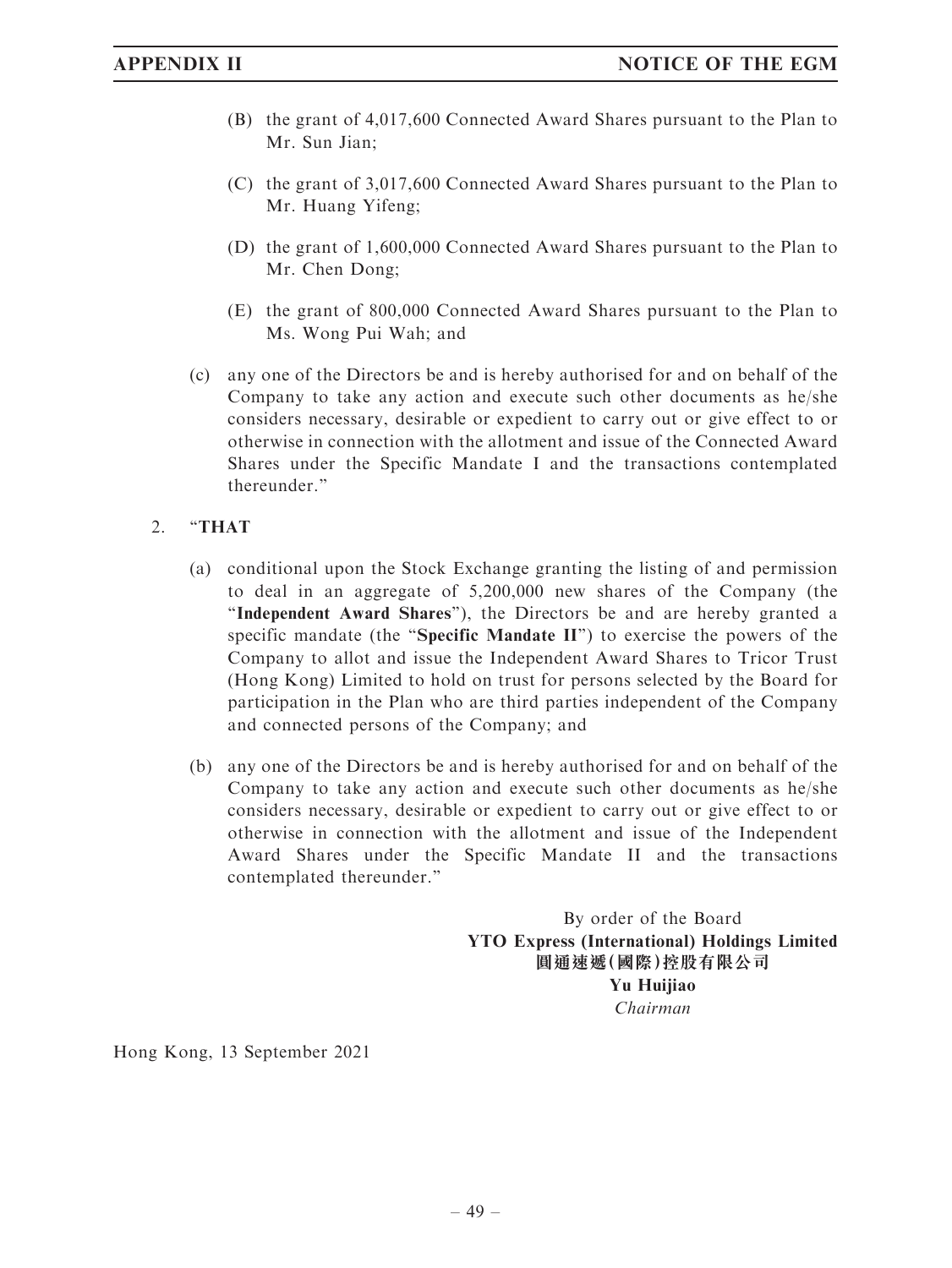(B) the grant of 4,017,600 Connected Award Shares pursuant to the Plan to Mr. Sun Jian;

(C) the grant of 3,017,600 Connected Award Shares pursuant to the Plan to Mr. Huang Yifeng;

(D) the grant of 1,600,000 Connected Award Shares pursuant to the Plan to Mr. Chen Dong;

(E) the grant of 800,000 Connected Award Shares pursuant to the Plan to Ms. Wong Pui Wah; and

(c) any one of the Directors be and is hereby authorised for and on behalf of the Company to take any action and execute such other documents as he/she considers necessary, desirable or expedient to carry out or give effect to or otherwise in connection with the allotment and issue of the Connected Award Shares under the Specific Mandate I and the transactions contemplated thereunder."

2. "**THAT**

(a) conditional upon the Stock Exchange granting the listing of and permission to deal in an aggregate of 5,200,000 new shares of the Company (the "**Independent Award Shares**"), the Directors be and are hereby granted a specific mandate (the "**Specific Mandate II**") to exercise the powers of the Company to allot and issue the Independent Award Shares to Tricor Trust (Hong Kong) Limited to hold on trust for persons selected by the Board for participation in the Plan who are third parties independent of the Company and connected persons of the Company; and

(b) any one of the Directors be and is hereby authorised for and on behalf of the Company to take any action and execute such other documents as he/she considers necessary, desirable or expedient to carry out or give effect to or otherwise in connection with the allotment and issue of the Independent Award Shares under the Specific Mandate II and the transactions contemplated thereunder."

By order of the Board
**YTO Express (International) Holdings Limited**
**圓通速遞(國際)控股有限公司**
**Yu Huijiao**
*Chairman*

Hong Kong, 13 September 2021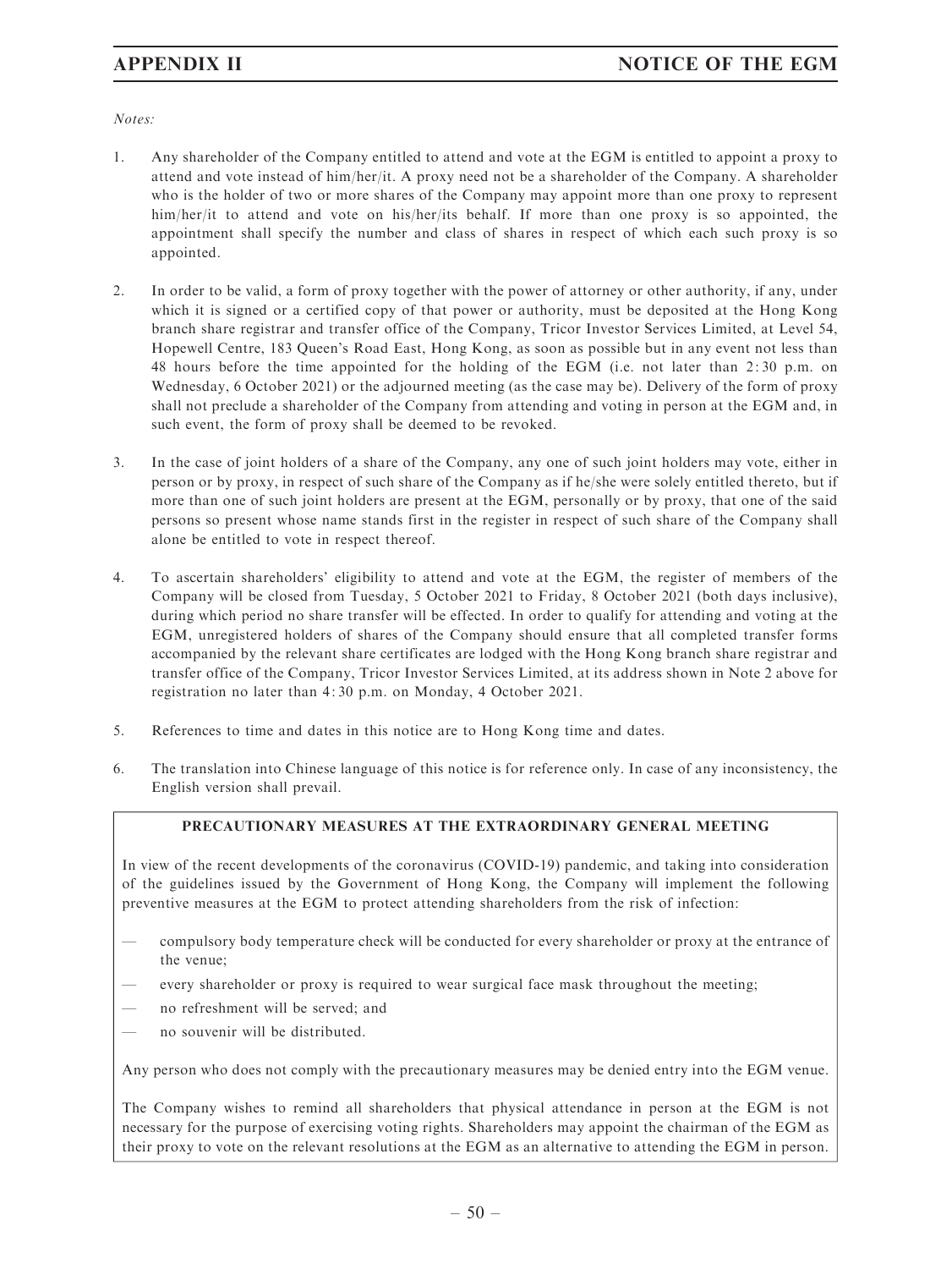*Notes:*

1. Any shareholder of the Company entitled to attend and vote at the EGM is entitled to appoint a proxy to attend and vote instead of him/her/it. A proxy need not be a shareholder of the Company. A shareholder who is the holder of two or more shares of the Company may appoint more than one proxy to represent him/her/it to attend and vote on his/her/its behalf. If more than one proxy is so appointed, the appointment shall specify the number and class of shares in respect of which each such proxy is so appointed.

2. In order to be valid, a form of proxy together with the power of attorney or other authority, if any, under which it is signed or a certified copy of that power or authority, must be deposited at the Hong Kong branch share registrar and transfer office of the Company, Tricor Investor Services Limited, at Level 54, Hopewell Centre, 183 Queen's Road East, Hong Kong, as soon as possible but in any event not less than 48 hours before the time appointed for the holding of the EGM (i.e. not later than 2:30 p.m. on Wednesday, 6 October 2021) or the adjourned meeting (as the case may be). Delivery of the form of proxy shall not preclude a shareholder of the Company from attending and voting in person at the EGM and, in such event, the form of proxy shall be deemed to be revoked.

3. In the case of joint holders of a share of the Company, any one of such joint holders may vote, either in person or by proxy, in respect of such share of the Company as if he/she were solely entitled thereto, but if more than one of such joint holders are present at the EGM, personally or by proxy, that one of the said persons so present whose name stands first in the register in respect of such share of the Company shall alone be entitled to vote in respect thereof.

4. To ascertain shareholders' eligibility to attend and vote at the EGM, the register of members of the Company will be closed from Tuesday, 5 October 2021 to Friday, 8 October 2021 (both days inclusive), during which period no share transfer will be effected. In order to qualify for attending and voting at the EGM, unregistered holders of shares of the Company should ensure that all completed transfer forms accompanied by the relevant share certificates are lodged with the Hong Kong branch share registrar and transfer office of the Company, Tricor Investor Services Limited, at its address shown in Note 2 above for registration no later than 4:30 p.m. on Monday, 4 October 2021.

5. References to time and dates in this notice are to Hong Kong time and dates.

6. The translation into Chinese language of this notice is for reference only. In case of any inconsistency, the English version shall prevail.

**PRECAUTIONARY MEASURES AT THE EXTRAORDINARY GENERAL MEETING**

In view of the recent developments of the coronavirus (COVID-19) pandemic, and taking into consideration of the guidelines issued by the Government of Hong Kong, the Company will implement the following preventive measures at the EGM to protect attending shareholders from the risk of infection:

— compulsory body temperature check will be conducted for every shareholder or proxy at the entrance of the venue;

— every shareholder or proxy is required to wear surgical face mask throughout the meeting;

— no refreshment will be served; and

— no souvenir will be distributed.

Any person who does not comply with the precautionary measures may be denied entry into the EGM venue.

The Company wishes to remind all shareholders that physical attendance in person at the EGM is not necessary for the purpose of exercising voting rights. Shareholders may appoint the chairman of the EGM as their proxy to vote on the relevant resolutions at the EGM as an alternative to attending the EGM in person.